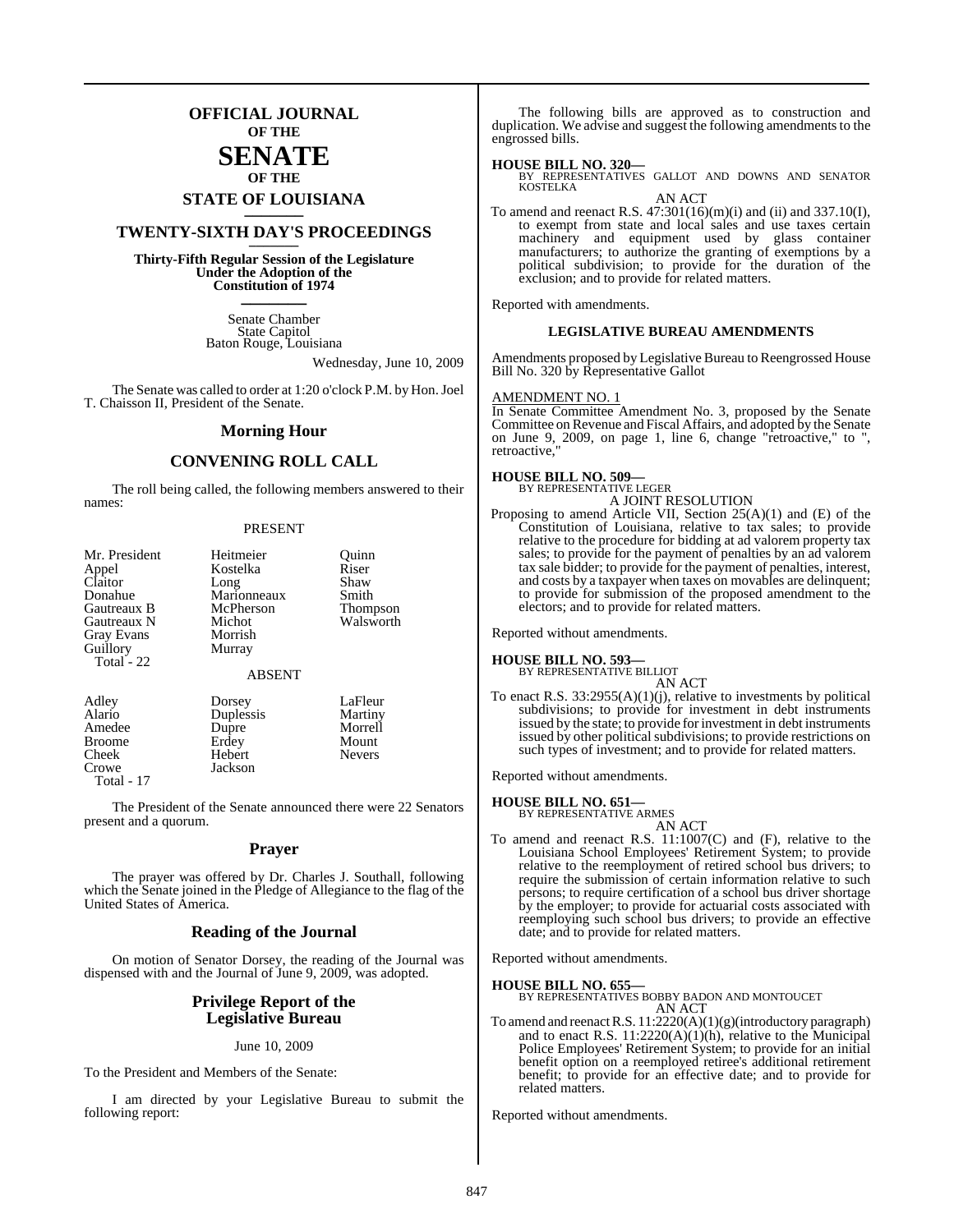# OFFICIAL JOURNAL OF THE SENATE OF THE STATE OF LOUISIANA

## TWENTY-SIXTH DAY'S PROCEEDINGS

**Thirty-Fifth Regular Session of the Legislature Under the Adoption of the Constitution of 1974**

Senate Chamber
State Capitol
Baton Rouge, Louisiana

Wednesday, June 10, 2009

The Senate was called to order at 1:20 o'clock P.M. by Hon. Joel T. Chaisson II, President of the Senate.

## Morning Hour

## CONVENING ROLL CALL

The roll being called, the following members answered to their names:

PRESENT

| | | |
|---|---|---|
| Mr. President | Heitmeier | Quinn |
| Appel | Kostelka | Riser |
| Claitor | Long | Shaw |
| Donahue | Marionneaux | Smith |
| Gautreaux B | McPherson | Thompson |
| Gautreaux N | Michot | Walsworth |
| Gray Evans | Morrish | |
| Guillory | Murray | |
| Total - 22 | | |

ABSENT

| | | |
|---|---|---|
| Adley | Dorsey | LaFleur |
| Alario | Duplessis | Martiny |
| Amedee | Dupre | Morrell |
| Broome | Erdey | Mount |
| Cheek | Hebert | Nevers |
| Crowe | Jackson | |
| Total - 17 | | |

The President of the Senate announced there were 22 Senators present and a quorum.

## Prayer

The prayer was offered by Dr. Charles J. Southall, following which the Senate joined in the Pledge of Allegiance to the flag of the United States of America.

## Reading of the Journal

On motion of Senator Dorsey, the reading of the Journal was dispensed with and the Journal of June 9, 2009, was adopted.

## Privilege Report of the Legislative Bureau

June 10, 2009

To the President and Members of the Senate:

I am directed by your Legislative Bureau to submit the following report:

The following bills are approved as to construction and duplication. We advise and suggest the following amendments to the engrossed bills.

**HOUSE BILL NO. 320—**
BY REPRESENTATIVES GALLOT AND DOWNS AND SENATOR KOSTELKA
AN ACT

To amend and reenact R.S. 47:301(16)(m)(i) and (ii) and 337.10(I), to exempt from state and local sales and use taxes certain machinery and equipment used by glass container manufacturers; to authorize the granting of exemptions by a political subdivision; to provide for the duration of the exclusion; and to provide for related matters.

Reported with amendments.

### LEGISLATIVE BUREAU AMENDMENTS

Amendments proposed by Legislative Bureau to Reengrossed House Bill No. 320 by Representative Gallot

AMENDMENT NO. 1
In Senate Committee Amendment No. 3, proposed by the Senate Committee on Revenue and Fiscal Affairs, and adopted by the Senate on June 9, 2009, on page 1, line 6, change "retroactive," to ", retroactive,"

**HOUSE BILL NO. 509—**
BY REPRESENTATIVE LEGER
A JOINT RESOLUTION

Proposing to amend Article VII, Section 25(A)(1) and (E) of the Constitution of Louisiana, relative to tax sales; to provide relative to the procedure for bidding at ad valorem property tax sales; to provide for the payment of penalties by an ad valorem tax sale bidder; to provide for the payment of penalties, interest, and costs by a taxpayer when taxes on movables are delinquent; to provide for submission of the proposed amendment to the electors; and to provide for related matters.

Reported without amendments.

**HOUSE BILL NO. 593—**
BY REPRESENTATIVE BILLIOT
AN ACT

To enact R.S. 33:2955(A)(1)(j), relative to investments by political subdivisions; to provide for investment in debt instruments issued by the state; to provide for investment in debt instruments issued by other political subdivisions; to provide restrictions on such types of investment; and to provide for related matters.

Reported without amendments.

**HOUSE BILL NO. 651—**
BY REPRESENTATIVE ARMES
AN ACT

To amend and reenact R.S. 11:1007(C) and (F), relative to the Louisiana School Employees' Retirement System; to provide relative to the reemployment of retired school bus drivers; to require the submission of certain information relative to such persons; to require certification of a school bus driver shortage by the employer; to provide for actuarial costs associated with reemploying such school bus drivers; to provide an effective date; and to provide for related matters.

Reported without amendments.

**HOUSE BILL NO. 655—**
BY REPRESENTATIVES BOBBY BADON AND MONTOUCET
AN ACT

To amend and reenact R.S. 11:2220(A)(1)(g)(introductory paragraph) and to enact R.S. 11:2220(A)(1)(h), relative to the Municipal Police Employees' Retirement System; to provide for an initial benefit option on a reemployed retiree's additional retirement benefit; to provide for an effective date; and to provide for related matters.

Reported without amendments.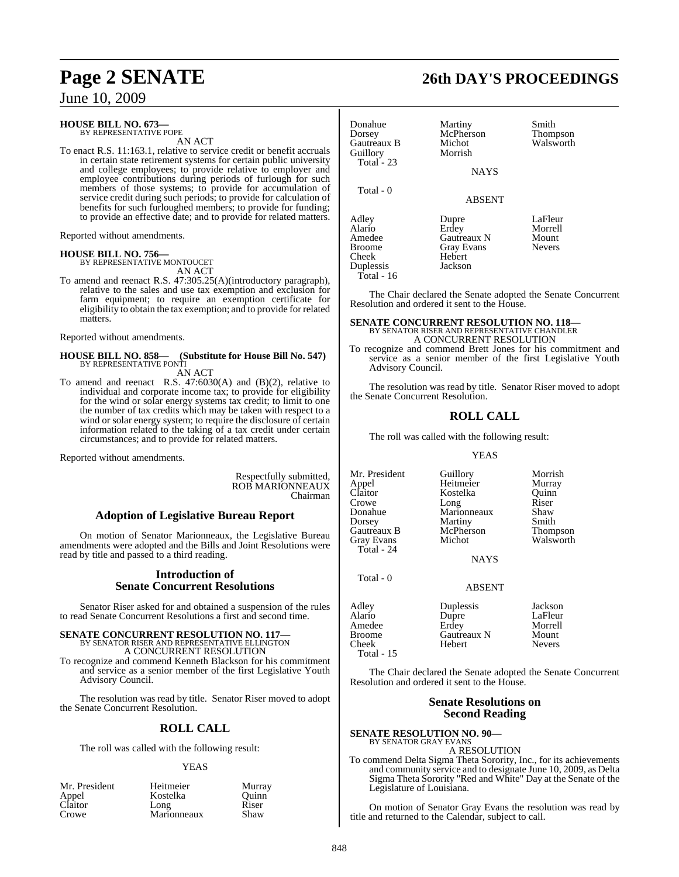**HOUSE BILL NO. 673—**
BY REPRESENTATIVE POPE

AN ACT

To enact R.S. 11:163.1, relative to service credit or benefit accruals in certain state retirement systems for certain public university and college employees; to provide relative to employer and employee contributions during periods of furlough for such members of those systems; to provide for accumulation of service credit during such periods; to provide for calculation of benefits for such furloughed members; to provide for funding; to provide an effective date; and to provide for related matters.

Reported without amendments.

**HOUSE BILL NO. 756—**
BY REPRESENTATIVE MONTOUCET

AN ACT

To amend and reenact R.S. 47:305.25(A)(introductory paragraph), relative to the sales and use tax exemption and exclusion for farm equipment; to require an exemption certificate for eligibility to obtain the tax exemption; and to provide for related matters.

Reported without amendments.

**HOUSE BILL NO. 858— (Substitute for House Bill No. 547)**
BY REPRESENTATIVE PONTI

AN ACT

To amend and reenact R.S. 47:6030(A) and (B)(2), relative to individual and corporate income tax; to provide for eligibility for the wind or solar energy systems tax credit; to limit to one the number of tax credits which may be taken with respect to a wind or solar energy system; to require the disclosure of certain information related to the taking of a tax credit under certain circumstances; and to provide for related matters.

Reported without amendments.

Respectfully submitted,
ROB MARIONNEAUX
Chairman

## Adoption of Legislative Bureau Report

On motion of Senator Marionneaux, the Legislative Bureau amendments were adopted and the Bills and Joint Resolutions were read by title and passed to a third reading.

## Introduction of Senate Concurrent Resolutions

Senator Riser asked for and obtained a suspension of the rules to read Senate Concurrent Resolutions a first and second time.

**SENATE CONCURRENT RESOLUTION NO. 117—**
BY SENATOR RISER AND REPRESENTATIVE ELLINGTON

A CONCURRENT RESOLUTION

To recognize and commend Kenneth Blackson for his commitment and service as a senior member of the first Legislative Youth Advisory Council.

The resolution was read by title. Senator Riser moved to adopt the Senate Concurrent Resolution.

## ROLL CALL

The roll was called with the following result:

YEAS

| | | |
|---|---|---|
| Mr. President | Heitmeier | Murray |
| Appel | Kostelka | Quinn |
| Claitor | Long | Riser |
| Crowe | Marionneaux | Shaw |
| Donahue | Martiny | Smith |
| Dorsey | McPherson | Thompson |
| Gautreaux B | Michot | Walsworth |
| Guillory | Morrish | |
| Total - 23 | | |

NAYS

Total - 0

ABSENT

| | | |
|---|---|---|
| Adley | Dupre | LaFleur |
| Alario | Erdey | Morrell |
| Amedee | Gautreaux N | Mount |
| Broome | Gray Evans | Nevers |
| Cheek | Hebert | |
| Duplessis | Jackson | |
| Total - 16 | | |

The Chair declared the Senate adopted the Senate Concurrent Resolution and ordered it sent to the House.

**SENATE CONCURRENT RESOLUTION NO. 118—**
BY SENATOR RISER AND REPRESENTATIVE CHANDLER

A CONCURRENT RESOLUTION

To recognize and commend Brett Jones for his commitment and service as a senior member of the first Legislative Youth Advisory Council.

The resolution was read by title. Senator Riser moved to adopt the Senate Concurrent Resolution.

## ROLL CALL

The roll was called with the following result:

YEAS

| | | |
|---|---|---|
| Mr. President | Guillory | Morrish |
| Appel | Heitmeier | Murray |
| Claitor | Kostelka | Quinn |
| Crowe | Long | Riser |
| Donahue | Marionneaux | Shaw |
| Dorsey | Martiny | Smith |
| Gautreaux B | McPherson | Thompson |
| Gray Evans | Michot | Walsworth |
| Total - 24 | | |

NAYS

Total - 0

ABSENT

| | | |
|---|---|---|
| Adley | Duplessis | Jackson |
| Alario | Dupre | LaFleur |
| Amedee | Erdey | Morrell |
| Broome | Gautreaux N | Mount |
| Cheek | Hebert | Nevers |
| Total - 15 | | |

The Chair declared the Senate adopted the Senate Concurrent Resolution and ordered it sent to the House.

## Senate Resolutions on Second Reading

**SENATE RESOLUTION NO. 90—**
BY SENATOR GRAY EVANS

A RESOLUTION

To commend Delta Sigma Theta Sorority, Inc., for its achievements and community service and to designate June 10, 2009, as Delta Sigma Theta Sorority "Red and White" Day at the Senate of the Legislature of Louisiana.

On motion of Senator Gray Evans the resolution was read by title and returned to the Calendar, subject to call.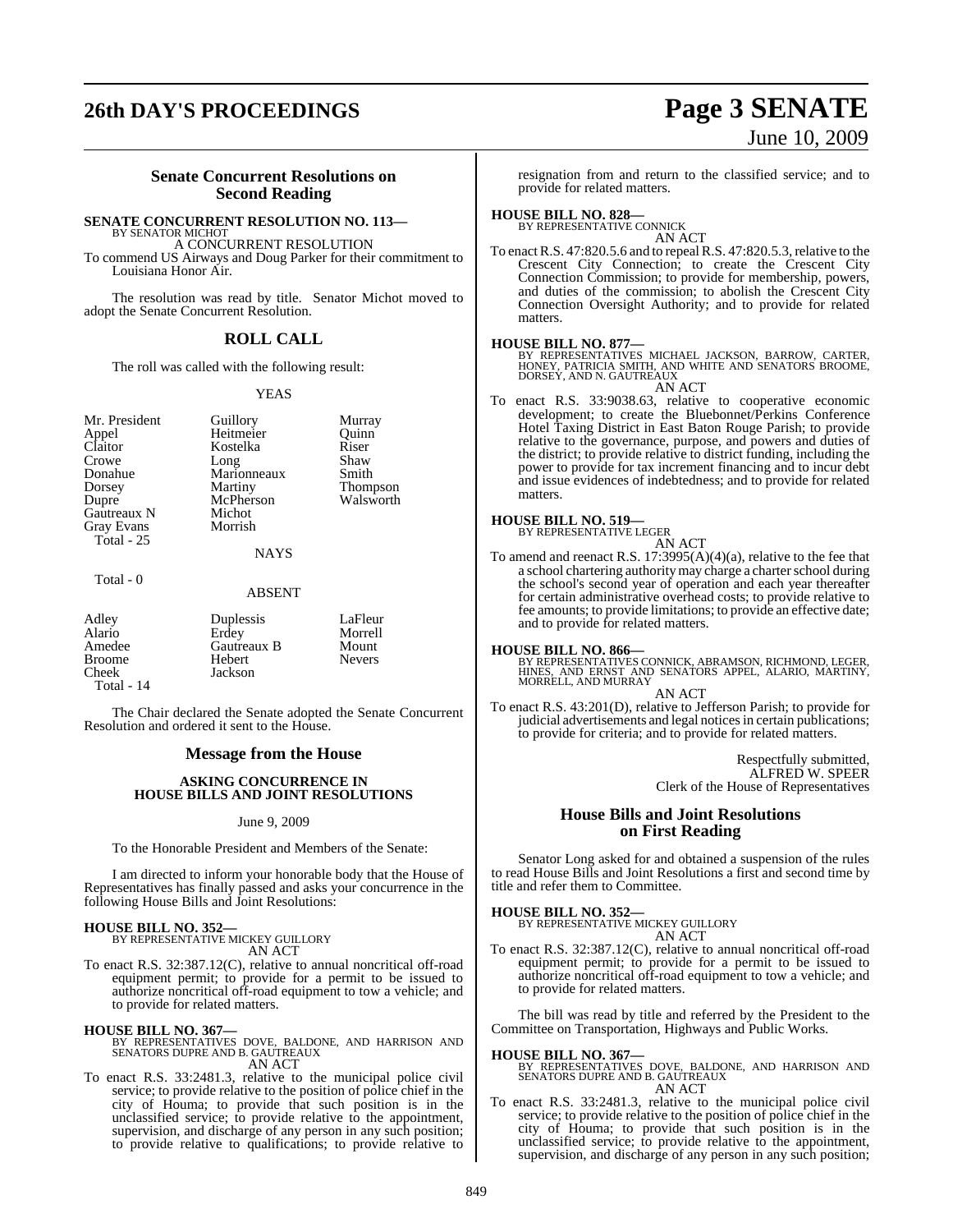## Senate Concurrent Resolutions on Second Reading

**SENATE CONCURRENT RESOLUTION NO. 113—**
BY SENATOR MICHOT

A CONCURRENT RESOLUTION

To commend US Airways and Doug Parker for their commitment to Louisiana Honor Air.

The resolution was read by title. Senator Michot moved to adopt the Senate Concurrent Resolution.

## ROLL CALL

The roll was called with the following result:

YEAS

| | | |
|---|---|---|
| Mr. President | Guillory | Murray |
| Appel | Heitmeier | Quinn |
| Claitor | Kostelka | Riser |
| Crowe | Long | Shaw |
| Donahue | Marionneaux | Smith |
| Dorsey | Martiny | Thompson |
| Dupre | McPherson | Walsworth |
| Gautreaux N | Michot | |
| Gray Evans | Morrish | |
| Total - 25 | | |

NAYS

Total - 0

ABSENT

| | | |
|---|---|---|
| Adley | Duplessis | LaFleur |
| Alario | Erdey | Morrell |
| Amedee | Gautreaux B | Mount |
| Broome | Hebert | Nevers |
| Cheek | Jackson | |
| Total - 14 | | |

The Chair declared the Senate adopted the Senate Concurrent Resolution and ordered it sent to the House.

## Message from the House

**ASKING CONCURRENCE IN HOUSE BILLS AND JOINT RESOLUTIONS**

June 9, 2009

To the Honorable President and Members of the Senate:

I am directed to inform your honorable body that the House of Representatives has finally passed and asks your concurrence in the following House Bills and Joint Resolutions:

**HOUSE BILL NO. 352—**
BY REPRESENTATIVE MICKEY GUILLORY

AN ACT

To enact R.S. 32:387.12(C), relative to annual noncritical off-road equipment permit; to provide for a permit to be issued to authorize noncritical off-road equipment to tow a vehicle; and to provide for related matters.

**HOUSE BILL NO. 367—**
BY REPRESENTATIVES DOVE, BALDONE, AND HARRISON AND SENATORS DUPRE AND B. GAUTREAUX

AN ACT

To enact R.S. 33:2481.3, relative to the municipal police civil service; to provide relative to the position of police chief in the city of Houma; to provide that such position is in the unclassified service; to provide relative to the appointment, supervision, and discharge of any person in any such position; to provide relative to qualifications; to provide relative to resignation from and return to the classified service; and to provide for related matters.

**HOUSE BILL NO. 828—**
BY REPRESENTATIVE CONNICK

AN ACT

To enact R.S. 47:820.5.6 and to repeal R.S. 47:820.5.3, relative to the Crescent City Connection; to create the Crescent City Connection Commission; to provide for membership, powers, and duties of the commission; to abolish the Crescent City Connection Oversight Authority; and to provide for related matters.

**HOUSE BILL NO. 877—**
BY REPRESENTATIVES MICHAEL JACKSON, BARROW, CARTER, HONEY, PATRICIA SMITH, AND WHITE AND SENATORS BROOME, DORSEY, AND N. GAUTREAUX

AN ACT

To enact R.S. 33:9038.63, relative to cooperative economic development; to create the Bluebonnet/Perkins Conference Hotel Taxing District in East Baton Rouge Parish; to provide relative to the governance, purpose, and powers and duties of the district; to provide relative to district funding, including the power to provide for tax increment financing and to incur debt and issue evidences of indebtedness; and to provide for related matters.

**HOUSE BILL NO. 519—**
BY REPRESENTATIVE LEGER

AN ACT

To amend and reenact R.S. 17:3995(A)(4)(a), relative to the fee that a school chartering authority may charge a charter school during the school's second year of operation and each year thereafter for certain administrative overhead costs; to provide relative to fee amounts; to provide limitations; to provide an effective date; and to provide for related matters.

**HOUSE BILL NO. 866—**
BY REPRESENTATIVES CONNICK, ABRAMSON, RICHMOND, LEGER, HINES, AND ERNST AND SENATORS APPEL, ALARIO, MARTINY, MORRELL, AND MURRAY

AN ACT

To enact R.S. 43:201(D), relative to Jefferson Parish; to provide for judicial advertisements and legal notices in certain publications; to provide for criteria; and to provide for related matters.

Respectfully submitted,
ALFRED W. SPEER
Clerk of the House of Representatives

## House Bills and Joint Resolutions on First Reading

Senator Long asked for and obtained a suspension of the rules to read House Bills and Joint Resolutions a first and second time by title and refer them to Committee.

**HOUSE BILL NO. 352—**
BY REPRESENTATIVE MICKEY GUILLORY

AN ACT

To enact R.S. 32:387.12(C), relative to annual noncritical off-road equipment permit; to provide for a permit to be issued to authorize noncritical off-road equipment to tow a vehicle; and to provide for related matters.

The bill was read by title and referred by the President to the Committee on Transportation, Highways and Public Works.

**HOUSE BILL NO. 367—**
BY REPRESENTATIVES DOVE, BALDONE, AND HARRISON AND SENATORS DUPRE AND B. GAUTREAUX

AN ACT

To enact R.S. 33:2481.3, relative to the municipal police civil service; to provide relative to the position of police chief in the city of Houma; to provide that such position is in the unclassified service; to provide relative to the appointment, supervision, and discharge of any person in any such position;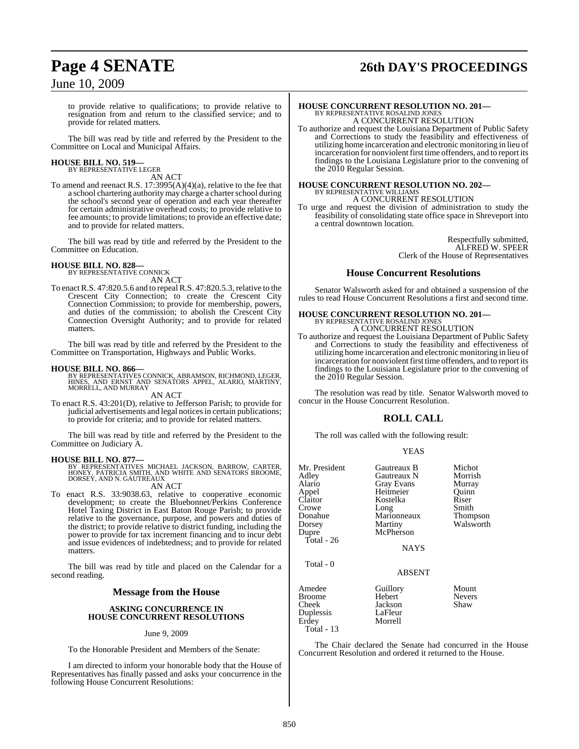to provide relative to qualifications; to provide relative to resignation from and return to the classified service; and to provide for related matters.

The bill was read by title and referred by the President to the Committee on Local and Municipal Affairs.

**HOUSE BILL NO. 519—**
BY REPRESENTATIVE LEGER
AN ACT

To amend and reenact R.S. 17:3995(A)(4)(a), relative to the fee that a school chartering authority may charge a charter school during the school's second year of operation and each year thereafter for certain administrative overhead costs; to provide relative to fee amounts; to provide limitations; to provide an effective date; and to provide for related matters.

The bill was read by title and referred by the President to the Committee on Education.

**HOUSE BILL NO. 828—**
BY REPRESENTATIVE CONNICK
AN ACT

To enact R.S. 47:820.5.6 and to repeal R.S. 47:820.5.3, relative to the Crescent City Connection; to create the Crescent City Connection Commission; to provide for membership, powers, and duties of the commission; to abolish the Crescent City Connection Oversight Authority; and to provide for related matters.

The bill was read by title and referred by the President to the Committee on Transportation, Highways and Public Works.

**HOUSE BILL NO. 866—**
BY REPRESENTATIVES CONNICK, ABRAMSON, RICHMOND, LEGER, HINES, AND ERNST AND SENATORS APPEL, ALARIO, MARTINY, MORRELL, AND MURRAY
AN ACT

To enact R.S. 43:201(D), relative to Jefferson Parish; to provide for judicial advertisements and legal notices in certain publications; to provide for criteria; and to provide for related matters.

The bill was read by title and referred by the President to the Committee on Judiciary A.

**HOUSE BILL NO. 877—**
BY REPRESENTATIVES MICHAEL JACKSON, BARROW, CARTER, HONEY, PATRICIA SMITH, AND WHITE AND SENATORS BROOME, DORSEY, AND N. GAUTREAUX
AN ACT

To enact R.S. 33:9038.63, relative to cooperative economic development; to create the Bluebonnet/Perkins Conference Hotel Taxing District in East Baton Rouge Parish; to provide relative to the governance, purpose, and powers and duties of the district; to provide relative to district funding, including the power to provide for tax increment financing and to incur debt and issue evidences of indebtedness; and to provide for related matters.

The bill was read by title and placed on the Calendar for a second reading.

## Message from the House

**ASKING CONCURRENCE IN HOUSE CONCURRENT RESOLUTIONS**

June 9, 2009

To the Honorable President and Members of the Senate:

I am directed to inform your honorable body that the House of Representatives has finally passed and asks your concurrence in the following House Concurrent Resolutions:

**HOUSE CONCURRENT RESOLUTION NO. 201—**
BY REPRESENTATIVE ROSALIND JONES
A CONCURRENT RESOLUTION

To authorize and request the Louisiana Department of Public Safety and Corrections to study the feasibility and effectiveness of utilizing home incarceration and electronic monitoring in lieu of incarceration for nonviolent first time offenders, and to report its findings to the Louisiana Legislature prior to the convening of the 2010 Regular Session.

**HOUSE CONCURRENT RESOLUTION NO. 202—**
BY REPRESENTATIVE WILLIAMS
A CONCURRENT RESOLUTION

To urge and request the division of administration to study the feasibility of consolidating state office space in Shreveport into a central downtown location.

Respectfully submitted,
ALFRED W. SPEER
Clerk of the House of Representatives

## House Concurrent Resolutions

Senator Walsworth asked for and obtained a suspension of the rules to read House Concurrent Resolutions a first and second time.

**HOUSE CONCURRENT RESOLUTION NO. 201—**
BY REPRESENTATIVE ROSALIND JONES
A CONCURRENT RESOLUTION

To authorize and request the Louisiana Department of Public Safety and Corrections to study the feasibility and effectiveness of utilizing home incarceration and electronic monitoring in lieu of incarceration for nonviolent first time offenders, and to report its findings to the Louisiana Legislature prior to the convening of the 2010 Regular Session.

The resolution was read by title. Senator Walsworth moved to concur in the House Concurrent Resolution.

## ROLL CALL

The roll was called with the following result:

YEAS

| | | |
|---|---|---|
| Mr. President | Gautreaux B | Michot |
| Adley | Gautreaux N | Morrish |
| Alario | Gray Evans | Murray |
| Appel | Heitmeier | Quinn |
| Claitor | Kostelka | Riser |
| Crowe | Long | Smith |
| Donahue | Marionneaux | Thompson |
| Dorsey | Martiny | Walsworth |
| Dupre | McPherson | |
| Total - 26 | | |

NAYS

Total - 0

ABSENT

| | | |
|---|---|---|
| Amedee | Guillory | Mount |
| Broome | Hebert | Nevers |
| Cheek | Jackson | Shaw |
| Duplessis | LaFleur | |
| Erdey | Morrell | |
| Total - 13 | | |

The Chair declared the Senate had concurred in the House Concurrent Resolution and ordered it returned to the House.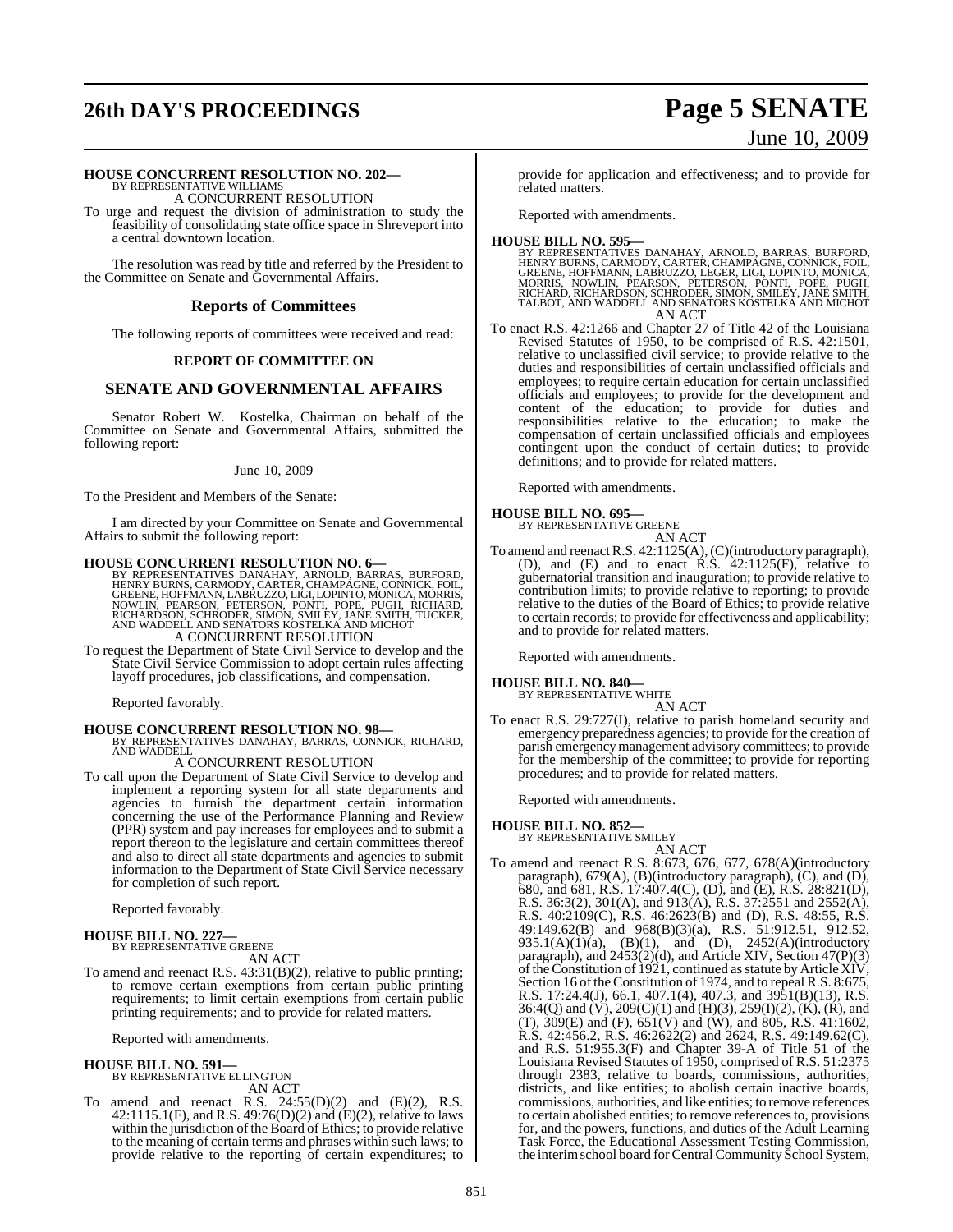**HOUSE CONCURRENT RESOLUTION NO. 202—**
BY REPRESENTATIVE WILLIAMS
A CONCURRENT RESOLUTION

To urge and request the division of administration to study the feasibility of consolidating state office space in Shreveport into a central downtown location.

The resolution was read by title and referred by the President to the Committee on Senate and Governmental Affairs.

## Reports of Committees

The following reports of committees were received and read:

### REPORT OF COMMITTEE ON

## SENATE AND GOVERNMENTAL AFFAIRS

Senator Robert W. Kostelka, Chairman on behalf of the Committee on Senate and Governmental Affairs, submitted the following report:

June 10, 2009

To the President and Members of the Senate:

I am directed by your Committee on Senate and Governmental Affairs to submit the following report:

**HOUSE CONCURRENT RESOLUTION NO. 6—**
BY REPRESENTATIVES DANAHAY, ARNOLD, BARRAS, BURFORD, HENRY BURNS, CARMODY, CARTER, CHAMPAGNE, CONNICK, FOIL, GREENE, HOFFMANN, LABRUZZO, LIGI, LOPINTO, MONICA, MORRIS, NOWLIN, PEARSON, PETERSON, PONTI, POPE, PUGH, RICHARD, RICHARDSON, SCHRODER, SIMON, SMILEY, JANE SMITH, TUCKER, AND WADDELL AND SENATORS KOSTELKA AND MICHOT
A CONCURRENT RESOLUTION

To request the Department of State Civil Service to develop and the State Civil Service Commission to adopt certain rules affecting layoff procedures, job classifications, and compensation.

Reported favorably.

**HOUSE CONCURRENT RESOLUTION NO. 98—**
BY REPRESENTATIVES DANAHAY, BARRAS, CONNICK, RICHARD, AND WADDELL
A CONCURRENT RESOLUTION

To call upon the Department of State Civil Service to develop and implement a reporting system for all state departments and agencies to furnish the department certain information concerning the use of the Performance Planning and Review (PPR) system and pay increases for employees and to submit a report thereon to the legislature and certain committees thereof and also to direct all state departments and agencies to submit information to the Department of State Civil Service necessary for completion of such report.

Reported favorably.

**HOUSE BILL NO. 227—**
BY REPRESENTATIVE GREENE
AN ACT

To amend and reenact R.S. 43:31(B)(2), relative to public printing; to remove certain exemptions from certain public printing requirements; to limit certain exemptions from certain public printing requirements; and to provide for related matters.

Reported with amendments.

**HOUSE BILL NO. 591—**
BY REPRESENTATIVE ELLINGTON
AN ACT

To amend and reenact R.S. 24:55(D)(2) and (E)(2), R.S. 42:1115.1(F), and R.S. 49:76(D)(2) and (E)(2), relative to laws within the jurisdiction of the Board of Ethics; to provide relative to the meaning of certain terms and phrases within such laws; to provide relative to the reporting of certain expenditures; to provide for application and effectiveness; and to provide for related matters.

Reported with amendments.

**HOUSE BILL NO. 595—**
BY REPRESENTATIVES DANAHAY, ARNOLD, BARRAS, BURFORD, HENRY BURNS, CARMODY, CARTER, CHAMPAGNE, CONNICK, FOIL, GREENE, HOFFMANN, LABRUZZO, LEGER, LIGI, LOPINTO, MONICA, MORRIS, NOWLIN, PEARSON, PETERSON, PONTI, POPE, PUGH, RICHARD, RICHARDSON, SCHRODER, SIMON, SMILEY, JANE SMITH, TALBOT, AND WADDELL AND SENATORS KOSTELKA AND MICHOT
AN ACT

To enact R.S. 42:1266 and Chapter 27 of Title 42 of the Louisiana Revised Statutes of 1950, to be comprised of R.S. 42:1501, relative to unclassified civil service; to provide relative to the duties and responsibilities of certain unclassified officials and employees; to require certain education for certain unclassified officials and employees; to provide for the development and content of the education; to provide for duties and responsibilities relative to the education; to make the compensation of certain unclassified officials and employees contingent upon the conduct of certain duties; to provide definitions; and to provide for related matters.

Reported with amendments.

**HOUSE BILL NO. 695—**
BY REPRESENTATIVE GREENE
AN ACT

To amend and reenact R.S. 42:1125(A), (C)(introductory paragraph), (D), and (E) and to enact R.S. 42:1125(F), relative to gubernatorial transition and inauguration; to provide relative to contribution limits; to provide relative to reporting; to provide relative to the duties of the Board of Ethics; to provide relative to certain records; to provide for effectiveness and applicability; and to provide for related matters.

Reported with amendments.

**HOUSE BILL NO. 840—**
BY REPRESENTATIVE WHITE
AN ACT

To enact R.S. 29:727(I), relative to parish homeland security and emergency preparedness agencies; to provide for the creation of parish emergency management advisory committees; to provide for the membership of the committee; to provide for reporting procedures; and to provide for related matters.

Reported with amendments.

**HOUSE BILL NO. 852—**
BY REPRESENTATIVE SMILEY
AN ACT

To amend and reenact R.S. 8:673, 676, 677, 678(A)(introductory paragraph), 679(A), (B)(introductory paragraph), (C), and (D), 680, and 681, R.S. 17:407.4(C), (D), and (E), R.S. 28:821(D), R.S. 36:3(2), 301(A), and 913(A), R.S. 37:2551 and 2552(A), R.S. 40:2109(C), R.S. 46:2623(B) and (D), R.S. 48:55, R.S. 49:149.62(B) and 968(B)(3)(a), R.S. 51:912.51, 912.52, 935.1(A)(1)(a), (B)(1), and (D), 2452(A)(introductory paragraph), and 2453(2)(d), and Article XIV, Section 47(P)(3) of the Constitution of 1921, continued as statute by Article XIV, Section 16 of the Constitution of 1974, and to repeal R.S. 8:675, R.S. 17:24.4(J), 66.1, 407.1(4), 407.3, and 3951(B)(13), R.S. 36:4(Q) and (V), 209(C)(1) and (H)(3), 259(I)(2), (K), (R), and (T), 309(E) and (F), 651(V) and (W), and 805, R.S. 41:1602, R.S. 42:456.2, R.S. 46:2622(2) and 2624, R.S. 49:149.62(C), and R.S. 51:955.3(F) and Chapter 39-A of Title 51 of the Louisiana Revised Statutes of 1950, comprised of R.S. 51:2375 through 2383, relative to boards, commissions, authorities, districts, and like entities; to abolish certain inactive boards, commissions, authorities, and like entities; to remove references to certain abolished entities; to remove references to, provisions for, and the powers, functions, and duties of the Adult Learning Task Force, the Educational Assessment Testing Commission, the interim school board for Central Community School System,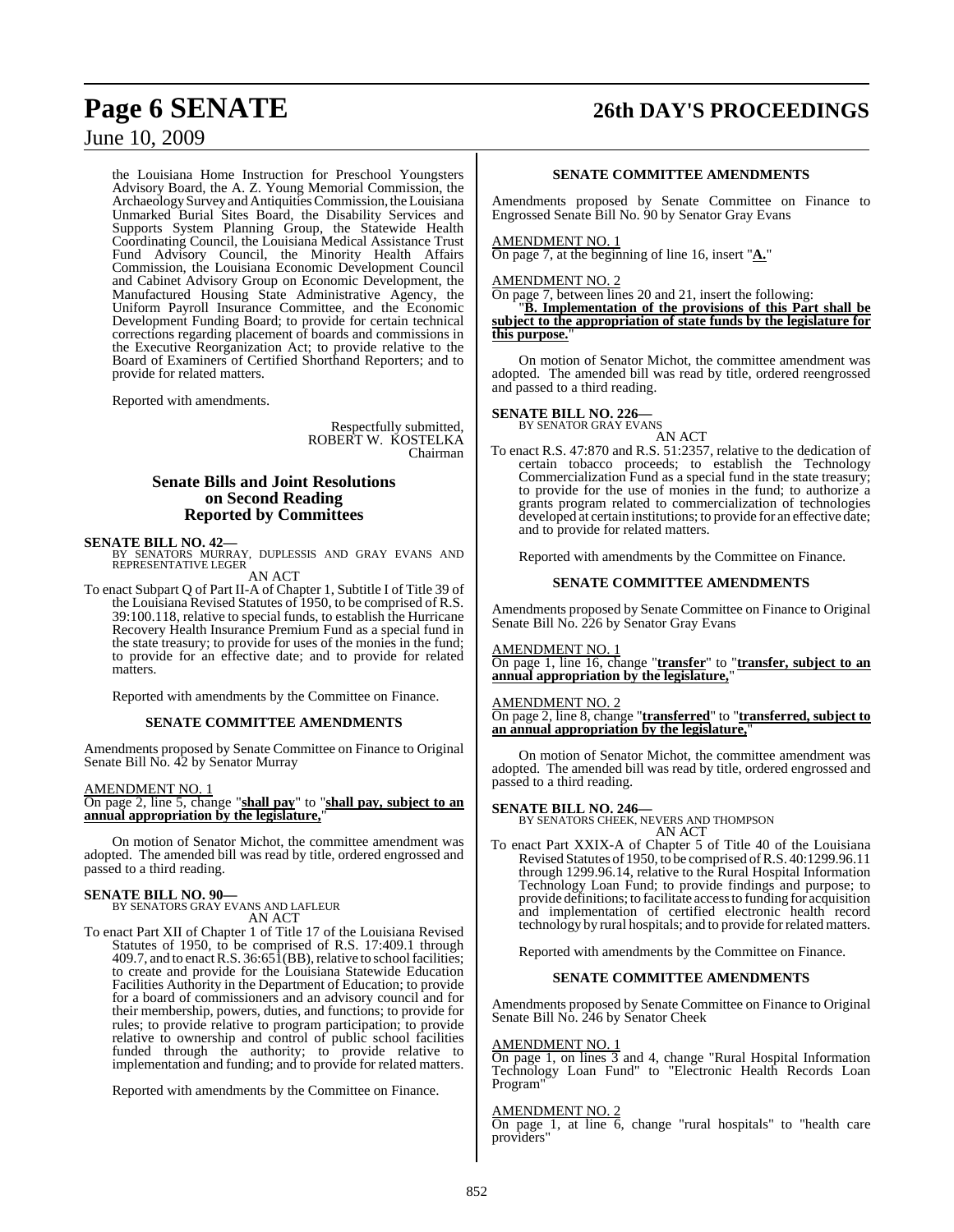the Louisiana Home Instruction for Preschool Youngsters Advisory Board, the A. Z. Young Memorial Commission, the Archaeology Survey and Antiquities Commission, the Louisiana Unmarked Burial Sites Board, the Disability Services and Supports System Planning Group, the Statewide Health Coordinating Council, the Louisiana Medical Assistance Trust Fund Advisory Council, the Minority Health Affairs Commission, the Louisiana Economic Development Council and Cabinet Advisory Group on Economic Development, the Manufactured Housing State Administrative Agency, the Uniform Payroll Insurance Committee, and the Economic Development Funding Board; to provide for certain technical corrections regarding placement of boards and commissions in the Executive Reorganization Act; to provide relative to the Board of Examiners of Certified Shorthand Reporters; and to provide for related matters.

Reported with amendments.

Respectfully submitted,
ROBERT W. KOSTELKA
Chairman

## Senate Bills and Joint Resolutions on Second Reading Reported by Committees

**SENATE BILL NO. 42—**
BY SENATORS MURRAY, DUPLESSIS AND GRAY EVANS AND REPRESENTATIVE LEGER
AN ACT

To enact Subpart Q of Part II-A of Chapter 1, Subtitle I of Title 39 of the Louisiana Revised Statutes of 1950, to be comprised of R.S. 39:100.118, relative to special funds, to establish the Hurricane Recovery Health Insurance Premium Fund as a special fund in the state treasury; to provide for uses of the monies in the fund; to provide for an effective date; and to provide for related matters.

Reported with amendments by the Committee on Finance.

**SENATE COMMITTEE AMENDMENTS**

Amendments proposed by Senate Committee on Finance to Original Senate Bill No. 42 by Senator Murray

AMENDMENT NO. 1
On page 2, line 5, change "**shall pay**" to "**shall pay, subject to an annual appropriation by the legislature,**"

On motion of Senator Michot, the committee amendment was adopted. The amended bill was read by title, ordered engrossed and passed to a third reading.

**SENATE BILL NO. 90—**
BY SENATORS GRAY EVANS AND LAFLEUR
AN ACT

To enact Part XII of Chapter 1 of Title 17 of the Louisiana Revised Statutes of 1950, to be comprised of R.S. 17:409.1 through 409.7, and to enact R.S. 36:651(BB), relative to school facilities; to create and provide for the Louisiana Statewide Education Facilities Authority in the Department of Education; to provide for a board of commissioners and an advisory council and for their membership, powers, duties, and functions; to provide for rules; to provide relative to program participation; to provide relative to ownership and control of public school facilities funded through the authority; to provide relative to implementation and funding; and to provide for related matters.

Reported with amendments by the Committee on Finance.

**SENATE COMMITTEE AMENDMENTS**

Amendments proposed by Senate Committee on Finance to Engrossed Senate Bill No. 90 by Senator Gray Evans

AMENDMENT NO. 1
On page 7, at the beginning of line 16, insert "**A.**"

AMENDMENT NO. 2
On page 7, between lines 20 and 21, insert the following:
"**B. Implementation of the provisions of this Part shall be subject to the appropriation of state funds by the legislature for this purpose.**"

On motion of Senator Michot, the committee amendment was adopted. The amended bill was read by title, ordered reengrossed and passed to a third reading.

**SENATE BILL NO. 226—**
BY SENATOR GRAY EVANS
AN ACT

To enact R.S. 47:870 and R.S. 51:2357, relative to the dedication of certain tobacco proceeds; to establish the Technology Commercialization Fund as a special fund in the state treasury; to provide for the use of monies in the fund; to authorize a grants program related to commercialization of technologies developed at certain institutions; to provide for an effective date; and to provide for related matters.

Reported with amendments by the Committee on Finance.

**SENATE COMMITTEE AMENDMENTS**

Amendments proposed by Senate Committee on Finance to Original Senate Bill No. 226 by Senator Gray Evans

AMENDMENT NO. 1
On page 1, line 16, change "**transfer**" to "**transfer, subject to an annual appropriation by the legislature,**"

AMENDMENT NO. 2
On page 2, line 8, change "**transferred**" to "**transferred, subject to an annual appropriation by the legislature,**"

On motion of Senator Michot, the committee amendment was adopted. The amended bill was read by title, ordered engrossed and passed to a third reading.

**SENATE BILL NO. 246—**
BY SENATORS CHEEK, NEVERS AND THOMPSON
AN ACT

To enact Part XXIX-A of Chapter 5 of Title 40 of the Louisiana Revised Statutes of 1950, to be comprised of R.S. 40:1299.96.11 through 1299.96.14, relative to the Rural Hospital Information Technology Loan Fund; to provide findings and purpose; to provide definitions; to facilitate access to funding for acquisition and implementation of certified electronic health record technology by rural hospitals; and to provide for related matters.

Reported with amendments by the Committee on Finance.

**SENATE COMMITTEE AMENDMENTS**

Amendments proposed by Senate Committee on Finance to Original Senate Bill No. 246 by Senator Cheek

AMENDMENT NO. 1
On page 1, on lines 3 and 4, change "Rural Hospital Information Technology Loan Fund" to "Electronic Health Records Loan Program"

AMENDMENT NO. 2
On page 1, at line 6, change "rural hospitals" to "health care providers"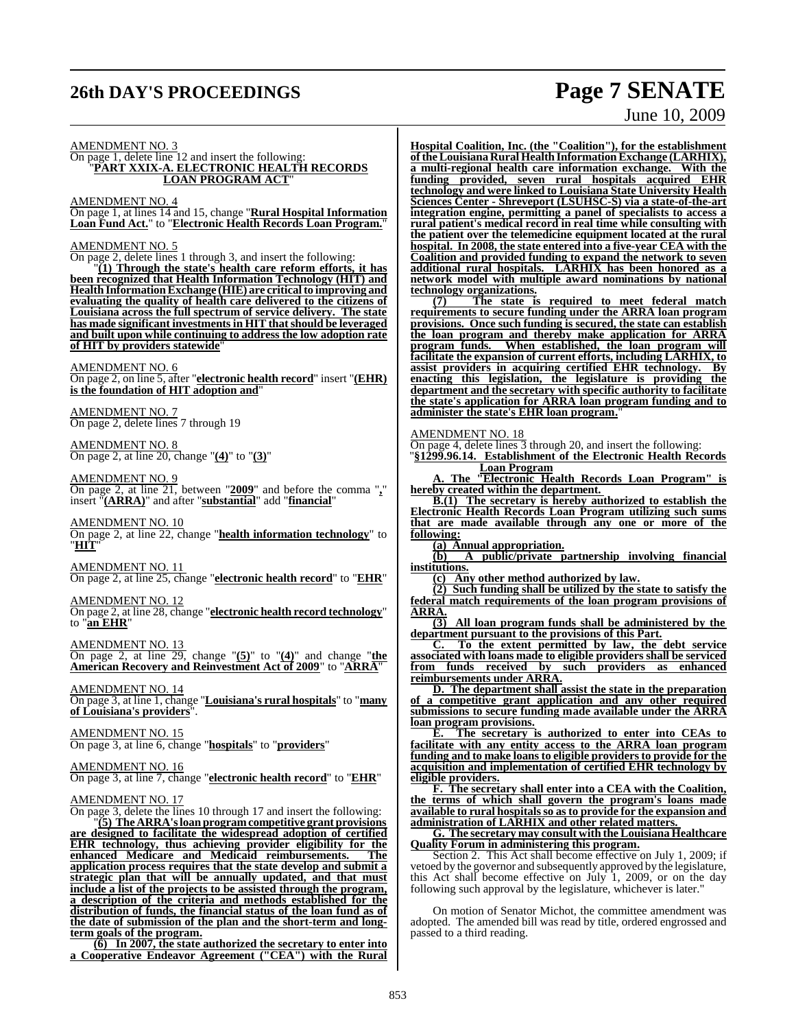AMENDMENT NO. 3

On page 1, delete line 12 and insert the following:

"**PART XXIX-A. ELECTRONIC HEALTH RECORDS LOAN PROGRAM ACT**"

AMENDMENT NO. 4

On page 1, at lines 14 and 15, change "**Rural Hospital Information Loan Fund Act.**" to "**Electronic Health Records Loan Program.**"

AMENDMENT NO. 5

On page 2, delete lines 1 through 3, and insert the following:

"**(1) Through the state's health care reform efforts, it has been recognized that Health Information Technology (HIT) and Health Information Exchange (HIE) are critical to improving and evaluating the quality of health care delivered to the citizens of Louisiana across the full spectrum of service delivery. The state has made significant investments in HIT that should be leveraged and built upon while continuing to address the low adoption rate of HIT by providers statewide**"

AMENDMENT NO. 6

On page 2, on line 5, after "**electronic health record**" insert "**(EHR) is the foundation of HIT adoption and**"

AMENDMENT NO. 7

On page 2, delete lines 7 through 19

AMENDMENT NO. 8

On page 2, at line 20, change "**(4)**" to "**(3)**"

AMENDMENT NO. 9

On page 2, at line 21, between "**2009**" and before the comma "**,**" insert "**(ARRA)**" and after "**substantial**" add "**financial**"

AMENDMENT NO. 10

On page 2, at line 22, change "**health information technology**" to "**HIT**"

AMENDMENT NO. 11

On page 2, at line 25, change "**electronic health record**" to "**EHR**"

AMENDMENT NO. 12

On page 2, at line 28, change "**electronic health record technology**" to "**an EHR**"

AMENDMENT NO. 13

On page 2, at line 29, change "**(5)**" to "**(4)**" and change "**the American Recovery and Reinvestment Act of 2009**" to "**ARRA**"

AMENDMENT NO. 14

On page 3, at line 1, change "**Louisiana's rural hospitals**" to "**many of Louisiana's providers**".

AMENDMENT NO. 15

On page 3, at line 6, change "**hospitals**" to "**providers**"

AMENDMENT NO. 16

On page 3, at line 7, change "**electronic health record**" to "**EHR**"

AMENDMENT NO. 17

On page 3, delete the lines 10 through 17 and insert the following:

"**(5) The ARRA's loan program competitive grant provisions are designed to facilitate the widespread adoption of certified EHR technology, thus achieving provider eligibility for the enhanced Medicare and Medicaid reimbursements. The application process requires that the state develop and submit a strategic plan that will be annually updated, and that must include a list of the projects to be assisted through the program, a description of the criteria and methods established for the distribution of funds, the financial status of the loan fund as of the date of submission of the plan and the short-term and long-term goals of the program.**

**(6) In 2007, the state authorized the secretary to enter into a Cooperative Endeavor Agreement ("CEA") with the Rural Hospital Coalition, Inc. (the "Coalition"), for the establishment of the Louisiana Rural Health Information Exchange (LARHIX), a multi-regional health care information exchange. With the funding provided, seven rural hospitals acquired EHR technology and were linked to Louisiana State University Health Sciences Center - Shreveport (LSUHSC-S) via a state-of-the-art integration engine, permitting a panel of specialists to access a rural patient's medical record in real time while consulting with the patient over the telemedicine equipment located at the rural hospital. In 2008, the state entered into a five-year CEA with the Coalition and provided funding to expand the network to seven additional rural hospitals. LARHIX has been honored as a network model with multiple award nominations by national technology organizations.**

**(7) The state is required to meet federal match requirements to secure funding under the ARRA loan program provisions. Once such funding is secured, the state can establish the loan program and thereby make application for ARRA program funds. When established, the loan program will facilitate the expansion of current efforts, including LARHIX, to assist providers in acquiring certified EHR technology. By enacting this legislation, the legislature is providing the department and the secretary with specific authority to facilitate the state's application for ARRA loan program funding and to administer the state's EHR loan program.**"

AMENDMENT NO. 18

On page 4, delete lines 3 through 20, and insert the following:

"**§1299.96.14. Establishment of the Electronic Health Records Loan Program**

**A. The "Electronic Health Records Loan Program" is hereby created within the department.**

**B.(1) The secretary is hereby authorized to establish the Electronic Health Records Loan Program utilizing such sums that are made available through any one or more of the following:**

**(a) Annual appropriation.**

**(b) A public/private partnership involving financial institutions.**

**(c) Any other method authorized by law.**

**(2) Such funding shall be utilized by the state to satisfy the federal match requirements of the loan program provisions of ARRA.**

**(3) All loan program funds shall be administered by the department pursuant to the provisions of this Part.**

**C. To the extent permitted by law, the debt service associated with loans made to eligible providers shall be serviced from funds received by such providers as enhanced reimbursements under ARRA.**

**D. The department shall assist the state in the preparation of a competitive grant application and any other required submissions to secure funding made available under the ARRA loan program provisions.**

**E. The secretary is authorized to enter into CEAs to facilitate with any entity access to the ARRA loan program funding and to make loans to eligible providers to provide for the acquisition and implementation of certified EHR technology by eligible providers.**

**F. The secretary shall enter into a CEA with the Coalition, the terms of which shall govern the program's loans made available to rural hospitals so as to provide for the expansion and administration of LARHIX and other related matters.**

**G. The secretary may consult with the Louisiana Healthcare Quality Forum in administering this program.**

Section 2. This Act shall become effective on July 1, 2009; if vetoed by the governor and subsequently approved by the legislature, this Act shall become effective on July 1, 2009, or on the day following such approval by the legislature, whichever is later."

On motion of Senator Michot, the committee amendment was adopted. The amended bill was read by title, ordered engrossed and passed to a third reading.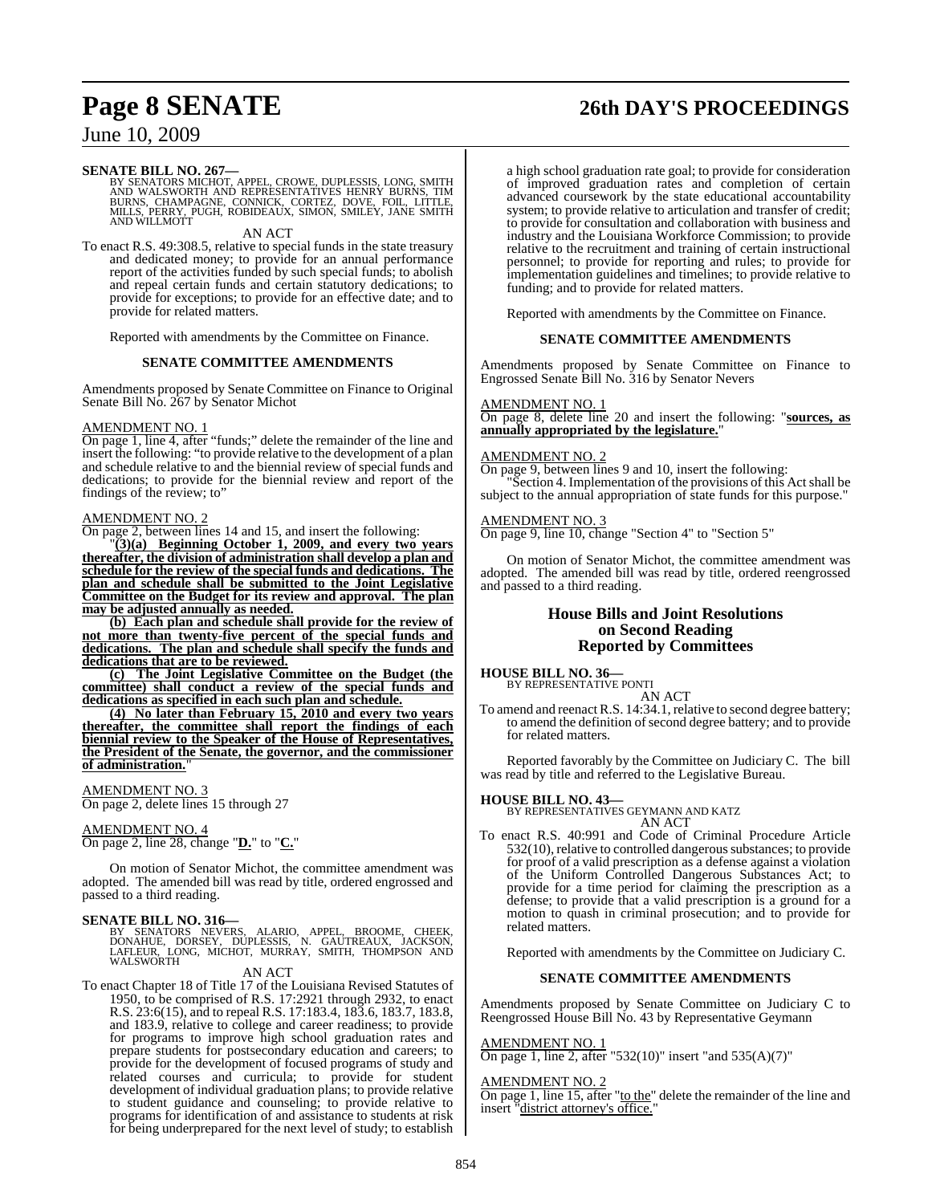**SENATE BILL NO. 267—**
BY SENATORS MICHOT, APPEL, CROWE, DUPLESSIS, LONG, SMITH AND WALSWORTH AND REPRESENTATIVES HENRY BURNS, TIM BURNS, CHAMPAGNE, CONNICK, CORTEZ, DOVE, FOIL, LITTLE, MILLS, PERRY, PUGH, ROBIDEAUX, SIMON, SMILEY, JANE SMITH AND WILLMOTT

AN ACT

To enact R.S. 49:308.5, relative to special funds in the state treasury and dedicated money; to provide for an annual performance report of the activities funded by such special funds; to abolish and repeal certain funds and certain statutory dedications; to provide for exceptions; to provide for an effective date; and to provide for related matters.

Reported with amendments by the Committee on Finance.

**SENATE COMMITTEE AMENDMENTS**

Amendments proposed by Senate Committee on Finance to Original Senate Bill No. 267 by Senator Michot

AMENDMENT NO. 1
On page 1, line 4, after "funds;" delete the remainder of the line and insert the following: "to provide relative to the development of a plan and schedule relative to and the biennial review of special funds and dedications; to provide for the biennial review and report of the findings of the review; to"

AMENDMENT NO. 2
On page 2, between lines 14 and 15, and insert the following:

"**(3)(a) Beginning October 1, 2009, and every two years thereafter, the division of administration shall develop a plan and schedule for the review of the special funds and dedications. The plan and schedule shall be submitted to the Joint Legislative Committee on the Budget for its review and approval. The plan may be adjusted annually as needed.**

**(b) Each plan and schedule shall provide for the review of not more than twenty-five percent of the special funds and dedications. The plan and schedule shall specify the funds and dedications that are to be reviewed.**

**(c) The Joint Legislative Committee on the Budget (the committee) shall conduct a review of the special funds and dedications as specified in each such plan and schedule.**

**(4) No later than February 15, 2010 and every two years thereafter, the committee shall report the findings of each biennial review to the Speaker of the House of Representatives, the President of the Senate, the governor, and the commissioner of administration.**"

AMENDMENT NO. 3
On page 2, delete lines 15 through 27

AMENDMENT NO. 4
On page 2, line 28, change "**D.**" to "**C.**"

On motion of Senator Michot, the committee amendment was adopted. The amended bill was read by title, ordered engrossed and passed to a third reading.

**SENATE BILL NO. 316—**
BY SENATORS NEVERS, ALARIO, APPEL, BROOME, CHEEK, DONAHUE, DORSEY, DUPLESSIS, N. GAUTREAUX, JACKSON, LAFLEUR, LONG, MICHOT, MURRAY, SMITH, THOMPSON AND WALSWORTH

AN ACT

To enact Chapter 18 of Title 17 of the Louisiana Revised Statutes of 1950, to be comprised of R.S. 17:2921 through 2932, to enact R.S. 23:6(15), and to repeal R.S. 17:183.4, 183.6, 183.7, 183.8, and 183.9, relative to college and career readiness; to provide for programs to improve high school graduation rates and prepare students for postsecondary education and careers; to provide for the development of focused programs of study and related courses and curricula; to provide for student development of individual graduation plans; to provide relative to student guidance and counseling; to provide relative to programs for identification of and assistance to students at risk for being underprepared for the next level of study; to establish a high school graduation rate goal; to provide for consideration of improved graduation rates and completion of certain advanced coursework by the state educational accountability system; to provide relative to articulation and transfer of credit; to provide for consultation and collaboration with business and industry and the Louisiana Workforce Commission; to provide relative to the recruitment and training of certain instructional personnel; to provide for reporting and rules; to provide for implementation guidelines and timelines; to provide relative to funding; and to provide for related matters.

Reported with amendments by the Committee on Finance.

**SENATE COMMITTEE AMENDMENTS**

Amendments proposed by Senate Committee on Finance to Engrossed Senate Bill No. 316 by Senator Nevers

AMENDMENT NO. 1
On page 8, delete line 20 and insert the following: "**sources, as annually appropriated by the legislature.**"

AMENDMENT NO. 2
On page 9, between lines 9 and 10, insert the following:

"Section 4. Implementation of the provisions of this Act shall be subject to the annual appropriation of state funds for this purpose."

AMENDMENT NO. 3
On page 9, line 10, change "Section 4" to "Section 5"

On motion of Senator Michot, the committee amendment was adopted. The amended bill was read by title, ordered reengrossed and passed to a third reading.

## House Bills and Joint Resolutions on Second Reading Reported by Committees

**HOUSE BILL NO. 36—**
BY REPRESENTATIVE PONTI

AN ACT

To amend and reenact R.S. 14:34.1, relative to second degree battery; to amend the definition of second degree battery; and to provide for related matters.

Reported favorably by the Committee on Judiciary C. The bill was read by title and referred to the Legislative Bureau.

**HOUSE BILL NO. 43—**
BY REPRESENTATIVES GEYMANN AND KATZ

AN ACT

To enact R.S. 40:991 and Code of Criminal Procedure Article 532(10), relative to controlled dangerous substances; to provide for proof of a valid prescription as a defense against a violation of the Uniform Controlled Dangerous Substances Act; to provide for a time period for claiming the prescription as a defense; to provide that a valid prescription is a ground for a motion to quash in criminal prosecution; and to provide for related matters.

Reported with amendments by the Committee on Judiciary C.

**SENATE COMMITTEE AMENDMENTS**

Amendments proposed by Senate Committee on Judiciary C to Reengrossed House Bill No. 43 by Representative Geymann

AMENDMENT NO. 1
On page 1, line 2, after "532(10)" insert "and 535(A)(7)"

AMENDMENT NO. 2
On page 1, line 15, after "to the" delete the remainder of the line and insert "district attorney's office."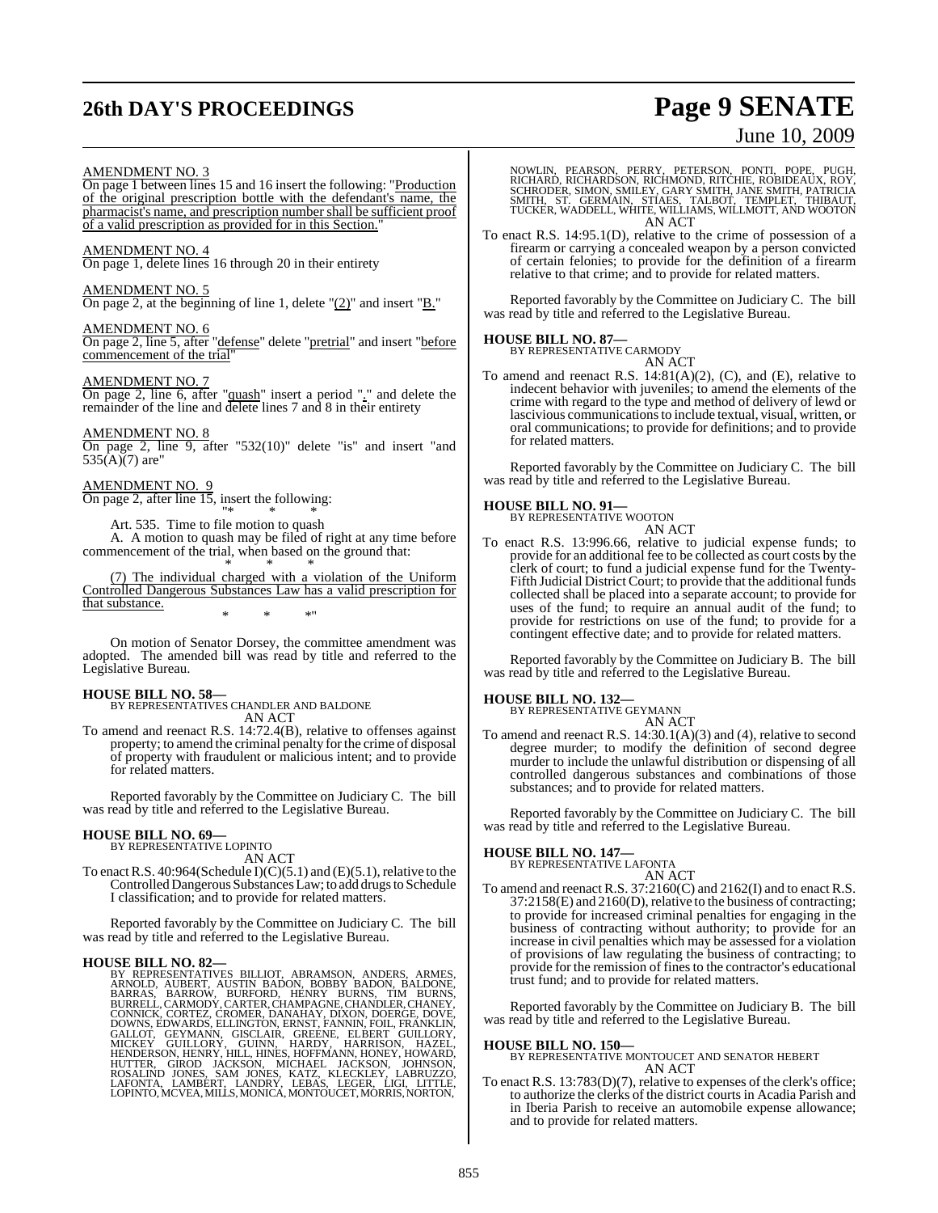AMENDMENT NO. 3

On page 1 between lines 15 and 16 insert the following: "Production of the original prescription bottle with the defendant's name, the pharmacist's name, and prescription number shall be sufficient proof of a valid prescription as provided for in this Section."

AMENDMENT NO. 4

On page 1, delete lines 16 through 20 in their entirety

AMENDMENT NO. 5

On page 2, at the beginning of line 1, delete "(2)" and insert "B."

AMENDMENT NO. 6

On page 2, line 5, after "defense" delete "pretrial" and insert "before commencement of the trial"

AMENDMENT NO. 7

On page 2, line 6, after "quash" insert a period "." and delete the remainder of the line and delete lines 7 and 8 in their entirety

AMENDMENT NO. 8

On page 2, line 9, after "532(10)" delete "is" and insert "and 535(A)(7) are"

AMENDMENT NO. 9

On page 2, after line 15, insert the following:

"* * *

Art. 535. Time to file motion to quash

A. A motion to quash may be filed of right at any time before commencement of the trial, when based on the ground that:

* * *

(7) The individual charged with a violation of the Uniform Controlled Dangerous Substances Law has a valid prescription for that substance.

* * *"

On motion of Senator Dorsey, the committee amendment was adopted. The amended bill was read by title and referred to the Legislative Bureau.

**HOUSE BILL NO. 58—**
BY REPRESENTATIVES CHANDLER AND BALDONE
AN ACT

To amend and reenact R.S. 14:72.4(B), relative to offenses against property; to amend the criminal penalty for the crime of disposal of property with fraudulent or malicious intent; and to provide for related matters.

Reported favorably by the Committee on Judiciary C. The bill was read by title and referred to the Legislative Bureau.

**HOUSE BILL NO. 69—**
BY REPRESENTATIVE LOPINTO
AN ACT

To enact R.S. 40:964(Schedule I)(C)(5.1) and (E)(5.1), relative to the Controlled Dangerous Substances Law; to add drugs to Schedule I classification; and to provide for related matters.

Reported favorably by the Committee on Judiciary C. The bill was read by title and referred to the Legislative Bureau.

**HOUSE BILL NO. 82—**
BY REPRESENTATIVES BILLIOT, ABRAMSON, ANDERS, ARMES, ARNOLD, AUBERT, AUSTIN BADON, BOBBY BADON, BALDONE, BARRAS, BARROW, BURFORD, HENRY BURNS, TIM BURNS, BURRELL, CARMODY, CARTER, CHAMPAGNE, CHANDLER, CHANEY, CONNICK, CORTEZ, CROMER, DANAHAY, DIXON, DOERGE, DOVE, DOWNS, EDWARDS, ELLINGTON, ERNST, FANNIN, FOIL, FRANKLIN, GALLOT, GEYMANN, GISCLAIR, GREENE, ELBERT GUILLORY, MICKEY GUILLORY, GUINN, HARDY, HARRISON, HAZEL, HENDERSON, HENRY, HILL, HINES, HOFFMANN, HONEY, HOWARD, HUTTER, GIROD JACKSON, MICHAEL JACKSON, JOHNSON, ROSALIND JONES, SAM JONES, KATZ, KLECKLEY, LABRUZZO, LAFONTA, LAMBERT, LANDRY, LEBAS, LEGER, LIGI, LITTLE, LOPINTO, MCVEA, MILLS, MONICA, MONTOUCET, MORRIS, NORTON, NOWLIN, PEARSON, PERRY, PETERSON, PONTI, POPE, PUGH, RICHARD, RICHARDSON, RICHMOND, RITCHIE, ROBIDEAUX, ROY, SCHRODER, SIMON, SMILEY, GARY SMITH, JANE SMITH, PATRICIA SMITH, ST. GERMAIN, STIAES, TALBOT, TEMPLET, THIBAUT, TUCKER, WADDELL, WHITE, WILLIAMS, WILLMOTT, AND WOOTON
AN ACT

To enact R.S. 14:95.1(D), relative to the crime of possession of a firearm or carrying a concealed weapon by a person convicted of certain felonies; to provide for the definition of a firearm relative to that crime; and to provide for related matters.

Reported favorably by the Committee on Judiciary C. The bill was read by title and referred to the Legislative Bureau.

**HOUSE BILL NO. 87—**
BY REPRESENTATIVE CARMODY
AN ACT

To amend and reenact R.S. 14:81(A)(2), (C), and (E), relative to indecent behavior with juveniles; to amend the elements of the crime with regard to the type and method of delivery of lewd or lascivious communications to include textual, visual, written, or oral communications; to provide for definitions; and to provide for related matters.

Reported favorably by the Committee on Judiciary C. The bill was read by title and referred to the Legislative Bureau.

**HOUSE BILL NO. 91—**
BY REPRESENTATIVE WOOTON
AN ACT

To enact R.S. 13:996.66, relative to judicial expense funds; to provide for an additional fee to be collected as court costs by the clerk of court; to fund a judicial expense fund for the Twenty-Fifth Judicial District Court; to provide that the additional funds collected shall be placed into a separate account; to provide for uses of the fund; to require an annual audit of the fund; to provide for restrictions on use of the fund; to provide for a contingent effective date; and to provide for related matters.

Reported favorably by the Committee on Judiciary B. The bill was read by title and referred to the Legislative Bureau.

**HOUSE BILL NO. 132—**
BY REPRESENTATIVE GEYMANN
AN ACT

To amend and reenact R.S. 14:30.1(A)(3) and (4), relative to second degree murder; to modify the definition of second degree murder to include the unlawful distribution or dispensing of all controlled dangerous substances and combinations of those substances; and to provide for related matters.

Reported favorably by the Committee on Judiciary C. The bill was read by title and referred to the Legislative Bureau.

**HOUSE BILL NO. 147—**
BY REPRESENTATIVE LAFONTA
AN ACT

To amend and reenact R.S. 37:2160(C) and 2162(I) and to enact R.S. 37:2158(E) and 2160(D), relative to the business of contracting; to provide for increased criminal penalties for engaging in the business of contracting without authority; to provide for an increase in civil penalties which may be assessed for a violation of provisions of law regulating the business of contracting; to provide for the remission of fines to the contractor's educational trust fund; and to provide for related matters.

Reported favorably by the Committee on Judiciary B. The bill was read by title and referred to the Legislative Bureau.

**HOUSE BILL NO. 150—**
BY REPRESENTATIVE MONTOUCET AND SENATOR HEBERT
AN ACT

To enact R.S. 13:783(D)(7), relative to expenses of the clerk's office; to authorize the clerks of the district courts in Acadia Parish and in Iberia Parish to receive an automobile expense allowance; and to provide for related matters.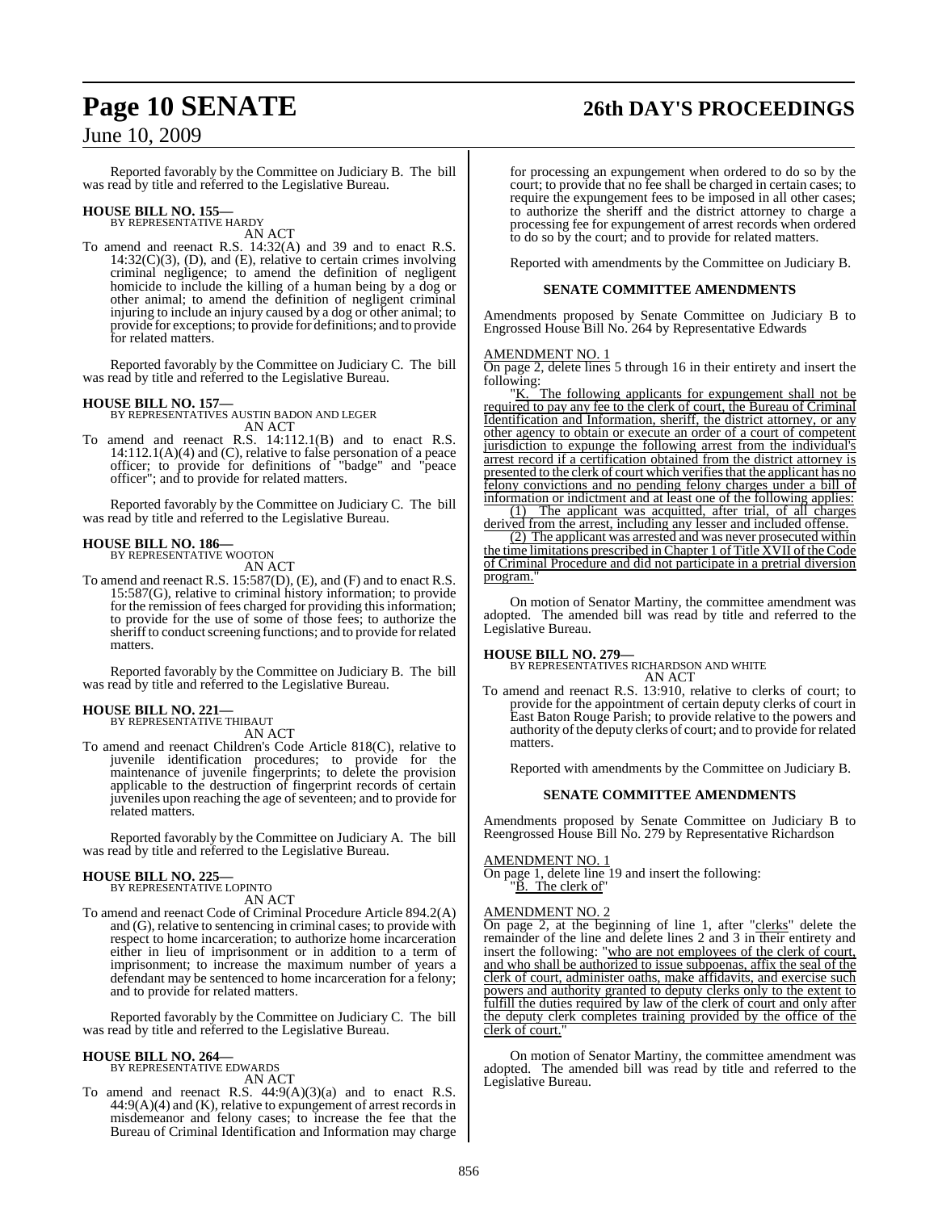Reported favorably by the Committee on Judiciary B. The bill was read by title and referred to the Legislative Bureau.

**HOUSE BILL NO. 155—**
BY REPRESENTATIVE HARDY
AN ACT

To amend and reenact R.S. 14:32(A) and 39 and to enact R.S. 14:32(C)(3), (D), and (E), relative to certain crimes involving criminal negligence; to amend the definition of negligent homicide to include the killing of a human being by a dog or other animal; to amend the definition of negligent criminal injuring to include an injury caused by a dog or other animal; to provide for exceptions; to provide for definitions; and to provide for related matters.

Reported favorably by the Committee on Judiciary C. The bill was read by title and referred to the Legislative Bureau.

**HOUSE BILL NO. 157—**
BY REPRESENTATIVES AUSTIN BADON AND LEGER
AN ACT

To amend and reenact R.S. 14:112.1(B) and to enact R.S. 14:112.1(A)(4) and (C), relative to false personation of a peace officer; to provide for definitions of "badge" and "peace officer"; and to provide for related matters.

Reported favorably by the Committee on Judiciary C. The bill was read by title and referred to the Legislative Bureau.

**HOUSE BILL NO. 186—**
BY REPRESENTATIVE WOOTON
AN ACT

To amend and reenact R.S. 15:587(D), (E), and (F) and to enact R.S. 15:587(G), relative to criminal history information; to provide for the remission of fees charged for providing this information; to provide for the use of some of those fees; to authorize the sheriff to conduct screening functions; and to provide for related matters.

Reported favorably by the Committee on Judiciary B. The bill was read by title and referred to the Legislative Bureau.

**HOUSE BILL NO. 221—**
BY REPRESENTATIVE THIBAUT
AN ACT

To amend and reenact Children's Code Article 818(C), relative to juvenile identification procedures; to provide for the maintenance of juvenile fingerprints; to delete the provision applicable to the destruction of fingerprint records of certain juveniles upon reaching the age of seventeen; and to provide for related matters.

Reported favorably by the Committee on Judiciary A. The bill was read by title and referred to the Legislative Bureau.

**HOUSE BILL NO. 225—**
BY REPRESENTATIVE LOPINTO
AN ACT

To amend and reenact Code of Criminal Procedure Article 894.2(A) and (G), relative to sentencing in criminal cases; to provide with respect to home incarceration; to authorize home incarceration either in lieu of imprisonment or in addition to a term of imprisonment; to increase the maximum number of years a defendant may be sentenced to home incarceration for a felony; and to provide for related matters.

Reported favorably by the Committee on Judiciary C. The bill was read by title and referred to the Legislative Bureau.

**HOUSE BILL NO. 264—**
BY REPRESENTATIVE EDWARDS
AN ACT

To amend and reenact R.S. 44:9(A)(3)(a) and to enact R.S. 44:9(A)(4) and (K), relative to expungement of arrest records in misdemeanor and felony cases; to increase the fee that the Bureau of Criminal Identification and Information may charge for processing an expungement when ordered to do so by the court; to provide that no fee shall be charged in certain cases; to require the expungement fees to be imposed in all other cases; to authorize the sheriff and the district attorney to charge a processing fee for expungement of arrest records when ordered to do so by the court; and to provide for related matters.

Reported with amendments by the Committee on Judiciary B.

**SENATE COMMITTEE AMENDMENTS**

Amendments proposed by Senate Committee on Judiciary B to Engrossed House Bill No. 264 by Representative Edwards

AMENDMENT NO. 1
On page 2, delete lines 5 through 16 in their entirety and insert the following:

"K. The following applicants for expungement shall not be required to pay any fee to the clerk of court, the Bureau of Criminal Identification and Information, sheriff, the district attorney, or any other agency to obtain or execute an order of a court of competent jurisdiction to expunge the following arrest from the individual's arrest record if a certification obtained from the district attorney is presented to the clerk of court which verifies that the applicant has no felony convictions and no pending felony charges under a bill of information or indictment and at least one of the following applies:

(1) The applicant was acquitted, after trial, of all charges derived from the arrest, including any lesser and included offense.

(2) The applicant was arrested and was never prosecuted within the time limitations prescribed in Chapter 1 of Title XVII of the Code of Criminal Procedure and did not participate in a pretrial diversion program."

On motion of Senator Martiny, the committee amendment was adopted. The amended bill was read by title and referred to the Legislative Bureau.

**HOUSE BILL NO. 279—**
BY REPRESENTATIVES RICHARDSON AND WHITE
AN ACT

To amend and reenact R.S. 13:910, relative to clerks of court; to provide for the appointment of certain deputy clerks of court in East Baton Rouge Parish; to provide relative to the powers and authority of the deputy clerks of court; and to provide for related matters.

Reported with amendments by the Committee on Judiciary B.

**SENATE COMMITTEE AMENDMENTS**

Amendments proposed by Senate Committee on Judiciary B to Reengrossed House Bill No. 279 by Representative Richardson

AMENDMENT NO. 1
On page 1, delete line 19 and insert the following:
"B. The clerk of"

AMENDMENT NO. 2
On page 2, at the beginning of line 1, after "clerks" delete the remainder of the line and delete lines 2 and 3 in their entirety and insert the following: "who are not employees of the clerk of court, and who shall be authorized to issue subpoenas, affix the seal of the clerk of court, administer oaths, make affidavits, and exercise such powers and authority granted to deputy clerks only to the extent to fulfill the duties required by law of the clerk of court and only after the deputy clerk completes training provided by the office of the clerk of court."

On motion of Senator Martiny, the committee amendment was adopted. The amended bill was read by title and referred to the Legislative Bureau.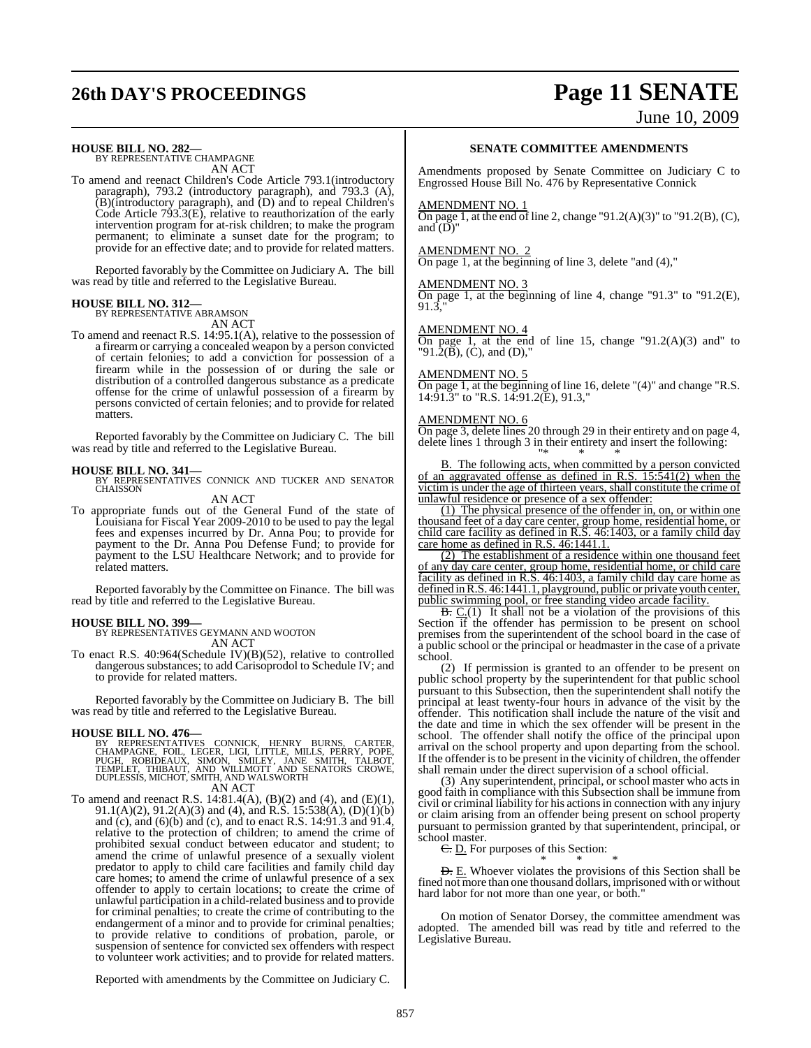**HOUSE BILL NO. 282—**
BY REPRESENTATIVE CHAMPAGNE

AN ACT

To amend and reenact Children's Code Article 793.1(introductory paragraph), 793.2 (introductory paragraph), and 793.3 (A), (B)(introductory paragraph), and (D) and to repeal Children's Code Article 793.3(E), relative to reauthorization of the early intervention program for at-risk children; to make the program permanent; to eliminate a sunset date for the program; to provide for an effective date; and to provide for related matters.

Reported favorably by the Committee on Judiciary A. The bill was read by title and referred to the Legislative Bureau.

**HOUSE BILL NO. 312—**
BY REPRESENTATIVE ABRAMSON

AN ACT

To amend and reenact R.S. 14:95.1(A), relative to the possession of a firearm or carrying a concealed weapon by a person convicted of certain felonies; to add a conviction for possession of a firearm while in the possession of or during the sale or distribution of a controlled dangerous substance as a predicate offense for the crime of unlawful possession of a firearm by persons convicted of certain felonies; and to provide for related matters.

Reported favorably by the Committee on Judiciary C. The bill was read by title and referred to the Legislative Bureau.

**HOUSE BILL NO. 341—**
BY REPRESENTATIVES CONNICK AND TUCKER AND SENATOR CHAISSON

AN ACT

To appropriate funds out of the General Fund of the state of Louisiana for Fiscal Year 2009-2010 to be used to pay the legal fees and expenses incurred by Dr. Anna Pou; to provide for payment to the Dr. Anna Pou Defense Fund; to provide for payment to the LSU Healthcare Network; and to provide for related matters.

Reported favorably by the Committee on Finance. The bill was read by title and referred to the Legislative Bureau.

**HOUSE BILL NO. 399—**
BY REPRESENTATIVES GEYMANN AND WOOTON

AN ACT

To enact R.S. 40:964(Schedule IV)(B)(52), relative to controlled dangerous substances; to add Carisoprodol to Schedule IV; and to provide for related matters.

Reported favorably by the Committee on Judiciary B. The bill was read by title and referred to the Legislative Bureau.

**HOUSE BILL NO. 476—**
BY REPRESENTATIVES CONNICK, HENRY BURNS, CARTER, CHAMPAGNE, FOIL, LEGER, LIGI, LITTLE, MILLS, PERRY, POPE, PUGH, ROBIDEAUX, SIMON, SMILEY, JANE SMITH, TALBOT, TEMPLET, THIBAUT, AND WILLMOTT AND SENATORS CROWE, DUPLESSIS, MICHOT, SMITH, AND WALSWORTH

AN ACT

To amend and reenact R.S. 14:81.4(A), (B)(2) and (4), and (E)(1), 91.1(A)(2), 91.2(A)(3) and (4), and R.S. 15:538(A), (D)(1)(b) and (c), and (6)(b) and (c), and to enact R.S. 14:91.3 and 91.4, relative to the protection of children; to amend the crime of prohibited sexual conduct between educator and student; to amend the crime of unlawful presence of a sexually violent predator to apply to child care facilities and family child day care homes; to amend the crime of unlawful presence of a sex offender to apply to certain locations; to create the crime of unlawful participation in a child-related business and to provide for criminal penalties; to create the crime of contributing to the endangerment of a minor and to provide for criminal penalties; to provide relative to conditions of probation, parole, or suspension of sentence for convicted sex offenders with respect to volunteer work activities; and to provide for related matters.

Reported with amendments by the Committee on Judiciary C.

**SENATE COMMITTEE AMENDMENTS**

Amendments proposed by Senate Committee on Judiciary C to Engrossed House Bill No. 476 by Representative Connick

AMENDMENT NO. 1
On page 1, at the end of line 2, change "91.2(A)(3)" to "91.2(B), (C), and (D)"

AMENDMENT NO. 2
On page 1, at the beginning of line 3, delete "and (4),"

AMENDMENT NO. 3
On page 1, at the beginning of line 4, change "91.3" to "91.2(E), 91.3,"

AMENDMENT NO. 4
On page 1, at the end of line 15, change "91.2(A)(3) and" to "91.2(B), (C), and (D),"

AMENDMENT NO. 5
On page 1, at the beginning of line 16, delete "(4)" and change "R.S. 14:91.3" to "R.S. 14:91.2(E), 91.3,"

AMENDMENT NO. 6
On page 3, delete lines 20 through 29 in their entirety and on page 4, delete lines 1 through 3 in their entirety and insert the following:

"* * *

B. The following acts, when committed by a person convicted of an aggravated offense as defined in R.S. 15:541(2) when the victim is under the age of thirteen years, shall constitute the crime of unlawful residence or presence of a sex offender:

(1) The physical presence of the offender in, on, or within one thousand feet of a day care center, group home, residential home, or child care facility as defined in R.S. 46:1403, or a family child day care home as defined in R.S. 46:1441.1.

(2) The establishment of a residence within one thousand feet of any day care center, group home, residential home, or child care facility as defined in R.S. 46:1403, a family child day care home as defined in R.S. 46:1441.1, playground, public or private youth center, public swimming pool, or free standing video arcade facility.

~~B.~~ C.(1) It shall not be a violation of the provisions of this Section if the offender has permission to be present on school premises from the superintendent of the school board in the case of a public school or the principal or headmaster in the case of a private school.

(2) If permission is granted to an offender to be present on public school property by the superintendent for that public school pursuant to this Subsection, then the superintendent shall notify the principal at least twenty-four hours in advance of the visit by the offender. This notification shall include the nature of the visit and the date and time in which the sex offender will be present in the school. The offender shall notify the office of the principal upon arrival on the school property and upon departing from the school. If the offender is to be present in the vicinity of children, the offender shall remain under the direct supervision of a school official.

(3) Any superintendent, principal, or school master who acts in good faith in compliance with this Subsection shall be immune from civil or criminal liability for his actions in connection with any injury or claim arising from an offender being present on school property pursuant to permission granted by that superintendent, principal, or school master.

~~C.~~ D. For purposes of this Section:

* * *

~~D.~~ E. Whoever violates the provisions of this Section shall be fined not more than one thousand dollars, imprisoned with or without hard labor for not more than one year, or both."

On motion of Senator Dorsey, the committee amendment was adopted. The amended bill was read by title and referred to the Legislative Bureau.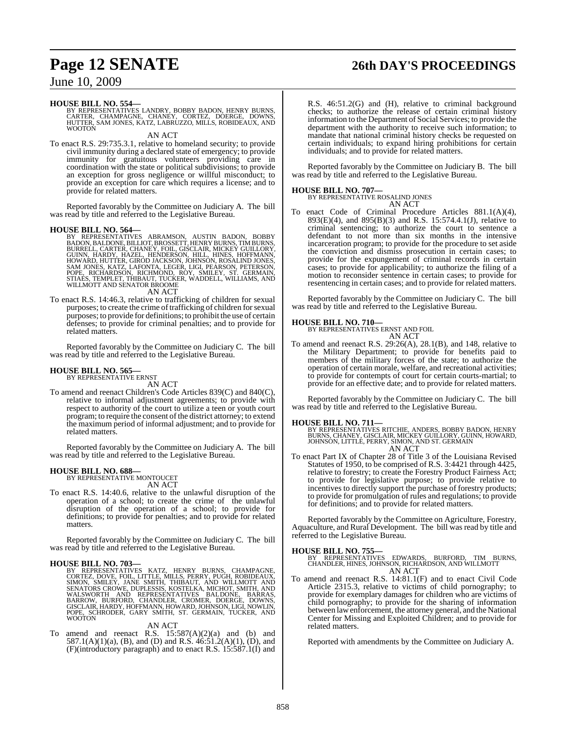**HOUSE BILL NO. 554—**
BY REPRESENTATIVES LANDRY, BOBBY BADON, HENRY BURNS, CARTER, CHAMPAGNE, CHANEY, CORTEZ, DOERGE, DOWNS, HUTTER, SAM JONES, KATZ, LABRUZZO, MILLS, ROBIDEAUX, AND WOOTON

AN ACT

To enact R.S. 29:735.3.1, relative to homeland security; to provide civil immunity during a declared state of emergency; to provide immunity for gratuitous volunteers providing care in coordination with the state or political subdivisions; to provide an exception for gross negligence or willful misconduct; to provide an exception for care which requires a license; and to provide for related matters.

Reported favorably by the Committee on Judiciary A. The bill was read by title and referred to the Legislative Bureau.

**HOUSE BILL NO. 564—**
BY REPRESENTATIVES ABRAMSON, AUSTIN BADON, BOBBY BADON, BALDONE, BILLIOT, BROSSETT, HENRY BURNS, TIM BURNS, BURRELL, CARTER, CHANEY, FOIL, GISCLAIR, MICKEY GUILLORY, GUINN, HARDY, HAZEL, HENDERSON, HILL, HINES, HOFFMANN, HOWARD, HUTTER, GIROD JACKSON, JOHNSON, ROSALIND JONES, SAM JONES, KATZ, LAFONTA, LEGER, LIGI, PEARSON, PETERSON, POPE, RICHARDSON, RICHMOND, ROY, SMILEY, ST. GERMAIN, STIAES, TEMPLET, THIBAUT, TUCKER, WADDELL, WILLIAMS, AND WILLMOTT AND SENATOR BROOME

AN ACT

To enact R.S. 14:46.3, relative to trafficking of children for sexual purposes; to create the crime of trafficking of children for sexual purposes; to provide for definitions; to prohibit the use of certain defenses; to provide for criminal penalties; and to provide for related matters.

Reported favorably by the Committee on Judiciary C. The bill was read by title and referred to the Legislative Bureau.

**HOUSE BILL NO. 565—**
BY REPRESENTATIVE ERNST

AN ACT

To amend and reenact Children's Code Articles 839(C) and 840(C), relative to informal adjustment agreements; to provide with respect to authority of the court to utilize a teen or youth court program; to require the consent of the district attorney; to extend the maximum period of informal adjustment; and to provide for related matters.

Reported favorably by the Committee on Judiciary A. The bill was read by title and referred to the Legislative Bureau.

**HOUSE BILL NO. 688—**
BY REPRESENTATIVE MONTOUCET

AN ACT

To enact R.S. 14:40.6, relative to the unlawful disruption of the operation of a school; to create the crime of the unlawful disruption of the operation of a school; to provide for definitions; to provide for penalties; and to provide for related matters.

Reported favorably by the Committee on Judiciary C. The bill was read by title and referred to the Legislative Bureau.

**HOUSE BILL NO. 703—**
BY REPRESENTATIVES KATZ, HENRY BURNS, CHAMPAGNE, CORTEZ, DOVE, FOIL, LITTLE, MILLS, PERRY, PUGH, ROBIDEAUX, SIMON, SMILEY, JANE SMITH, THIBAUT, AND WILLMOTT AND SENATORS CROWE, DUPLESSIS, KOSTELKA, MICHOT, SMITH, AND WALSWORTH AND REPRESENTATIVES BALDONE, BARRAS, BARROW, BURFORD, CHANDLER, CROMER, DOERGE, DOWNS, GISCLAIR, HARDY, HOFFMANN, HOWARD, JOHNSON, LIGI, NOWLIN, POPE, SCHRODER, GARY SMITH, ST. GERMAIN, TUCKER, AND WOOTON

AN ACT

To amend and reenact R.S. 15:587(A)(2)(a) and (b) and 587.1(A)(1)(a), (B), and (D) and R.S. 46:51.2(A)(1), (D), and (F)(introductory paragraph) and to enact R.S. 15:587.1(I) and R.S. 46:51.2(G) and (H), relative to criminal background checks; to authorize the release of certain criminal history information to the Department of Social Services; to provide the department with the authority to receive such information; to mandate that national criminal history checks be requested on certain individuals; to expand hiring prohibitions for certain individuals; and to provide for related matters.

Reported favorably by the Committee on Judiciary B. The bill was read by title and referred to the Legislative Bureau.

**HOUSE BILL NO. 707—**
BY REPRESENTATIVE ROSALIND JONES

AN ACT

To enact Code of Criminal Procedure Articles 881.1(A)(4), 893(E)(4), and 895(B)(3) and R.S. 15:574.4.1(J), relative to criminal sentencing; to authorize the court to sentence a defendant to not more than six months in the intensive incarceration program; to provide for the procedure to set aside the conviction and dismiss prosecution in certain cases; to provide for the expungement of criminal records in certain cases; to provide for applicability; to authorize the filing of a motion to reconsider sentence in certain cases; to provide for resentencing in certain cases; and to provide for related matters.

Reported favorably by the Committee on Judiciary C. The bill was read by title and referred to the Legislative Bureau.

**HOUSE BILL NO. 710—**
BY REPRESENTATIVES ERNST AND FOIL

AN ACT

To amend and reenact R.S. 29:26(A), 28.1(B), and 148, relative to the Military Department; to provide for benefits paid to members of the military forces of the state; to authorize the operation of certain morale, welfare, and recreational activities; to provide for contempts of court for certain courts-martial; to provide for an effective date; and to provide for related matters.

Reported favorably by the Committee on Judiciary C. The bill was read by title and referred to the Legislative Bureau.

**HOUSE BILL NO. 711—**
BY REPRESENTATIVES RITCHIE, ANDERS, BOBBY BADON, HENRY BURNS, CHANEY, GISCLAIR, MICKEY GUILLORY, GUINN, HOWARD, JOHNSON, LITTLE, PERRY, SIMON, AND ST. GERMAIN

AN ACT

To enact Part IX of Chapter 28 of Title 3 of the Louisiana Revised Statutes of 1950, to be comprised of R.S. 3:4421 through 4425, relative to forestry; to create the Forestry Product Fairness Act; to provide for legislative purpose; to provide relative to incentives to directly support the purchase of forestry products; to provide for promulgation of rules and regulations; to provide for definitions; and to provide for related matters.

Reported favorably by the Committee on Agriculture, Forestry, Aquaculture, and Rural Development. The bill was read by title and referred to the Legislative Bureau.

**HOUSE BILL NO. 755—**
BY REPRESENTATIVES EDWARDS, BURFORD, TIM BURNS, CHANDLER, HINES, JOHNSON, RICHARDSON, AND WILLMOTT

AN ACT

To amend and reenact R.S. 14:81.1(F) and to enact Civil Code Article 2315.3, relative to victims of child pornography; to provide for exemplary damages for children who are victims of child pornography; to provide for the sharing of information between law enforcement, the attorney general, and the National Center for Missing and Exploited Children; and to provide for related matters.

Reported with amendments by the Committee on Judiciary A.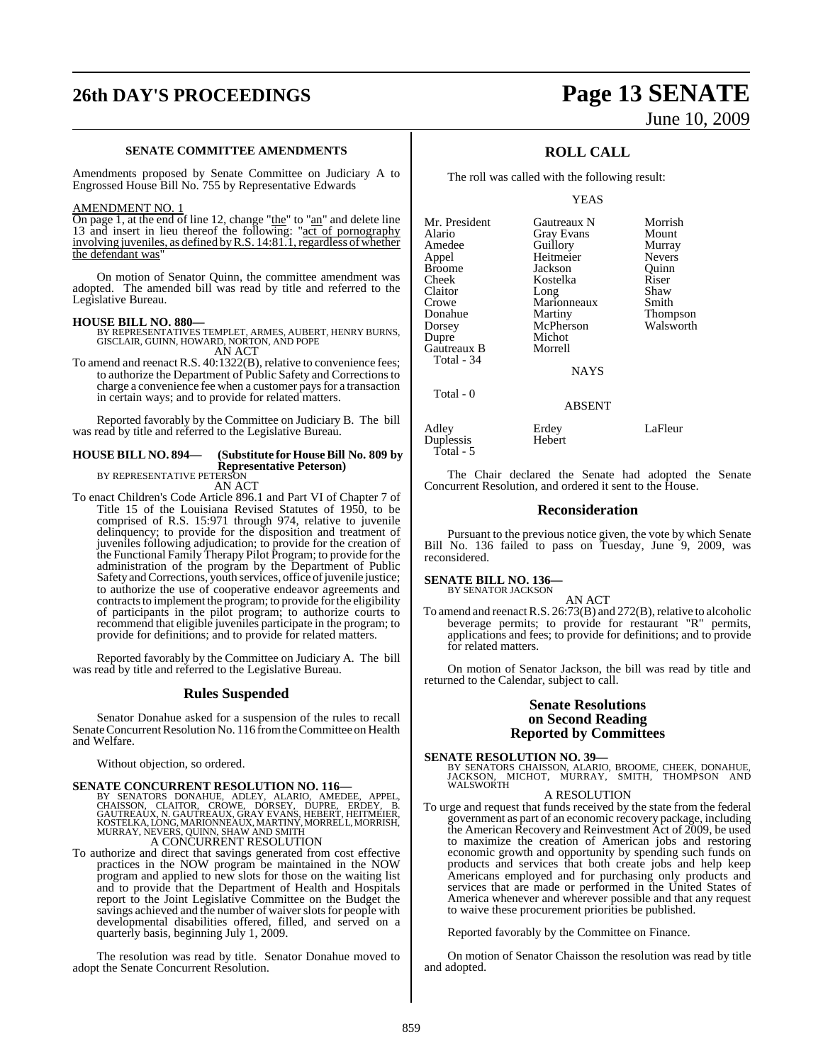### SENATE COMMITTEE AMENDMENTS

Amendments proposed by Senate Committee on Judiciary A to Engrossed House Bill No. 755 by Representative Edwards

AMENDMENT NO. 1

On page 1, at the end of line 12, change "the" to "an" and delete line 13 and insert in lieu thereof the following: "act of pornography involving juveniles, as defined by R.S. 14:81.1, regardless of whether the defendant was"

On motion of Senator Quinn, the committee amendment was adopted. The amended bill was read by title and referred to the Legislative Bureau.

**HOUSE BILL NO. 880—**
BY REPRESENTATIVES TEMPLET, ARMES, AUBERT, HENRY BURNS, GISCLAIR, GUINN, HOWARD, NORTON, AND POPE

AN ACT

To amend and reenact R.S. 40:1322(B), relative to convenience fees; to authorize the Department of Public Safety and Corrections to charge a convenience fee when a customer pays for a transaction in certain ways; and to provide for related matters.

Reported favorably by the Committee on Judiciary B. The bill was read by title and referred to the Legislative Bureau.

**HOUSE BILL NO. 894— (Substitute for House Bill No. 809 by Representative Peterson)**
BY REPRESENTATIVE PETERSON

AN ACT

To enact Children's Code Article 896.1 and Part VI of Chapter 7 of Title 15 of the Louisiana Revised Statutes of 1950, to be comprised of R.S. 15:971 through 974, relative to juvenile delinquency; to provide for the disposition and treatment of juveniles following adjudication; to provide for the creation of the Functional Family Therapy Pilot Program; to provide for the administration of the program by the Department of Public Safety and Corrections, youth services, office of juvenile justice; to authorize the use of cooperative endeavor agreements and contracts to implement the program; to provide for the eligibility of participants in the pilot program; to authorize courts to recommend that eligible juveniles participate in the program; to provide for definitions; and to provide for related matters.

Reported favorably by the Committee on Judiciary A. The bill was read by title and referred to the Legislative Bureau.

## Rules Suspended

Senator Donahue asked for a suspension of the rules to recall Senate Concurrent Resolution No. 116 from the Committee on Health and Welfare.

Without objection, so ordered.

**SENATE CONCURRENT RESOLUTION NO. 116—**
BY SENATORS DONAHUE, ADLEY, ALARIO, AMEDEE, APPEL, CHAISSON, CLAITOR, CROWE, DORSEY, DUPRE, ERDEY, B. GAUTREAUX, N. GAUTREAUX, GRAY EVANS, HEBERT, HEITMEIER, KOSTELKA, LONG, MARIONNEAUX, MARTINY, MORRELL, MORRISH, MURRAY, NEVERS, QUINN, SHAW AND SMITH

A CONCURRENT RESOLUTION

To authorize and direct that savings generated from cost effective practices in the NOW program be maintained in the NOW program and applied to new slots for those on the waiting list and to provide that the Department of Health and Hospitals report to the Joint Legislative Committee on the Budget the savings achieved and the number of waiver slots for people with developmental disabilities offered, filled, and served on a quarterly basis, beginning July 1, 2009.

The resolution was read by title. Senator Donahue moved to adopt the Senate Concurrent Resolution.

## ROLL CALL

The roll was called with the following result:

YEAS

| | | |
|---|---|---|
| Mr. President | Gautreaux N | Morrish |
| Alario | Gray Evans | Mount |
| Amedee | Guillory | Murray |
| Appel | Heitmeier | Nevers |
| Broome | Jackson | Quinn |
| Cheek | Kostelka | Riser |
| Claitor | Long | Shaw |
| Crowe | Marionneaux | Smith |
| Donahue | Martiny | Thompson |
| Dorsey | McPherson | Walsworth |
| Dupre | Michot | |
| Gautreaux B | Morrell | |
| Total - 34 | | |

NAYS

Total - 0

ABSENT

| | | |
|---|---|---|
| Adley | Erdey | LaFleur |
| Duplessis | Hebert | |
| Total - 5 | | |

The Chair declared the Senate had adopted the Senate Concurrent Resolution, and ordered it sent to the House.

## Reconsideration

Pursuant to the previous notice given, the vote by which Senate Bill No. 136 failed to pass on Tuesday, June 9, 2009, was reconsidered.

**SENATE BILL NO. 136—**
BY SENATOR JACKSON

AN ACT

To amend and reenact R.S. 26:73(B) and 272(B), relative to alcoholic beverage permits; to provide for restaurant "R" permits, applications and fees; to provide for definitions; and to provide for related matters.

On motion of Senator Jackson, the bill was read by title and returned to the Calendar, subject to call.

## Senate Resolutions on Second Reading Reported by Committees

**SENATE RESOLUTION NO. 39—**
BY SENATORS CHAISSON, ALARIO, BROOME, CHEEK, DONAHUE, JACKSON, MICHOT, MURRAY, SMITH, THOMPSON AND WALSWORTH

A RESOLUTION

To urge and request that funds received by the state from the federal government as part of an economic recovery package, including the American Recovery and Reinvestment Act of 2009, be used to maximize the creation of American jobs and restoring economic growth and opportunity by spending such funds on products and services that both create jobs and help keep Americans employed and for purchasing only products and services that are made or performed in the United States of America whenever and wherever possible and that any request to waive these procurement priorities be published.

Reported favorably by the Committee on Finance.

On motion of Senator Chaisson the resolution was read by title and adopted.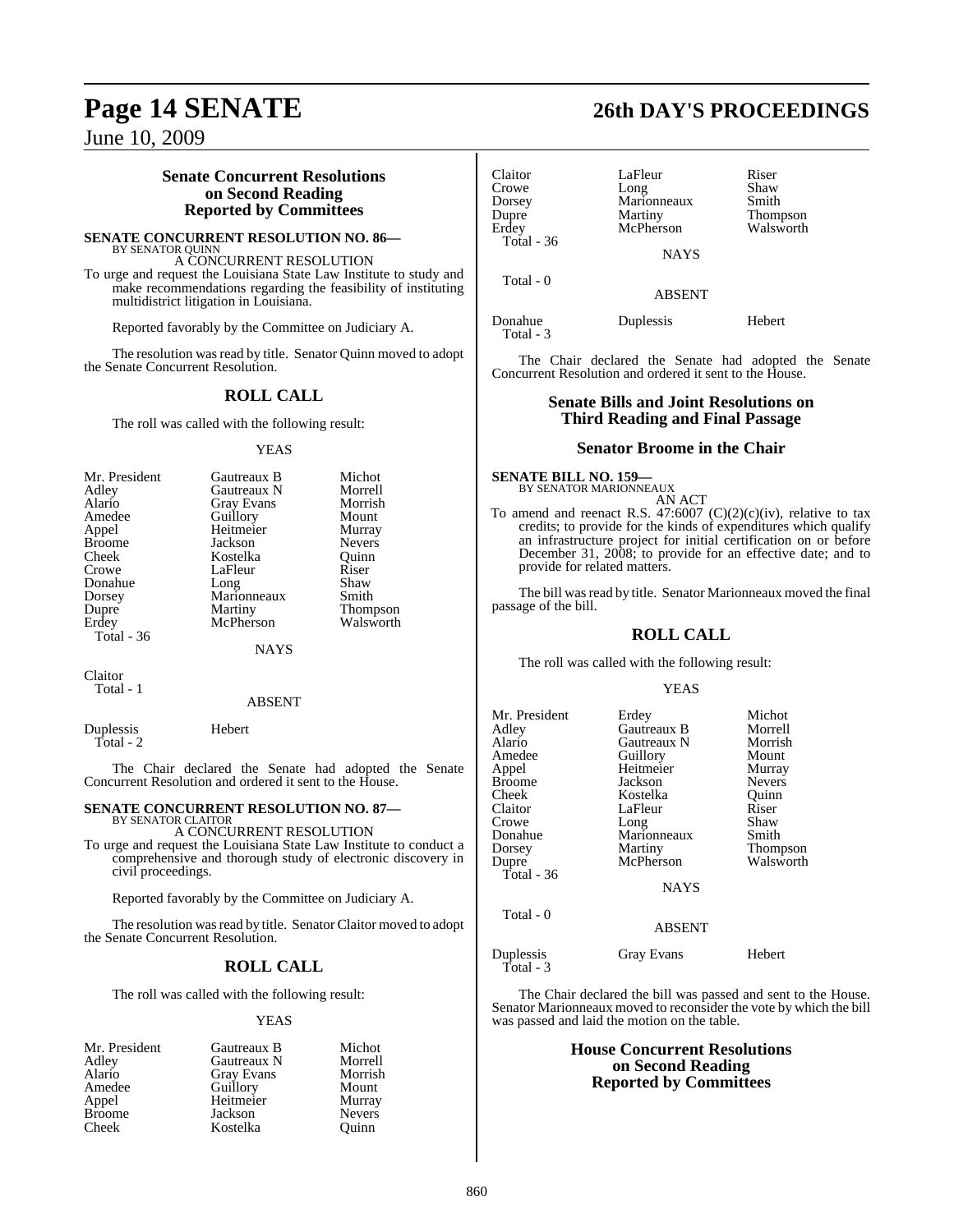## Senate Concurrent Resolutions on Second Reading Reported by Committees

**SENATE CONCURRENT RESOLUTION NO. 86—**
BY SENATOR QUINN

A CONCURRENT RESOLUTION

To urge and request the Louisiana State Law Institute to study and make recommendations regarding the feasibility of instituting multidistrict litigation in Louisiana.

Reported favorably by the Committee on Judiciary A.

The resolution was read by title. Senator Quinn moved to adopt the Senate Concurrent Resolution.

### ROLL CALL

The roll was called with the following result:

YEAS

| | | |
|---|---|---|
| Mr. President | Gautreaux B | Michot |
| Adley | Gautreaux N | Morrell |
| Alario | Gray Evans | Morrish |
| Amedee | Guillory | Mount |
| Appel | Heitmeier | Murray |
| Broome | Jackson | Nevers |
| Cheek | Kostelka | Quinn |
| Crowe | LaFleur | Riser |
| Donahue | Long | Shaw |
| Dorsey | Marionneaux | Smith |
| Dupre | Martiny | Thompson |
| Erdey | McPherson | Walsworth |

Total - 36

NAYS

Claitor

Total - 1

ABSENT

Duplessis Hebert

Total - 2

The Chair declared the Senate had adopted the Senate Concurrent Resolution and ordered it sent to the House.

**SENATE CONCURRENT RESOLUTION NO. 87—**
BY SENATOR CLAITOR

A CONCURRENT RESOLUTION

To urge and request the Louisiana State Law Institute to conduct a comprehensive and thorough study of electronic discovery in civil proceedings.

Reported favorably by the Committee on Judiciary A.

The resolution was read by title. Senator Claitor moved to adopt the Senate Concurrent Resolution.

### ROLL CALL

The roll was called with the following result:

YEAS

| | | |
|---|---|---|
| Mr. President | Gautreaux B | Michot |
| Adley | Gautreaux N | Morrell |
| Alario | Gray Evans | Morrish |
| Amedee | Guillory | Mount |
| Appel | Heitmeier | Murray |
| Broome | Jackson | Nevers |
| Cheek | Kostelka | Quinn |
| Claitor | LaFleur | Riser |
| Crowe | Long | Shaw |
| Dorsey | Marionneaux | Smith |
| Dupre | Martiny | Thompson |
| Erdey | McPherson | Walsworth |

Total - 36

NAYS

Total - 0

ABSENT

Donahue Duplessis Hebert

Total - 3

The Chair declared the Senate had adopted the Senate Concurrent Resolution and ordered it sent to the House.

## Senate Bills and Joint Resolutions on Third Reading and Final Passage

### Senator Broome in the Chair

**SENATE BILL NO. 159—**
BY SENATOR MARIONNEAUX

AN ACT

To amend and reenact R.S. 47:6007 (C)(2)(c)(iv), relative to tax credits; to provide for the kinds of expenditures which qualify an infrastructure project for initial certification on or before December 31, 2008; to provide for an effective date; and to provide for related matters.

The bill was read by title. Senator Marionneaux moved the final passage of the bill.

### ROLL CALL

The roll was called with the following result:

YEAS

| | | |
|---|---|---|
| Mr. President | Erdey | Michot |
| Adley | Gautreaux B | Morrell |
| Alario | Gautreaux N | Morrish |
| Amedee | Guillory | Mount |
| Appel | Heitmeier | Murray |
| Broome | Jackson | Nevers |
| Cheek | Kostelka | Quinn |
| Claitor | LaFleur | Riser |
| Crowe | Long | Shaw |
| Donahue | Marionneaux | Smith |
| Dorsey | Martiny | Thompson |
| Dupre | McPherson | Walsworth |

Total - 36

NAYS

Total - 0

ABSENT

Duplessis Gray Evans Hebert

Total - 3

The Chair declared the bill was passed and sent to the House. Senator Marionneaux moved to reconsider the vote by which the bill was passed and laid the motion on the table.

## House Concurrent Resolutions on Second Reading Reported by Committees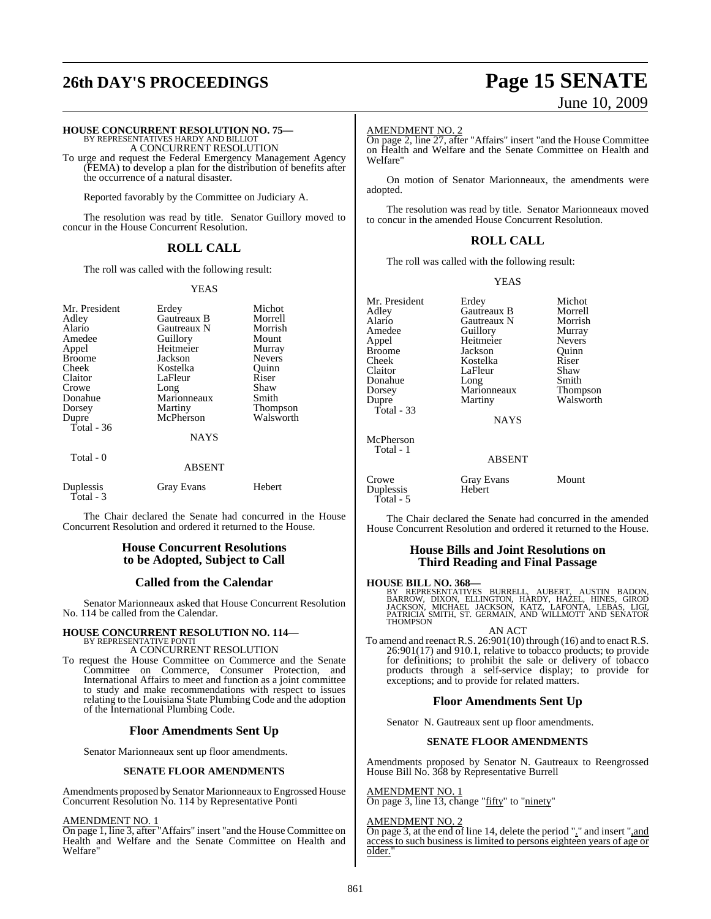**HOUSE CONCURRENT RESOLUTION NO. 75—**
BY REPRESENTATIVES HARDY AND BILLIOT
A CONCURRENT RESOLUTION

To urge and request the Federal Emergency Management Agency (FEMA) to develop a plan for the distribution of benefits after the occurrence of a natural disaster.

Reported favorably by the Committee on Judiciary A.

The resolution was read by title. Senator Guillory moved to concur in the House Concurrent Resolution.

## ROLL CALL

The roll was called with the following result:

YEAS

| | | |
|---|---|---|
| Mr. President | Erdey | Michot |
| Adley | Gautreaux B | Morrell |
| Alario | Gautreaux N | Morrish |
| Amedee | Guillory | Mount |
| Appel | Heitmeier | Murray |
| Broome | Jackson | Nevers |
| Cheek | Kostelka | Quinn |
| Claitor | LaFleur | Riser |
| Crowe | Long | Shaw |
| Donahue | Marionneaux | Smith |
| Dorsey | Martiny | Thompson |
| Dupre | McPherson | Walsworth |

Total - 36

NAYS

Total - 0

ABSENT

| | | |
|---|---|---|
| Duplessis | Gray Evans | Hebert |

Total - 3

The Chair declared the Senate had concurred in the House Concurrent Resolution and ordered it returned to the House.

## House Concurrent Resolutions to be Adopted, Subject to Call

## Called from the Calendar

Senator Marionneaux asked that House Concurrent Resolution No. 114 be called from the Calendar.

**HOUSE CONCURRENT RESOLUTION NO. 114—**
BY REPRESENTATIVE PONTI
A CONCURRENT RESOLUTION

To request the House Committee on Commerce and the Senate Committee on Commerce, Consumer Protection, and International Affairs to meet and function as a joint committee to study and make recommendations with respect to issues relating to the Louisiana State Plumbing Code and the adoption of the International Plumbing Code.

## Floor Amendments Sent Up

Senator Marionneaux sent up floor amendments.

### SENATE FLOOR AMENDMENTS

Amendments proposed by Senator Marionneaux to Engrossed House Concurrent Resolution No. 114 by Representative Ponti

AMENDMENT NO. 1
On page 1, line 3, after "Affairs" insert "and the House Committee on Health and Welfare and the Senate Committee on Health and Welfare"

AMENDMENT NO. 2
On page 2, line 27, after "Affairs" insert "and the House Committee on Health and Welfare and the Senate Committee on Health and Welfare"

On motion of Senator Marionneaux, the amendments were adopted.

The resolution was read by title. Senator Marionneaux moved to concur in the amended House Concurrent Resolution.

## ROLL CALL

The roll was called with the following result:

YEAS

| | | |
|---|---|---|
| Mr. President | Erdey | Michot |
| Adley | Gautreaux B | Morrell |
| Alario | Gautreaux N | Morrish |
| Amedee | Guillory | Murray |
| Appel | Heitmeier | Nevers |
| Broome | Jackson | Quinn |
| Cheek | Kostelka | Riser |
| Claitor | LaFleur | Shaw |
| Donahue | Long | Smith |
| Dorsey | Marionneaux | Thompson |
| Dupre | Martiny | Walsworth |

Total - 33

NAYS

McPherson

Total - 1

ABSENT

| | | |
|---|---|---|
| Crowe | Gray Evans | Mount |
| Duplessis | Hebert | |

Total - 5

The Chair declared the Senate had concurred in the amended House Concurrent Resolution and ordered it returned to the House.

## House Bills and Joint Resolutions on Third Reading and Final Passage

**HOUSE BILL NO. 368—**
BY REPRESENTATIVES BURRELL, AUBERT, AUSTIN BADON, BARROW, DIXON, ELLINGTON, HARDY, HAZEL, HINES, GIROD JACKSON, MICHAEL JACKSON, KATZ, LAFONTA, LEBAS, LIGI, PATRICIA SMITH, ST. GERMAIN, AND WILLMOTT AND SENATOR THOMPSON
AN ACT

To amend and reenact R.S. 26:901(10) through (16) and to enact R.S. 26:901(17) and 910.1, relative to tobacco products; to provide for definitions; to prohibit the sale or delivery of tobacco products through a self-service display; to provide for exceptions; and to provide for related matters.

## Floor Amendments Sent Up

Senator N. Gautreaux sent up floor amendments.

### SENATE FLOOR AMENDMENTS

Amendments proposed by Senator N. Gautreaux to Reengrossed House Bill No. 368 by Representative Burrell

AMENDMENT NO. 1
On page 3, line 13, change "fifty" to "ninety"

AMENDMENT NO. 2
On page 3, at the end of line 14, delete the period "." and insert ",and access to such business is limited to persons eighteen years of age or older."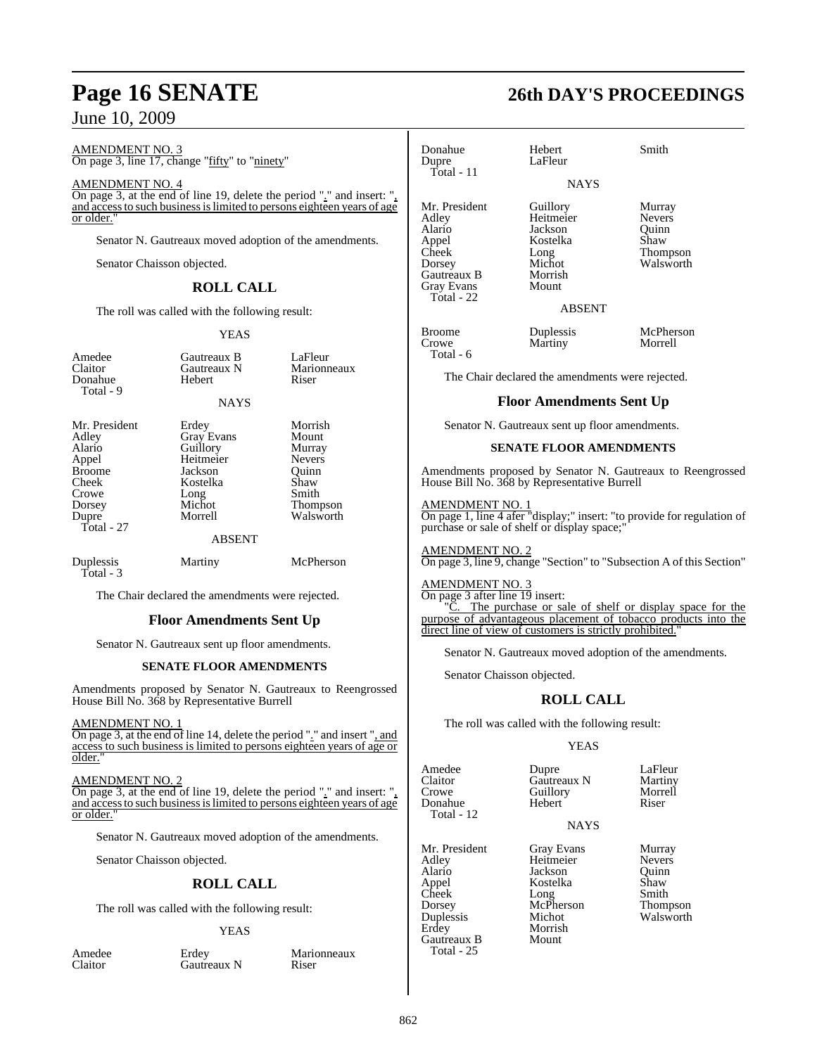AMENDMENT NO. 3

On page 3, line 17, change "fifty" to "ninety"

AMENDMENT NO. 4

On page 3, at the end of line 19, delete the period "." and insert: ", and access to such business is limited to persons eighteen years of age or older."

Senator N. Gautreaux moved adoption of the amendments.

Senator Chaisson objected.

## ROLL CALL

The roll was called with the following result:

YEAS

| | | |
|---|---|---|
| Amedee | Gautreaux B | LaFleur |
| Claitor | Gautreaux N | Marionneaux |
| Donahue | Hebert | Riser |
| Total - 9 | | |

NAYS

| | | |
|---|---|---|
| Mr. President | Erdey | Morrish |
| Adley | Gray Evans | Mount |
| Alario | Guillory | Murray |
| Appel | Heitmeier | Nevers |
| Broome | Jackson | Quinn |
| Cheek | Kostelka | Shaw |
| Crowe | Long | Smith |
| Dorsey | Michot | Thompson |
| Dupre | Morrell | Walsworth |
| Total - 27 | | |

ABSENT

| | | |
|---|---|---|
| Duplessis | Martiny | McPherson |
| Total - 3 | | |

The Chair declared the amendments were rejected.

## Floor Amendments Sent Up

Senator N. Gautreaux sent up floor amendments.

### SENATE FLOOR AMENDMENTS

Amendments proposed by Senator N. Gautreaux to Reengrossed House Bill No. 368 by Representative Burrell

AMENDMENT NO. 1

On page 3, at the end of line 14, delete the period "." and insert ", and access to such business is limited to persons eighteen years of age or older."

AMENDMENT NO. 2

On page 3, at the end of line 19, delete the period "." and insert: ", and access to such business is limited to persons eighteen years of age or older."

Senator N. Gautreaux moved adoption of the amendments.

Senator Chaisson objected.

## ROLL CALL

The roll was called with the following result:

YEAS

| | | |
|---|---|---|
| Amedee | Erdey | Marionneaux |
| Claitor | Gautreaux N | Riser |
| Donahue | Hebert | Smith |
| Dupre | LaFleur | |
| Total - 11 | | |

NAYS

| | | |
|---|---|---|
| Mr. President | Guillory | Murray |
| Adley | Heitmeier | Nevers |
| Alario | Jackson | Quinn |
| Appel | Kostelka | Shaw |
| Cheek | Long | Thompson |
| Dorsey | Michot | Walsworth |
| Gautreaux B | Morrish | |
| Gray Evans | Mount | |
| Total - 22 | | |

ABSENT

| | | |
|---|---|---|
| Broome | Duplessis | McPherson |
| Crowe | Martiny | Morrell |
| Total - 6 | | |

The Chair declared the amendments were rejected.

## Floor Amendments Sent Up

Senator N. Gautreaux sent up floor amendments.

### SENATE FLOOR AMENDMENTS

Amendments proposed by Senator N. Gautreaux to Reengrossed House Bill No. 368 by Representative Burrell

AMENDMENT NO. 1

On page 1, line 4 afer "display;" insert: "to provide for regulation of purchase or sale of shelf or display space;"

AMENDMENT NO. 2

On page 3, line 9, change "Section" to "Subsection A of this Section"

AMENDMENT NO. 3

On page 3 after line 19 insert:

"C. The purchase or sale of shelf or display space for the purpose of advantageous placement of tobacco products into the direct line of view of customers is strictly prohibited."

Senator N. Gautreaux moved adoption of the amendments.

Senator Chaisson objected.

## ROLL CALL

The roll was called with the following result:

YEAS

| | | |
|---|---|---|
| Amedee | Dupre | LaFleur |
| Claitor | Gautreaux N | Martiny |
| Crowe | Guillory | Morrell |
| Donahue | Hebert | Riser |
| Total - 12 | | |

NAYS

| | | |
|---|---|---|
| Mr. President | Gray Evans | Murray |
| Adley | Heitmeier | Nevers |
| Alario | Jackson | Quinn |
| Appel | Kostelka | Shaw |
| Cheek | Long | Smith |
| Dorsey | McPherson | Thompson |
| Duplessis | Michot | Walsworth |
| Erdey | Morrish | |
| Gautreaux B | Mount | |
| Total - 25 | | |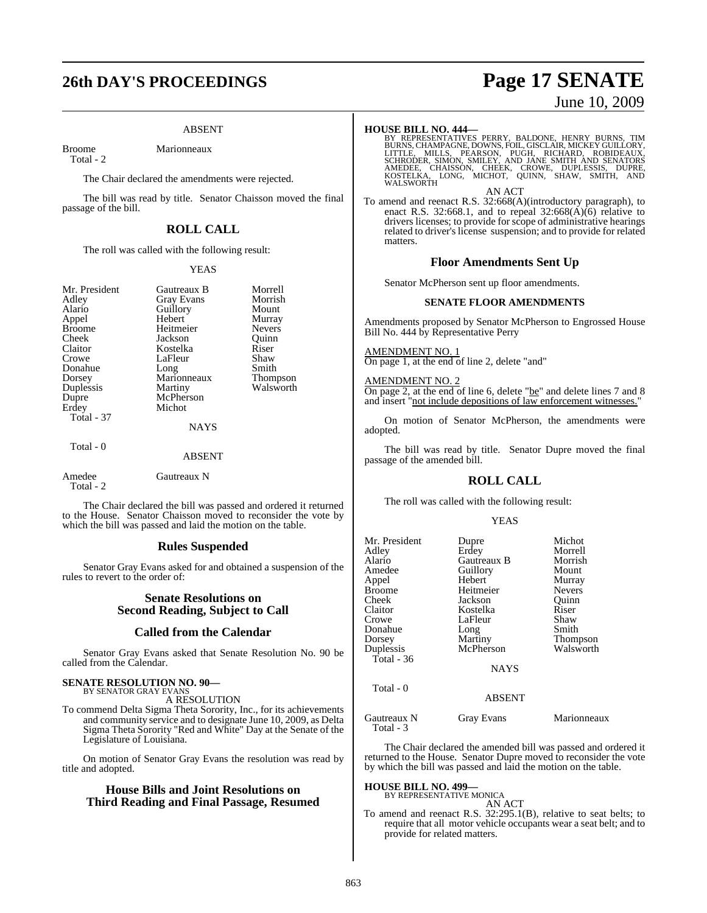ABSENT

Broome Marionneaux
Total - 2

The Chair declared the amendments were rejected.

The bill was read by title. Senator Chaisson moved the final passage of the bill.

## ROLL CALL

The roll was called with the following result:

YEAS

| | | |
|---|---|---|
| Mr. President | Gautreaux B | Morrell |
| Adley | Gray Evans | Morrish |
| Alario | Guillory | Mount |
| Appel | Hebert | Murray |
| Broome | Heitmeier | Nevers |
| Cheek | Jackson | Quinn |
| Claitor | Kostelka | Riser |
| Crowe | LaFleur | Shaw |
| Donahue | Long | Smith |
| Dorsey | Marionneaux | Thompson |
| Duplessis | Martiny | Walsworth |
| Dupre | McPherson | |
| Erdey | Michot | |
| Total - 37 | | |

NAYS

Total - 0

ABSENT

Amedee Gautreaux N
Total - 2

The Chair declared the bill was passed and ordered it returned to the House. Senator Chaisson moved to reconsider the vote by which the bill was passed and laid the motion on the table.

## Rules Suspended

Senator Gray Evans asked for and obtained a suspension of the rules to revert to the order of:

## Senate Resolutions on Second Reading, Subject to Call

## Called from the Calendar

Senator Gray Evans asked that Senate Resolution No. 90 be called from the Calendar.

**SENATE RESOLUTION NO. 90—**
BY SENATOR GRAY EVANS
A RESOLUTION

To commend Delta Sigma Theta Sorority, Inc., for its achievements and community service and to designate June 10, 2009, as Delta Sigma Theta Sorority "Red and White" Day at the Senate of the Legislature of Louisiana.

On motion of Senator Gray Evans the resolution was read by title and adopted.

## House Bills and Joint Resolutions on Third Reading and Final Passage, Resumed

**HOUSE BILL NO. 444—**
BY REPRESENTATIVES PERRY, BALDONE, HENRY BURNS, TIM BURNS, CHAMPAGNE, DOWNS, FOIL, GISCLAIR, MICKEY GUILLORY, LITTLE, MILLS, PEARSON, PUGH, RICHARD, ROBIDEAUX, SCHRODER, SIMON, SMILEY, AND JANE SMITH AND SENATORS AMEDEE, CHAISSON, CHEEK, CROWE, DUPLESSIS, DUPRE, KOSTELKA, LONG, MICHOT, QUINN, SHAW, SMITH, AND WALSWORTH
AN ACT

To amend and reenact R.S. 32:668(A)(introductory paragraph), to enact R.S. 32:668.1, and to repeal 32:668(A)(6) relative to drivers licenses; to provide for scope of administrative hearings related to driver's license suspension; and to provide for related matters.

## Floor Amendments Sent Up

Senator McPherson sent up floor amendments.

### SENATE FLOOR AMENDMENTS

Amendments proposed by Senator McPherson to Engrossed House Bill No. 444 by Representative Perry

AMENDMENT NO. 1
On page 1, at the end of line 2, delete "and"

AMENDMENT NO. 2
On page 2, at the end of line 6, delete "be" and delete lines 7 and 8 and insert "not include depositions of law enforcement witnesses."

On motion of Senator McPherson, the amendments were adopted.

The bill was read by title. Senator Dupre moved the final passage of the amended bill.

## ROLL CALL

The roll was called with the following result:

YEAS

| | | |
|---|---|---|
| Mr. President | Dupre | Michot |
| Adley | Erdey | Morrell |
| Alario | Gautreaux B | Morrish |
| Amedee | Guillory | Mount |
| Appel | Hebert | Murray |
| Broome | Heitmeier | Nevers |
| Cheek | Jackson | Quinn |
| Claitor | Kostelka | Riser |
| Crowe | LaFleur | Shaw |
| Donahue | Long | Smith |
| Dorsey | Martiny | Thompson |
| Duplessis | McPherson | Walsworth |
| Total - 36 | | |

NAYS

Total - 0

ABSENT

Gautreaux N Gray Evans Marionneaux
Total - 3

The Chair declared the amended bill was passed and ordered it returned to the House. Senator Dupre moved to reconsider the vote by which the bill was passed and laid the motion on the table.

**HOUSE BILL NO. 499—**
BY REPRESENTATIVE MONICA
AN ACT

To amend and reenact R.S. 32:295.1(B), relative to seat belts; to require that all motor vehicle occupants wear a seat belt; and to provide for related matters.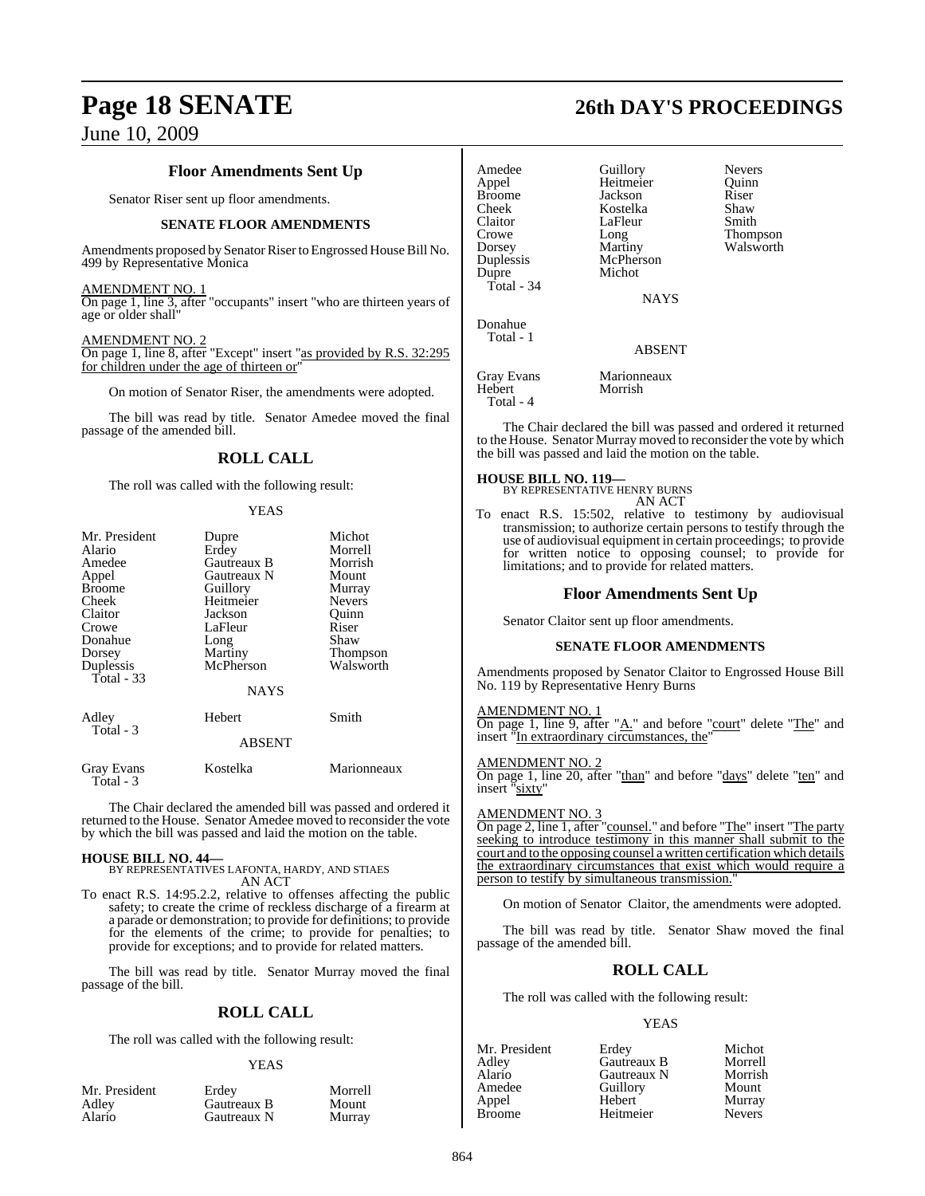### Floor Amendments Sent Up

Senator Riser sent up floor amendments.

#### SENATE FLOOR AMENDMENTS

Amendments proposed by Senator Riser to Engrossed House Bill No. 499 by Representative Monica

AMENDMENT NO. 1
On page 1, line 3, after "occupants" insert "who are thirteen years of age or older shall"

AMENDMENT NO. 2
On page 1, line 8, after "Except" insert "as provided by R.S. 32:295 for children under the age of thirteen or"

On motion of Senator Riser, the amendments were adopted.

The bill was read by title. Senator Amedee moved the final passage of the amended bill.

## ROLL CALL

The roll was called with the following result:

YEAS

| | | |
|---|---|---|
| Mr. President | Dupre | Michot |
| Alario | Erdey | Morrell |
| Amedee | Gautreaux B | Morrish |
| Appel | Gautreaux N | Mount |
| Broome | Guillory | Murray |
| Cheek | Heitmeier | Nevers |
| Claitor | Jackson | Quinn |
| Crowe | LaFleur | Riser |
| Donahue | Long | Shaw |
| Dorsey | Martiny | Thompson |
| Duplessis | McPherson | Walsworth |
| Total - 33 | | |

NAYS

| | | |
|---|---|---|
| Adley | Hebert | Smith |
| Total - 3 | | |

ABSENT

| | | |
|---|---|---|
| Gray Evans | Kostelka | Marionneaux |
| Total - 3 | | |

The Chair declared the amended bill was passed and ordered it returned to the House. Senator Amedee moved to reconsider the vote by which the bill was passed and laid the motion on the table.

**HOUSE BILL NO. 44—**
BY REPRESENTATIVES LAFONTA, HARDY, AND STIAES
AN ACT

To enact R.S. 14:95.2.2, relative to offenses affecting the public safety; to create the crime of reckless discharge of a firearm at a parade or demonstration; to provide for definitions; to provide for the elements of the crime; to provide for penalties; to provide for exceptions; and to provide for related matters.

The bill was read by title. Senator Murray moved the final passage of the bill.

## ROLL CALL

The roll was called with the following result:

YEAS

| | | |
|---|---|---|
| Mr. President | Erdey | Morrell |
| Adley | Gautreaux B | Mount |
| Alario | Gautreaux N | Murray |
| Amedee | Guillory | Nevers |
| Appel | Heitmeier | Quinn |
| Broome | Jackson | Riser |
| Cheek | Kostelka | Shaw |
| Claitor | LaFleur | Smith |
| Crowe | Long | Thompson |
| Dorsey | Martiny | Walsworth |
| Duplessis | McPherson | |
| Dupre | Michot | |
| Total - 34 | | |

NAYS

| |
|---|
| Donahue |
| Total - 1 |

ABSENT

| | |
|---|---|
| Gray Evans | Marionneaux |
| Hebert | Morrish |
| Total - 4 | |

The Chair declared the bill was passed and ordered it returned to the House. Senator Murray moved to reconsider the vote by which the bill was passed and laid the motion on the table.

**HOUSE BILL NO. 119—**
BY REPRESENTATIVE HENRY BURNS
AN ACT

To enact R.S. 15:502, relative to testimony by audiovisual transmission; to authorize certain persons to testify through the use of audiovisual equipment in certain proceedings; to provide for written notice to opposing counsel; to provide for limitations; and to provide for related matters.

### Floor Amendments Sent Up

Senator Claitor sent up floor amendments.

#### SENATE FLOOR AMENDMENTS

Amendments proposed by Senator Claitor to Engrossed House Bill No. 119 by Representative Henry Burns

AMENDMENT NO. 1
On page 1, line 9, after "A." and before "court" delete "The" and insert "In extraordinary circumstances, the"

AMENDMENT NO. 2
On page 1, line 20, after "than" and before "days" delete "ten" and insert "sixty"

AMENDMENT NO. 3
On page 2, line 1, after "counsel." and before "The" insert "The party seeking to introduce testimony in this manner shall submit to the court and to the opposing counsel a written certification which details the extraordinary circumstances that exist which would require a person to testify by simultaneous transmission."

On motion of Senator Claitor, the amendments were adopted.

The bill was read by title. Senator Shaw moved the final passage of the amended bill.

## ROLL CALL

The roll was called with the following result:

YEAS

| | | |
|---|---|---|
| Mr. President | Erdey | Michot |
| Adley | Gautreaux B | Morrell |
| Alario | Gautreaux N | Morrish |
| Amedee | Guillory | Mount |
| Appel | Hebert | Murray |
| Broome | Heitmeier | Nevers |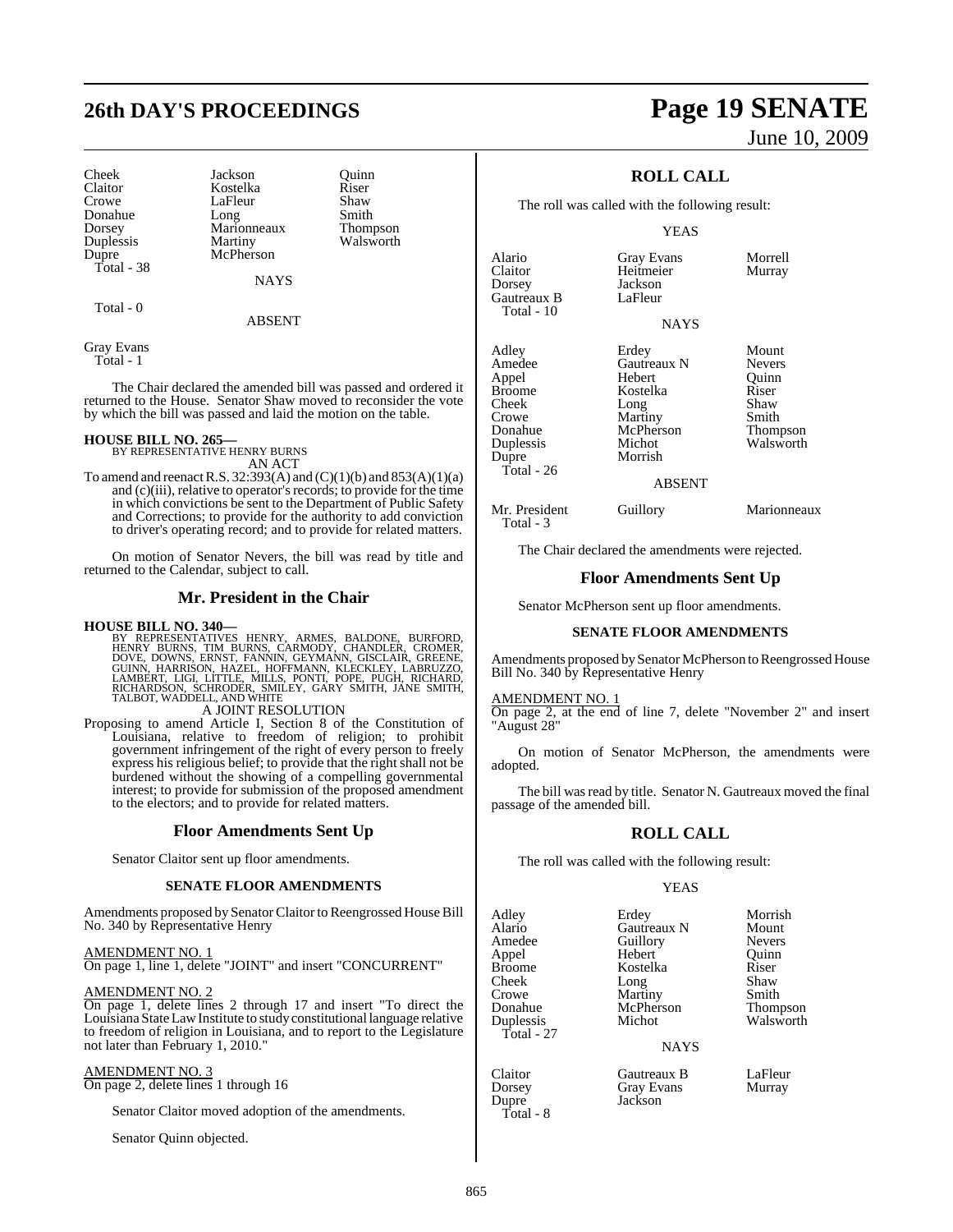| | | |
|---|---|---|
| Cheek | Jackson | Quinn |
| Claitor | Kostelka | Riser |
| Crowe | LaFleur | Shaw |
| Donahue | Long | Smith |
| Dorsey | Marionneaux | Thompson |
| Duplessis | Martiny | Walsworth |
| Dupre | McPherson | |
| Total - 38 | | |

NAYS

Total - 0

ABSENT

Gray Evans
Total - 1

The Chair declared the amended bill was passed and ordered it returned to the House. Senator Shaw moved to reconsider the vote by which the bill was passed and laid the motion on the table.

**HOUSE BILL NO. 265—**
BY REPRESENTATIVE HENRY BURNS
AN ACT

To amend and reenact R.S. 32:393(A) and (C)(1)(b) and 853(A)(1)(a) and (c)(iii), relative to operator's records; to provide for the time in which convictions be sent to the Department of Public Safety and Corrections; to provide for the authority to add conviction to driver's operating record; and to provide for related matters.

On motion of Senator Nevers, the bill was read by title and returned to the Calendar, subject to call.

## Mr. President in the Chair

**HOUSE BILL NO. 340—**
BY REPRESENTATIVES HENRY, ARMES, BALDONE, BURFORD, HENRY BURNS, TIM BURNS, CARMODY, CHANDLER, CROMER, DOVE, DOWNS, ERNST, FANNIN, GEYMANN, GISCLAIR, GREENE, GUINN, HARRISON, HAZEL, HOFFMANN, KLECKLEY, LABRUZZO, LAMBERT, LIGI, LITTLE, MILLS, PONTI, POPE, PUGH, RICHARD, RICHARDSON, SCHRODER, SMILEY, GARY SMITH, JANE SMITH, TALBOT, WADDELL, AND WHITE
A JOINT RESOLUTION

Proposing to amend Article I, Section 8 of the Constitution of Louisiana, relative to freedom of religion; to prohibit government infringement of the right of every person to freely express his religious belief; to provide that the right shall not be burdened without the showing of a compelling governmental interest; to provide for submission of the proposed amendment to the electors; and to provide for related matters.

## Floor Amendments Sent Up

Senator Claitor sent up floor amendments.

### SENATE FLOOR AMENDMENTS

Amendments proposed by Senator Claitor to Reengrossed House Bill No. 340 by Representative Henry

AMENDMENT NO. 1
On page 1, line 1, delete "JOINT" and insert "CONCURRENT"

AMENDMENT NO. 2
On page 1, delete lines 2 through 17 and insert "To direct the Louisiana State Law Institute to study constitutional language relative to freedom of religion in Louisiana, and to report to the Legislature not later than February 1, 2010."

AMENDMENT NO. 3
On page 2, delete lines 1 through 16

Senator Claitor moved adoption of the amendments.

Senator Quinn objected.

## ROLL CALL

The roll was called with the following result:

YEAS

| | | |
|---|---|---|
| Alario | Gray Evans | Morrell |
| Claitor | Heitmeier | Murray |
| Dorsey | Jackson | |
| Gautreaux B | LaFleur | |
| Total - 10 | | |

NAYS

| | | |
|---|---|---|
| Adley | Erdey | Mount |
| Amedee | Gautreaux N | Nevers |
| Appel | Hebert | Quinn |
| Broome | Kostelka | Riser |
| Cheek | Long | Shaw |
| Crowe | Martiny | Smith |
| Donahue | McPherson | Thompson |
| Duplessis | Michot | Walsworth |
| Dupre | Morrish | |
| Total - 26 | | |

ABSENT

| | | |
|---|---|---|
| Mr. President | Guillory | Marionneaux |
| Total - 3 | | |

The Chair declared the amendments were rejected.

## Floor Amendments Sent Up

Senator McPherson sent up floor amendments.

### SENATE FLOOR AMENDMENTS

Amendments proposed by Senator McPherson to Reengrossed House Bill No. 340 by Representative Henry

AMENDMENT NO. 1
On page 2, at the end of line 7, delete "November 2" and insert "August 28"

On motion of Senator McPherson, the amendments were adopted.

The bill was read by title. Senator N. Gautreaux moved the final passage of the amended bill.

## ROLL CALL

The roll was called with the following result:

YEAS

| | | |
|---|---|---|
| Adley | Erdey | Morrish |
| Alario | Gautreaux N | Mount |
| Amedee | Guillory | Nevers |
| Appel | Hebert | Quinn |
| Broome | Kostelka | Riser |
| Cheek | Long | Shaw |
| Crowe | Martiny | Smith |
| Donahue | McPherson | Thompson |
| Duplessis | Michot | Walsworth |
| Total - 27 | | |

NAYS

| | | |
|---|---|---|
| Claitor | Gautreaux B | LaFleur |
| Dorsey | Gray Evans | Murray |
| Dupre | Jackson | |
| Total - 8 | | |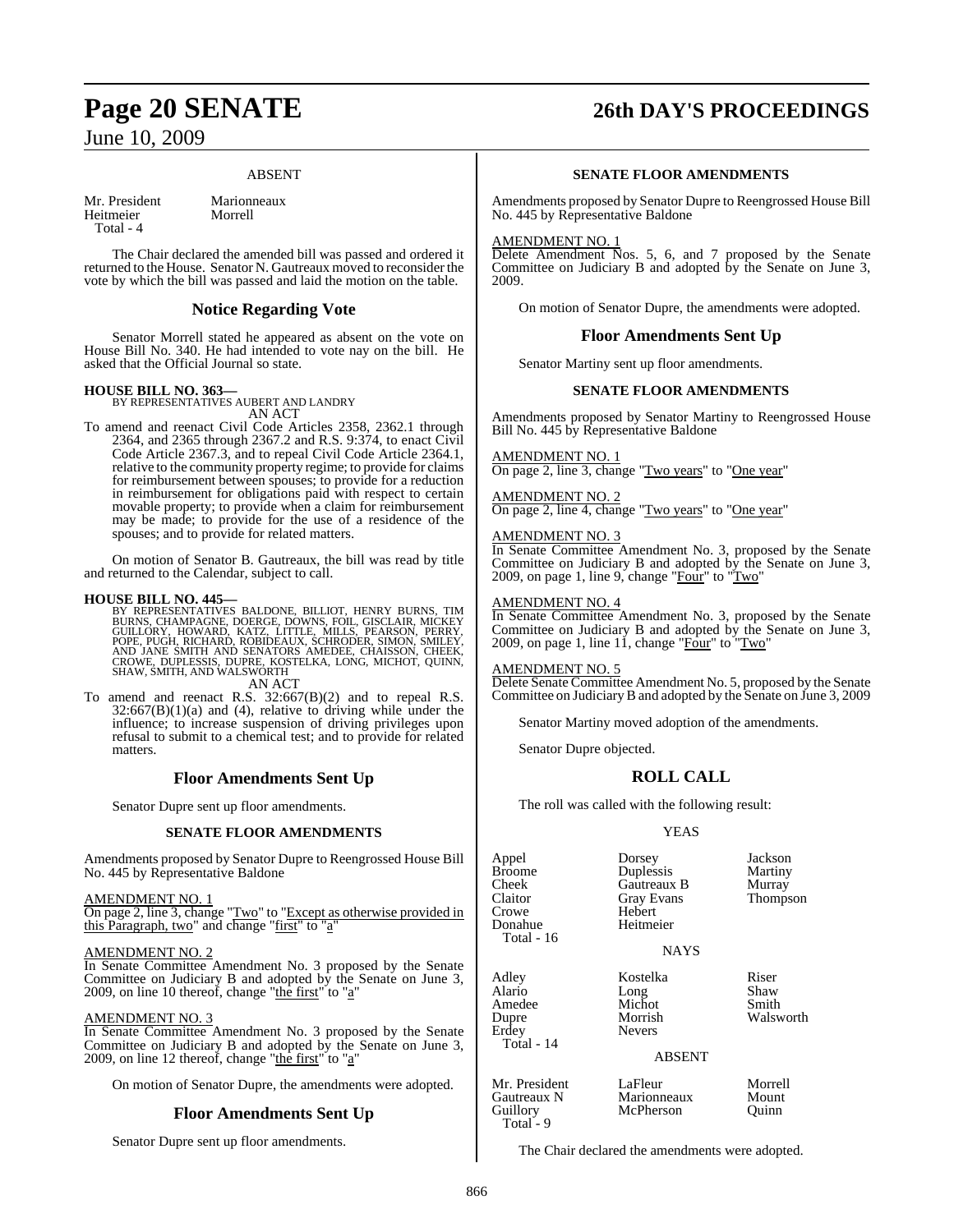### ABSENT

| | |
|---|---|
| Mr. President | Marionneaux |
| Heitmeier | Morrell |
| Total - 4 | |

The Chair declared the amended bill was passed and ordered it returned to the House. Senator N. Gautreaux moved to reconsider the vote by which the bill was passed and laid the motion on the table.

## Notice Regarding Vote

Senator Morrell stated he appeared as absent on the vote on House Bill No. 340. He had intended to vote nay on the bill. He asked that the Official Journal so state.

**HOUSE BILL NO. 363—**
BY REPRESENTATIVES AUBERT AND LANDRY
AN ACT

To amend and reenact Civil Code Articles 2358, 2362.1 through 2364, and 2365 through 2367.2 and R.S. 9:374, to enact Civil Code Article 2367.3, and to repeal Civil Code Article 2364.1, relative to the community property regime; to provide for claims for reimbursement between spouses; to provide for a reduction in reimbursement for obligations paid with respect to certain movable property; to provide when a claim for reimbursement may be made; to provide for the use of a residence of the spouses; and to provide for related matters.

On motion of Senator B. Gautreaux, the bill was read by title and returned to the Calendar, subject to call.

**HOUSE BILL NO. 445—**
BY REPRESENTATIVES BALDONE, BILLIOT, HENRY BURNS, TIM BURNS, CHAMPAGNE, DOERGE, DOWNS, FOIL, GISCLAIR, MICKEY GUILLORY, HOWARD, KATZ, LITTLE, MILLS, PEARSON, PERRY, POPE, PUGH, RICHARD, ROBIDEAUX, SCHRODER, SIMON, SMILEY, AND JANE SMITH AND SENATORS AMEDEE, CHAISSON, CHEEK, CROWE, DUPLESSIS, DUPRE, KOSTELKA, LONG, MICHOT, QUINN, SHAW, SMITH, AND WALSWORTH
AN ACT

To amend and reenact R.S. 32:667(B)(2) and to repeal R.S. 32:667(B)(1)(a) and (4), relative to driving while under the influence; to increase suspension of driving privileges upon refusal to submit to a chemical test; and to provide for related matters.

## Floor Amendments Sent Up

Senator Dupre sent up floor amendments.

### SENATE FLOOR AMENDMENTS

Amendments proposed by Senator Dupre to Reengrossed House Bill No. 445 by Representative Baldone

AMENDMENT NO. 1
On page 2, line 3, change "Two" to "Except as otherwise provided in this Paragraph, two" and change "first" to "a"

AMENDMENT NO. 2
In Senate Committee Amendment No. 3 proposed by the Senate Committee on Judiciary B and adopted by the Senate on June 3, 2009, on line 10 thereof, change "the first" to "a"

AMENDMENT NO. 3
In Senate Committee Amendment No. 3 proposed by the Senate Committee on Judiciary B and adopted by the Senate on June 3, 2009, on line 12 thereof, change "the first" to "a"

On motion of Senator Dupre, the amendments were adopted.

## Floor Amendments Sent Up

Senator Dupre sent up floor amendments.

### SENATE FLOOR AMENDMENTS

Amendments proposed by Senator Dupre to Reengrossed House Bill No. 445 by Representative Baldone

AMENDMENT NO. 1
Delete Amendment Nos. 5, 6, and 7 proposed by the Senate Committee on Judiciary B and adopted by the Senate on June 3, 2009.

On motion of Senator Dupre, the amendments were adopted.

## Floor Amendments Sent Up

Senator Martiny sent up floor amendments.

### SENATE FLOOR AMENDMENTS

Amendments proposed by Senator Martiny to Reengrossed House Bill No. 445 by Representative Baldone

AMENDMENT NO. 1
On page 2, line 3, change "Two years" to "One year"

AMENDMENT NO. 2
On page 2, line 4, change "Two years" to "One year"

AMENDMENT NO. 3
In Senate Committee Amendment No. 3, proposed by the Senate Committee on Judiciary B and adopted by the Senate on June 3, 2009, on page 1, line 9, change "Four" to "Two"

AMENDMENT NO. 4
In Senate Committee Amendment No. 3, proposed by the Senate Committee on Judiciary B and adopted by the Senate on June 3, 2009, on page 1, line 11, change "Four" to "Two"

AMENDMENT NO. 5
Delete Senate Committee Amendment No. 5, proposed by the Senate Committee on Judiciary B and adopted by the Senate on June 3, 2009

Senator Martiny moved adoption of the amendments.

Senator Dupre objected.

## ROLL CALL

The roll was called with the following result:

### YEAS

| | | |
|---|---|---|
| Appel | Dorsey | Jackson |
| Broome | Duplessis | Martiny |
| Cheek | Gautreaux B | Murray |
| Claitor | Gray Evans | Thompson |
| Crowe | Hebert | |
| Donahue | Heitmeier | |
| Total - 16 | | |

### NAYS

| | | |
|---|---|---|
| Adley | Kostelka | Riser |
| Alario | Long | Shaw |
| Amedee | Michot | Smith |
| Dupre | Morrish | Walsworth |
| Erdey | Nevers | |
| Total - 14 | | |

### ABSENT

| | | |
|---|---|---|
| Mr. President | LaFleur | Morrell |
| Gautreaux N | Marionneaux | Mount |
| Guillory | McPherson | Quinn |
| Total - 9 | | |

The Chair declared the amendments were adopted.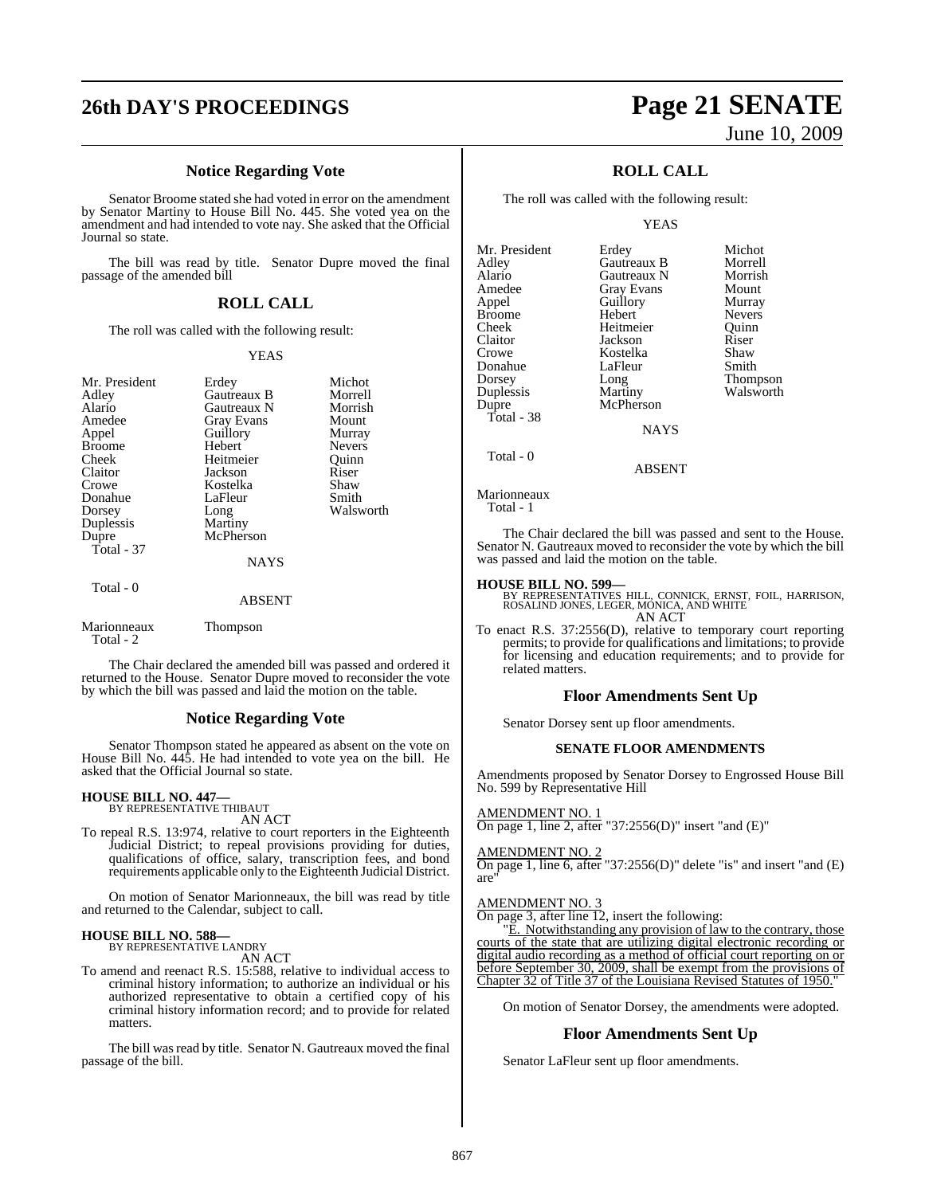### Notice Regarding Vote

Senator Broome stated she had voted in error on the amendment by Senator Martiny to House Bill No. 445. She voted yea on the amendment and had intended to vote nay. She asked that the Official Journal so state.

The bill was read by title. Senator Dupre moved the final passage of the amended bill

## ROLL CALL

The roll was called with the following result:

YEAS

| | | |
|---|---|---|
| Mr. President | Erdey | Michot |
| Adley | Gautreaux B | Morrell |
| Alario | Gautreaux N | Morrish |
| Amedee | Gray Evans | Mount |
| Appel | Guillory | Murray |
| Broome | Hebert | Nevers |
| Cheek | Heitmeier | Quinn |
| Claitor | Jackson | Riser |
| Crowe | Kostelka | Shaw |
| Donahue | LaFleur | Smith |
| Dorsey | Long | Walsworth |
| Duplessis | Martiny | |
| Dupre | McPherson | |

Total - 37

NAYS

Total - 0

ABSENT

| | |
|---|---|
| Marionneaux | Thompson |

Total - 2

The Chair declared the amended bill was passed and ordered it returned to the House. Senator Dupre moved to reconsider the vote by which the bill was passed and laid the motion on the table.

### Notice Regarding Vote

Senator Thompson stated he appeared as absent on the vote on House Bill No. 445. He had intended to vote yea on the bill. He asked that the Official Journal so state.

**HOUSE BILL NO. 447—**
BY REPRESENTATIVE THIBAUT
AN ACT

To repeal R.S. 13:974, relative to court reporters in the Eighteenth Judicial District; to repeal provisions providing for duties, qualifications of office, salary, transcription fees, and bond requirements applicable only to the Eighteenth Judicial District.

On motion of Senator Marionneaux, the bill was read by title and returned to the Calendar, subject to call.

**HOUSE BILL NO. 588—**
BY REPRESENTATIVE LANDRY
AN ACT

To amend and reenact R.S. 15:588, relative to individual access to criminal history information; to authorize an individual or his authorized representative to obtain a certified copy of his criminal history information record; and to provide for related matters.

The bill was read by title. Senator N. Gautreaux moved the final passage of the bill.

## ROLL CALL

The roll was called with the following result:

YEAS

| | | |
|---|---|---|
| Mr. President | Erdey | Michot |
| Adley | Gautreaux B | Morrell |
| Alario | Gautreaux N | Morrish |
| Amedee | Gray Evans | Mount |
| Appel | Guillory | Murray |
| Broome | Hebert | Nevers |
| Cheek | Heitmeier | Quinn |
| Claitor | Jackson | Riser |
| Crowe | Kostelka | Shaw |
| Donahue | LaFleur | Smith |
| Dorsey | Long | Thompson |
| Duplessis | Martiny | Walsworth |
| Dupre | McPherson | |

Total - 38

NAYS

Total - 0

ABSENT

Marionneaux

Total - 1

The Chair declared the bill was passed and sent to the House. Senator N. Gautreaux moved to reconsider the vote by which the bill was passed and laid the motion on the table.

**HOUSE BILL NO. 599—**
BY REPRESENTATIVES HILL, CONNICK, ERNST, FOIL, HARRISON, ROSALIND JONES, LEGER, MONICA, AND WHITE
AN ACT

To enact R.S. 37:2556(D), relative to temporary court reporting permits; to provide for qualifications and limitations; to provide for licensing and education requirements; and to provide for related matters.

### Floor Amendments Sent Up

Senator Dorsey sent up floor amendments.

#### SENATE FLOOR AMENDMENTS

Amendments proposed by Senator Dorsey to Engrossed House Bill No. 599 by Representative Hill

AMENDMENT NO. 1
On page 1, line 2, after "37:2556(D)" insert "and (E)"

AMENDMENT NO. 2
On page 1, line 6, after "37:2556(D)" delete "is" and insert "and (E) are"

AMENDMENT NO. 3
On page 3, after line 12, insert the following:

"E. Notwithstanding any provision of law to the contrary, those courts of the state that are utilizing digital electronic recording or digital audio recording as a method of official court reporting on or before September 30, 2009, shall be exempt from the provisions of Chapter 32 of Title 37 of the Louisiana Revised Statutes of 1950."

On motion of Senator Dorsey, the amendments were adopted.

### Floor Amendments Sent Up

Senator LaFleur sent up floor amendments.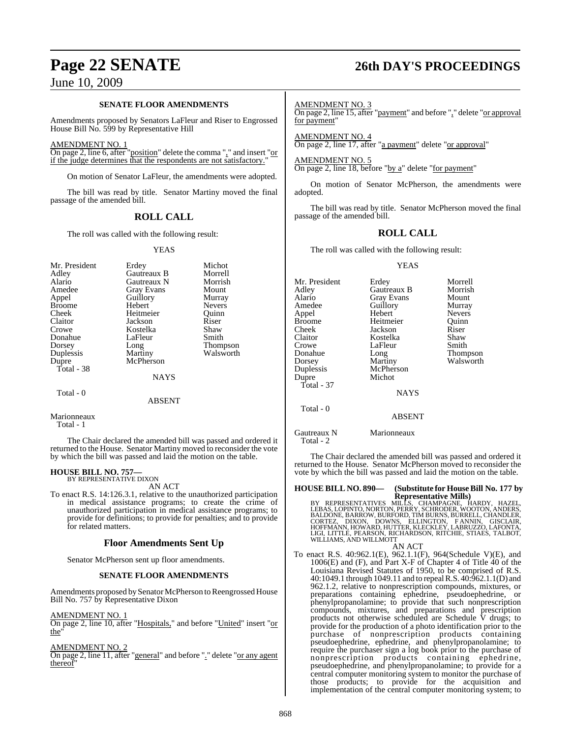**SENATE FLOOR AMENDMENTS**

Amendments proposed by Senators LaFleur and Riser to Engrossed House Bill No. 599 by Representative Hill

AMENDMENT NO. 1

On page 2, line 6, after "position" delete the comma "," and insert "or if the judge determines that the respondents are not satisfactory."

On motion of Senator LaFleur, the amendments were adopted.

The bill was read by title. Senator Martiny moved the final passage of the amended bill.

## ROLL CALL

The roll was called with the following result:

YEAS

| | | |
|---|---|---|
| Mr. President | Erdey | Michot |
| Adley | Gautreaux B | Morrell |
| Alario | Gautreaux N | Morrish |
| Amedee | Gray Evans | Mount |
| Appel | Guillory | Murray |
| Broome | Hebert | Nevers |
| Cheek | Heitmeier | Quinn |
| Claitor | Jackson | Riser |
| Crowe | Kostelka | Shaw |
| Donahue | LaFleur | Smith |
| Dorsey | Long | Thompson |
| Duplessis | Martiny | Walsworth |
| Dupre | McPherson | |

Total - 38

NAYS

Total - 0

ABSENT

Marionneaux

Total - 1

The Chair declared the amended bill was passed and ordered it returned to the House. Senator Martiny moved to reconsider the vote by which the bill was passed and laid the motion on the table.

**HOUSE BILL NO. 757—**
BY REPRESENTATIVE DIXON

AN ACT

To enact R.S. 14:126.3.1, relative to the unauthorized participation in medical assistance programs; to create the crime of unauthorized participation in medical assistance programs; to provide for definitions; to provide for penalties; and to provide for related matters.

## Floor Amendments Sent Up

Senator McPherson sent up floor amendments.

**SENATE FLOOR AMENDMENTS**

Amendments proposed by Senator McPherson to Reengrossed House Bill No. 757 by Representative Dixon

AMENDMENT NO. 1

On page 2, line 10, after "Hospitals," and before "United" insert "or the"

AMENDMENT NO. 2

On page 2, line 11, after "general" and before "." delete "or any agent thereof"

AMENDMENT NO. 3

On page 2, line 15, after "payment" and before "," delete "or approval for payment"

AMENDMENT NO. 4

On page 2, line 17, after "a payment" delete "or approval"

AMENDMENT NO. 5

On page 2, line 18, before "by a" delete "for payment"

On motion of Senator McPherson, the amendments were adopted.

The bill was read by title. Senator McPherson moved the final passage of the amended bill.

## ROLL CALL

The roll was called with the following result:

YEAS

| | | |
|---|---|---|
| Mr. President | Erdey | Morrell |
| Adley | Gautreaux B | Morrish |
| Alario | Gray Evans | Mount |
| Amedee | Guillory | Murray |
| Appel | Hebert | Nevers |
| Broome | Heitmeier | Quinn |
| Cheek | Jackson | Riser |
| Claitor | Kostelka | Shaw |
| Crowe | LaFleur | Smith |
| Donahue | Long | Thompson |
| Dorsey | Martiny | Walsworth |
| Duplessis | McPherson | |
| Dupre | Michot | |

Total - 37

NAYS

Total - 0

ABSENT

Gautreaux N Marionneaux

Total - 2

The Chair declared the amended bill was passed and ordered it returned to the House. Senator McPherson moved to reconsider the vote by which the bill was passed and laid the motion on the table.

**HOUSE BILL NO. 890— (Substitute for House Bill No. 177 by Representative Mills)**
BY REPRESENTATIVES MILLS, CHAMPAGNE, HARDY, HAZEL, LEBAS, LOPINTO, NORTON, PERRY, SCHRODER, WOOTON, ANDERS, BALDONE, BARROW, BURFORD, TIM BURNS, BURRELL, CHANDLER, CORTEZ, DIXON, DOWNS, ELLINGTON, FANNIN, GISCLAIR, HOFFMANN, HOWARD, HUTTER, KLECKLEY, LABRUZZO, LAFONTA, LIGI, LITTLE, PEARSON, RICHARDSON, RITCHIE, STIAES, TALBOT, WILLIAMS, AND WILLMOTT

AN ACT

To enact R.S. 40:962.1(E), 962.1.1(F), 964(Schedule V)(E), and 1006(E) and (F), and Part X-F of Chapter 4 of Title 40 of the Louisiana Revised Statutes of 1950, to be comprised of R.S. 40:1049.1 through 1049.11 and to repeal R.S. 40:962.1.1(D) and 962.1.2, relative to nonprescription compounds, mixtures, or preparations containing ephedrine, pseudoephedrine, or phenylpropanolamine; to provide that such nonprescription compounds, mixtures, and preparations and prescription products not otherwise scheduled are Schedule V drugs; to provide for the production of a photo identification prior to the purchase of nonprescription products containing pseudoephedrine, ephedrine, and phenylpropanolamine; to require the purchaser sign a log book prior to the purchase of nonprescription products containing ephedrine, pseudoephedrine, and phenylpropanolamine; to provide for a central computer monitoring system to monitor the purchase of those products; to provide for the acquisition and implementation of the central computer monitoring system; to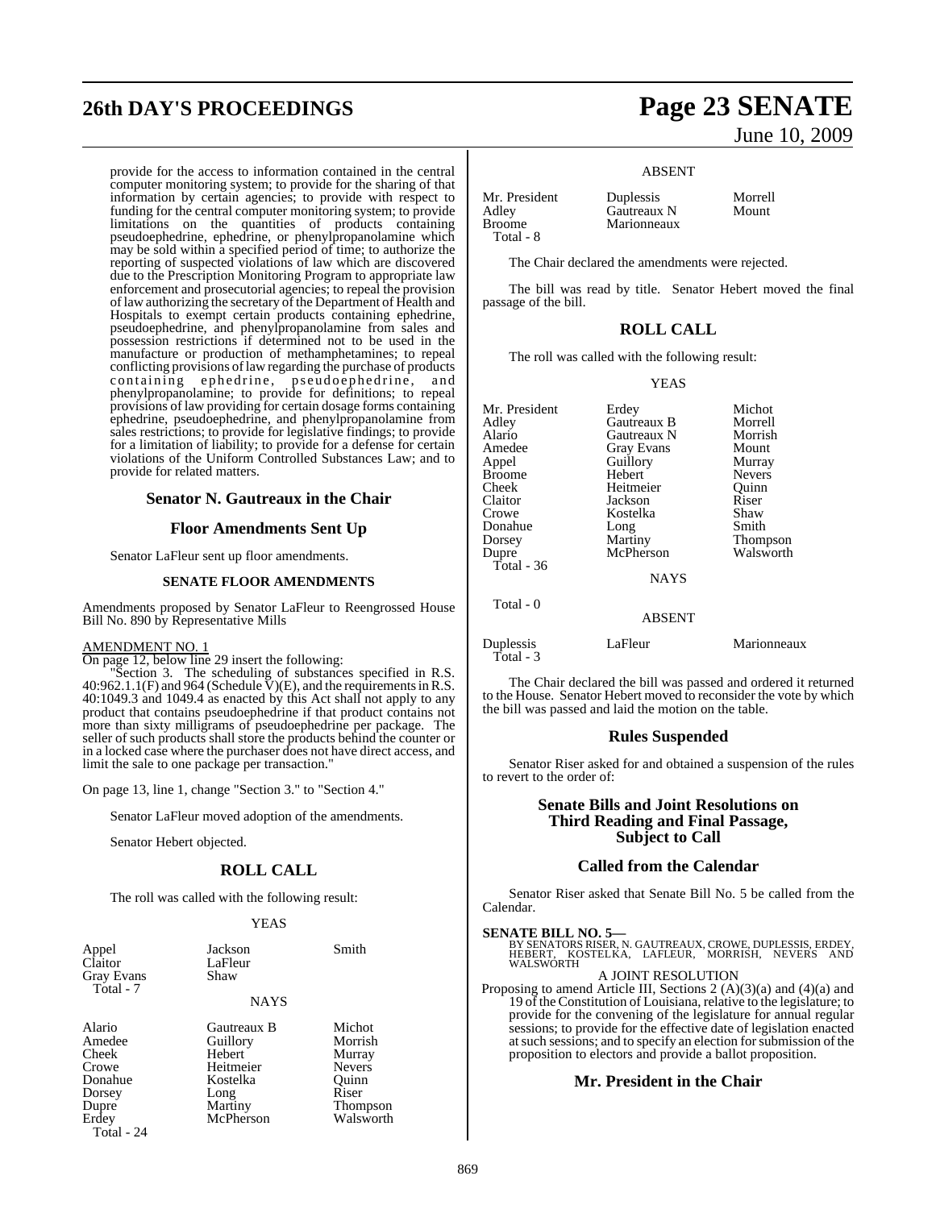provide for the access to information contained in the central computer monitoring system; to provide for the sharing of that information by certain agencies; to provide with respect to funding for the central computer monitoring system; to provide limitations on the quantities of products containing pseudoephedrine, ephedrine, or phenylpropanolamine which may be sold within a specified period of time; to authorize the reporting of suspected violations of law which are discovered due to the Prescription Monitoring Program to appropriate law enforcement and prosecutorial agencies; to repeal the provision of law authorizing the secretary of the Department of Health and Hospitals to exempt certain products containing ephedrine, pseudoephedrine, and phenylpropanolamine from sales and possession restrictions if determined not to be used in the manufacture or production of methamphetamines; to repeal conflicting provisions of law regarding the purchase of products containing ephedrine, pseudoephedrine, and phenylpropanolamine; to provide for definitions; to repeal provisions of law providing for certain dosage forms containing ephedrine, pseudoephedrine, and phenylpropanolamine from sales restrictions; to provide for legislative findings; to provide for a limitation of liability; to provide for a defense for certain violations of the Uniform Controlled Substances Law; and to provide for related matters.

## Senator N. Gautreaux in the Chair

## Floor Amendments Sent Up

Senator LaFleur sent up floor amendments.

### SENATE FLOOR AMENDMENTS

Amendments proposed by Senator LaFleur to Reengrossed House Bill No. 890 by Representative Mills

AMENDMENT NO. 1

On page 12, below line 29 insert the following:

"Section 3. The scheduling of substances specified in R.S. 40:962.1.1(F) and 964 (Schedule V)(E), and the requirements in R.S. 40:1049.3 and 1049.4 as enacted by this Act shall not apply to any product that contains pseudoephedrine if that product contains not more than sixty milligrams of pseudoephedrine per package. The seller of such products shall store the products behind the counter or in a locked case where the purchaser does not have direct access, and limit the sale to one package per transaction."

On page 13, line 1, change "Section 3." to "Section 4."

Senator LaFleur moved adoption of the amendments.

Senator Hebert objected.

## ROLL CALL

The roll was called with the following result:

YEAS

| | | |
|---|---|---|
| Appel | Jackson | Smith |
| Claitor | LaFleur | |
| Gray Evans | Shaw | |
| Total - 7 | | |

NAYS

| | | |
|---|---|---|
| Alario | Gautreaux B | Michot |
| Amedee | Guillory | Morrish |
| Cheek | Hebert | Murray |
| Crowe | Heitmeier | Nevers |
| Donahue | Kostelka | Quinn |
| Dorsey | Long | Riser |
| Dupre | Martiny | Thompson |
| Erdey | McPherson | Walsworth |
| Total - 24 | | |

ABSENT

| | | |
|---|---|---|
| Mr. President | Duplessis | Morrell |
| Adley | Gautreaux N | Mount |
| Broome | Marionneaux | |
| Total - 8 | | |

The Chair declared the amendments were rejected.

The bill was read by title. Senator Hebert moved the final passage of the bill.

## ROLL CALL

The roll was called with the following result:

YEAS

| | | |
|---|---|---|
| Mr. President | Erdey | Michot |
| Adley | Gautreaux B | Morrell |
| Alario | Gautreaux N | Morrish |
| Amedee | Gray Evans | Mount |
| Appel | Guillory | Murray |
| Broome | Hebert | Nevers |
| Cheek | Heitmeier | Quinn |
| Claitor | Jackson | Riser |
| Crowe | Kostelka | Shaw |
| Donahue | Long | Smith |
| Dorsey | Martiny | Thompson |
| Dupre | McPherson | Walsworth |
| Total - 36 | | |

NAYS

Total - 0

ABSENT

| | | |
|---|---|---|
| Duplessis | LaFleur | Marionneaux |
| Total - 3 | | |

The Chair declared the bill was passed and ordered it returned to the House. Senator Hebert moved to reconsider the vote by which the bill was passed and laid the motion on the table.

## Rules Suspended

Senator Riser asked for and obtained a suspension of the rules to revert to the order of:

## Senate Bills and Joint Resolutions on Third Reading and Final Passage, Subject to Call

## Called from the Calendar

Senator Riser asked that Senate Bill No. 5 be called from the Calendar.

**SENATE BILL NO. 5—**
BY SENATORS RISER, N. GAUTREAUX, CROWE, DUPLESSIS, ERDEY, HEBERT, KOSTELKA, LAFLEUR, MORRISH, NEVERS AND WALSWORTH

A JOINT RESOLUTION

Proposing to amend Article III, Sections 2 (A)(3)(a) and (4)(a) and 19 of the Constitution of Louisiana, relative to the legislature; to provide for the convening of the legislature for annual regular sessions; to provide for the effective date of legislation enacted at such sessions; and to specify an election for submission of the proposition to electors and provide a ballot proposition.

## Mr. President in the Chair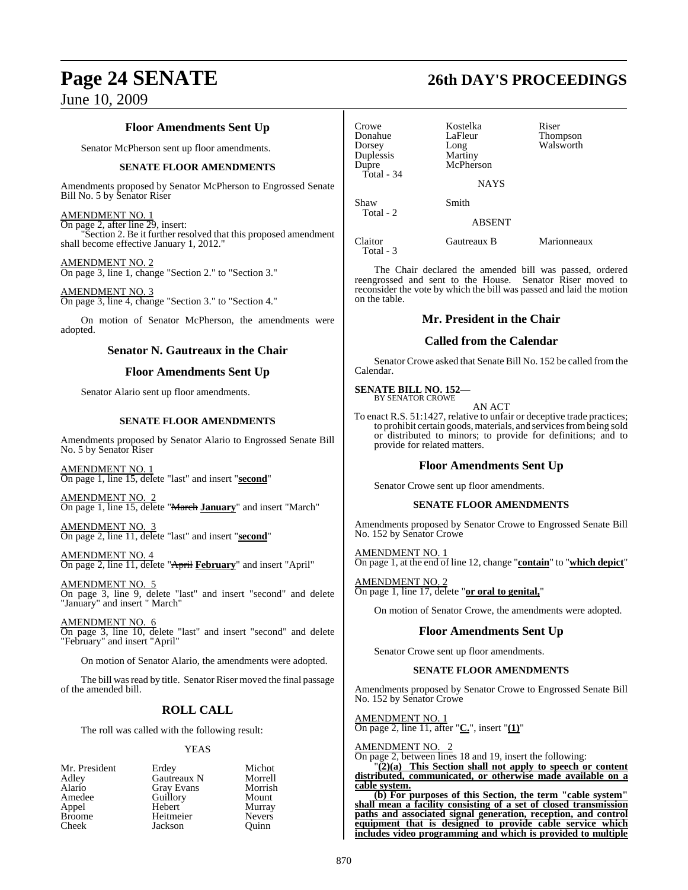### Floor Amendments Sent Up

Senator McPherson sent up floor amendments.

**SENATE FLOOR AMENDMENTS**

Amendments proposed by Senator McPherson to Engrossed Senate Bill No. 5 by Senator Riser

AMENDMENT NO. 1
On page 2, after line 29, insert:
"Section 2. Be it further resolved that this proposed amendment shall become effective January 1, 2012."

AMENDMENT NO. 2
On page 3, line 1, change "Section 2." to "Section 3."

AMENDMENT NO. 3
On page 3, line 4, change "Section 3." to "Section 4."

On motion of Senator McPherson, the amendments were adopted.

## Senator N. Gautreaux in the Chair

### Floor Amendments Sent Up

Senator Alario sent up floor amendments.

**SENATE FLOOR AMENDMENTS**

Amendments proposed by Senator Alario to Engrossed Senate Bill No. 5 by Senator Riser

AMENDMENT NO. 1
On page 1, line 15, delete "last" and insert "**second**"

AMENDMENT NO. 2
On page 1, line 15, delete "~~March~~ **January**" and insert "March"

AMENDMENT NO. 3
On page 2, line 11, delete "last" and insert "**second**"

AMENDMENT NO. 4
On page 2, line 11, delete "~~April~~ **February**" and insert "April"

AMENDMENT NO. 5
On page 3, line 9, delete "last" and insert "second" and delete "January" and insert " March"

AMENDMENT NO. 6
On page 3, line 10, delete "last" and insert "second" and delete "February" and insert "April"

On motion of Senator Alario, the amendments were adopted.

The bill was read by title. Senator Riser moved the final passage of the amended bill.

## ROLL CALL

The roll was called with the following result:

YEAS

| | | |
|---|---|---|
| Mr. President | Erdey | Michot |
| Adley | Gautreaux N | Morrell |
| Alario | Gray Evans | Morrish |
| Amedee | Guillory | Mount |
| Appel | Hebert | Murray |
| Broome | Heitmeier | Nevers |
| Cheek | Jackson | Quinn |
| Crowe | Kostelka | Riser |
| Donahue | LaFleur | Thompson |
| Dorsey | Long | Walsworth |
| Duplessis | Martiny | |
| Dupre | McPherson | |
| Total - 34 | | |

NAYS

| | |
|---|---|
| Shaw | Smith |
| Total - 2 | |

ABSENT

| | | |
|---|---|---|
| Claitor | Gautreaux B | Marionneaux |
| Total - 3 | | |

The Chair declared the amended bill was passed, ordered reengrossed and sent to the House. Senator Riser moved to reconsider the vote by which the bill was passed and laid the motion on the table.

## Mr. President in the Chair

## Called from the Calendar

Senator Crowe asked that Senate Bill No. 152 be called from the Calendar.

**SENATE BILL NO. 152—**
BY SENATOR CROWE

AN ACT

To enact R.S. 51:1427, relative to unfair or deceptive trade practices; to prohibit certain goods, materials, and services from being sold or distributed to minors; to provide for definitions; and to provide for related matters.

### Floor Amendments Sent Up

Senator Crowe sent up floor amendments.

**SENATE FLOOR AMENDMENTS**

Amendments proposed by Senator Crowe to Engrossed Senate Bill No. 152 by Senator Crowe

AMENDMENT NO. 1
On page 1, at the end of line 12, change "**contain**" to "**which depict**"

AMENDMENT NO. 2
On page 1, line 17, delete "**or oral to genital,**"

On motion of Senator Crowe, the amendments were adopted.

### Floor Amendments Sent Up

Senator Crowe sent up floor amendments.

**SENATE FLOOR AMENDMENTS**

Amendments proposed by Senator Crowe to Engrossed Senate Bill No. 152 by Senator Crowe

AMENDMENT NO. 1
On page 2, line 11, after "**C.**", insert "**(1)**"

AMENDMENT NO. 2
On page 2, between lines 18 and 19, insert the following:
"**(2)(a) This Section shall not apply to speech or content distributed, communicated, or otherwise made available on a cable system.**

**(b) For purposes of this Section, the term "cable system" shall mean a facility consisting of a set of closed transmission paths and associated signal generation, reception, and control equipment that is designed to provide cable service which includes video programming and which is provided to multiple**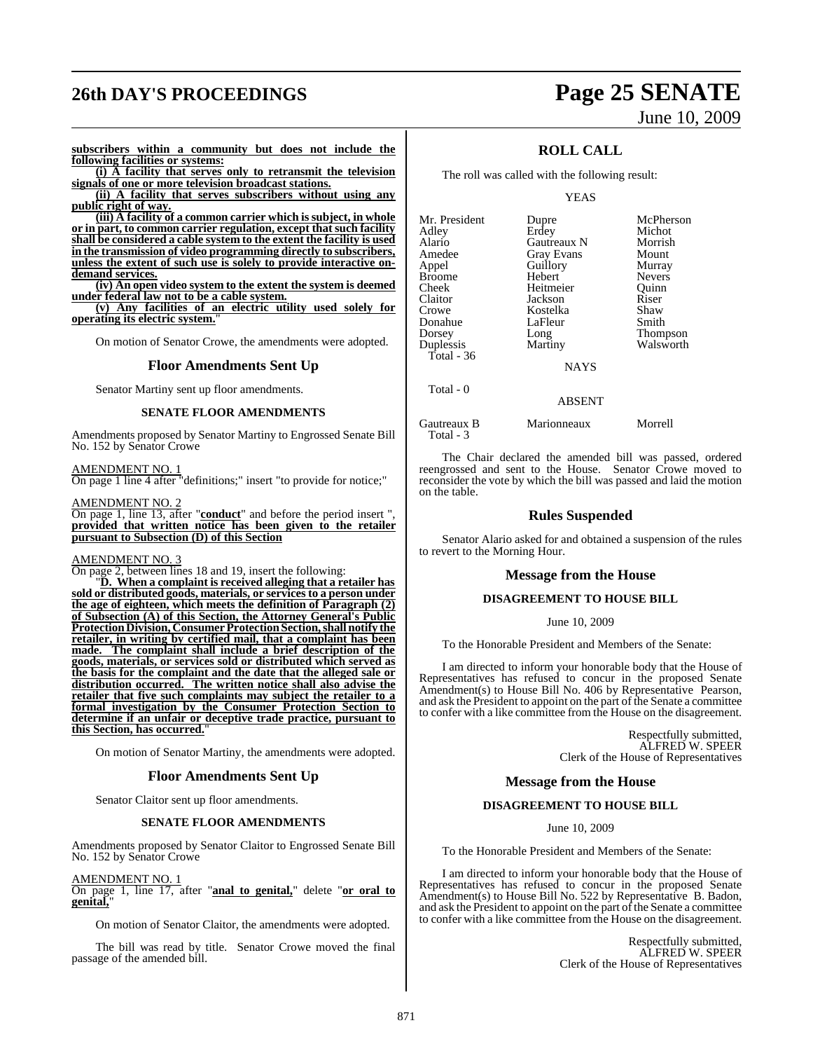**subscribers within a community but does not include the following facilities or systems:**

**(i) A facility that serves only to retransmit the television signals of one or more television broadcast stations.**

**(ii) A facility that serves subscribers without using any public right of way.**

**(iii) A facility of a common carrier which is subject, in whole or in part, to common carrier regulation, except that such facility shall be considered a cable system to the extent the facility is used in the transmission of video programming directly to subscribers, unless the extent of such use is solely to provide interactive on-demand services.**

**(iv) An open video system to the extent the system is deemed under federal law not to be a cable system.**

**(v) Any facilities of an electric utility used solely for operating its electric system.**"

On motion of Senator Crowe, the amendments were adopted.

## Floor Amendments Sent Up

Senator Martiny sent up floor amendments.

### SENATE FLOOR AMENDMENTS

Amendments proposed by Senator Martiny to Engrossed Senate Bill No. 152 by Senator Crowe

AMENDMENT NO. 1
On page 1 line 4 after "definitions;" insert "to provide for notice;"

AMENDMENT NO. 2
On page 1, line 13, after "**conduct**" and before the period insert ", **provided that written notice has been given to the retailer pursuant to Subsection (D) of this Section**

AMENDMENT NO. 3
On page 2, between lines 18 and 19, insert the following:

"**D. When a complaint is received alleging that a retailer has sold or distributed goods, materials, or services to a person under the age of eighteen, which meets the definition of Paragraph (2) of Subsection (A) of this Section, the Attorney General's Public Protection Division, Consumer Protection Section, shall notify the retailer, in writing by certified mail, that a complaint has been made. The complaint shall include a brief description of the goods, materials, or services sold or distributed which served as the basis for the complaint and the date that the alleged sale or distribution occurred. The written notice shall also advise the retailer that five such complaints may subject the retailer to a formal investigation by the Consumer Protection Section to determine if an unfair or deceptive trade practice, pursuant to this Section, has occurred.**"

On motion of Senator Martiny, the amendments were adopted.

## Floor Amendments Sent Up

Senator Claitor sent up floor amendments.

### SENATE FLOOR AMENDMENTS

Amendments proposed by Senator Claitor to Engrossed Senate Bill No. 152 by Senator Crowe

AMENDMENT NO. 1
On page 1, line 17, after "**anal to genital,**" delete "**or oral to genital,**"

On motion of Senator Claitor, the amendments were adopted.

The bill was read by title. Senator Crowe moved the final passage of the amended bill.

## ROLL CALL

The roll was called with the following result:

YEAS

| | | |
|---|---|---|
| Mr. President | Dupre | McPherson |
| Adley | Erdey | Michot |
| Alario | Gautreaux N | Morrish |
| Amedee | Gray Evans | Mount |
| Appel | Guillory | Murray |
| Broome | Hebert | Nevers |
| Cheek | Heitmeier | Quinn |
| Claitor | Jackson | Riser |
| Crowe | Kostelka | Shaw |
| Donahue | LaFleur | Smith |
| Dorsey | Long | Thompson |
| Duplessis | Martiny | Walsworth |

Total - 36

NAYS

Total - 0

ABSENT

| | | |
|---|---|---|
| Gautreaux B | Marionneaux | Morrell |

Total - 3

The Chair declared the amended bill was passed, ordered reengrossed and sent to the House. Senator Crowe moved to reconsider the vote by which the bill was passed and laid the motion on the table.

## Rules Suspended

Senator Alario asked for and obtained a suspension of the rules to revert to the Morning Hour.

## Message from the House

### DISAGREEMENT TO HOUSE BILL

June 10, 2009

To the Honorable President and Members of the Senate:

I am directed to inform your honorable body that the House of Representatives has refused to concur in the proposed Senate Amendment(s) to House Bill No. 406 by Representative Pearson, and ask the President to appoint on the part of the Senate a committee to confer with a like committee from the House on the disagreement.

Respectfully submitted,
ALFRED W. SPEER
Clerk of the House of Representatives

## Message from the House

### DISAGREEMENT TO HOUSE BILL

June 10, 2009

To the Honorable President and Members of the Senate:

I am directed to inform your honorable body that the House of Representatives has refused to concur in the proposed Senate Amendment(s) to House Bill No. 522 by Representative B. Badon, and ask the President to appoint on the part of the Senate a committee to confer with a like committee from the House on the disagreement.

Respectfully submitted,
ALFRED W. SPEER
Clerk of the House of Representatives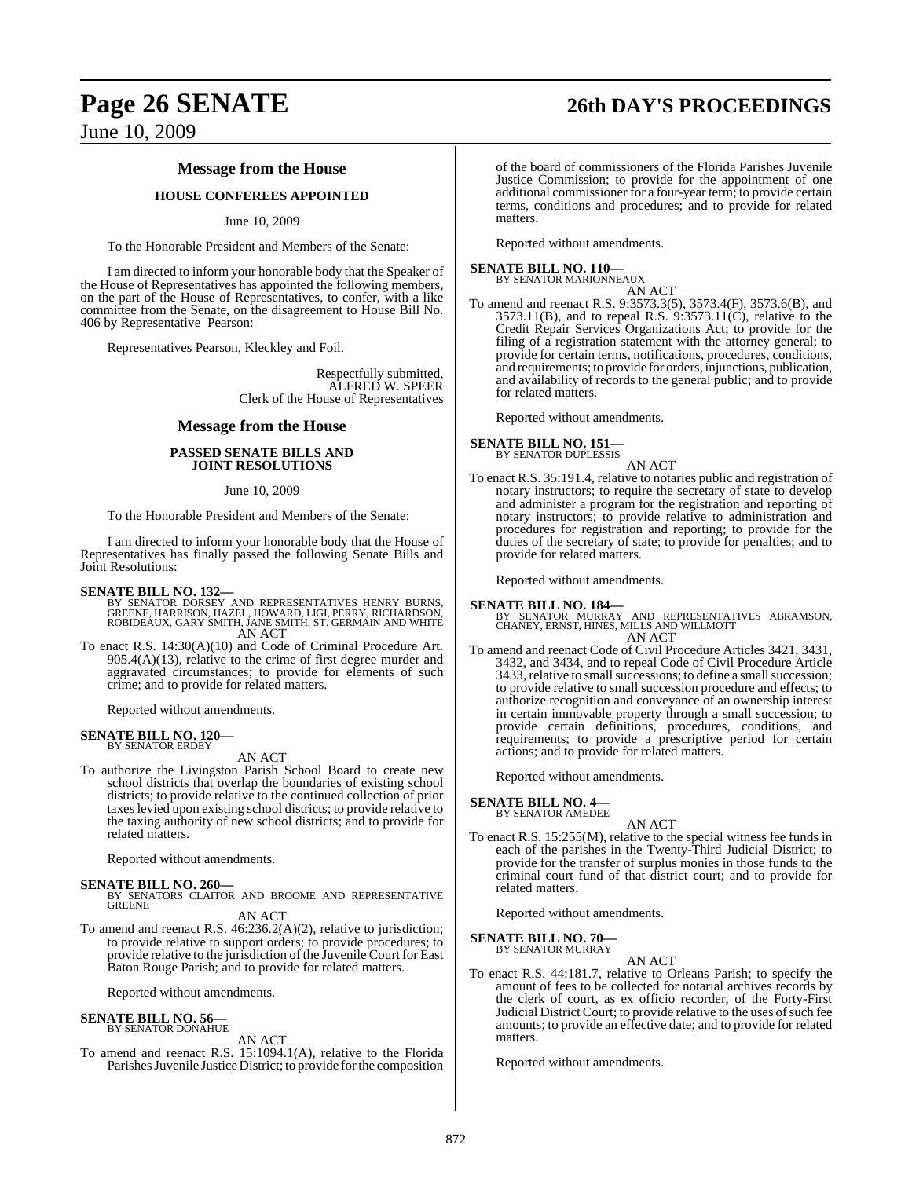## Message from the House

### HOUSE CONFEREES APPOINTED

June 10, 2009

To the Honorable President and Members of the Senate:

I am directed to inform your honorable body that the Speaker of the House of Representatives has appointed the following members, on the part of the House of Representatives, to confer, with a like committee from the Senate, on the disagreement to House Bill No. 406 by Representative Pearson:

Representatives Pearson, Kleckley and Foil.

Respectfully submitted,
ALFRED W. SPEER
Clerk of the House of Representatives

## Message from the House

### PASSED SENATE BILLS AND JOINT RESOLUTIONS

June 10, 2009

To the Honorable President and Members of the Senate:

I am directed to inform your honorable body that the House of Representatives has finally passed the following Senate Bills and Joint Resolutions:

**SENATE BILL NO. 132—**
BY SENATOR DORSEY AND REPRESENTATIVES HENRY BURNS, GREENE, HARRISON, HAZEL, HOWARD, LIGI, PERRY, RICHARDSON, ROBIDEAUX, GARY SMITH, JANE SMITH, ST. GERMAIN AND WHITE

AN ACT

To enact R.S. 14:30(A)(10) and Code of Criminal Procedure Art. 905.4(A)(13), relative to the crime of first degree murder and aggravated circumstances; to provide for elements of such crime; and to provide for related matters.

Reported without amendments.

**SENATE BILL NO. 120—**
BY SENATOR ERDEY

AN ACT

To authorize the Livingston Parish School Board to create new school districts that overlap the boundaries of existing school districts; to provide relative to the continued collection of prior taxes levied upon existing school districts; to provide relative to the taxing authority of new school districts; and to provide for related matters.

Reported without amendments.

**SENATE BILL NO. 260—**
BY SENATORS CLAITOR AND BROOME AND REPRESENTATIVE GREENE

AN ACT

To amend and reenact R.S. 46:236.2(A)(2), relative to jurisdiction; to provide relative to support orders; to provide procedures; to provide relative to the jurisdiction of the Juvenile Court for East Baton Rouge Parish; and to provide for related matters.

Reported without amendments.

**SENATE BILL NO. 56—**
BY SENATOR DONAHUE

AN ACT

To amend and reenact R.S. 15:1094.1(A), relative to the Florida Parishes Juvenile Justice District; to provide for the composition of the board of commissioners of the Florida Parishes Juvenile Justice Commission; to provide for the appointment of one additional commissioner for a four-year term; to provide certain terms, conditions and procedures; and to provide for related matters.

Reported without amendments.

**SENATE BILL NO. 110—**
BY SENATOR MARIONNEAUX

AN ACT

To amend and reenact R.S. 9:3573.3(5), 3573.4(F), 3573.6(B), and 3573.11(B), and to repeal R.S. 9:3573.11(C), relative to the Credit Repair Services Organizations Act; to provide for the filing of a registration statement with the attorney general; to provide for certain terms, notifications, procedures, conditions, and requirements; to provide for orders, injunctions, publication, and availability of records to the general public; and to provide for related matters.

Reported without amendments.

**SENATE BILL NO. 151—**
BY SENATOR DUPLESSIS

AN ACT

To enact R.S. 35:191.4, relative to notaries public and registration of notary instructors; to require the secretary of state to develop and administer a program for the registration and reporting of notary instructors; to provide relative to administration and procedures for registration and reporting; to provide for the duties of the secretary of state; to provide for penalties; and to provide for related matters.

Reported without amendments.

**SENATE BILL NO. 184—**
BY SENATOR MURRAY AND REPRESENTATIVES ABRAMSON, CHANEY, ERNST, HINES, MILLS AND WILLMOTT

AN ACT

To amend and reenact Code of Civil Procedure Articles 3421, 3431, 3432, and 3434, and to repeal Code of Civil Procedure Article 3433, relative to small successions; to define a small succession; to provide relative to small succession procedure and effects; to authorize recognition and conveyance of an ownership interest in certain immovable property through a small succession; to provide certain definitions, procedures, conditions, and requirements; to provide a prescriptive period for certain actions; and to provide for related matters.

Reported without amendments.

**SENATE BILL NO. 4—**
BY SENATOR AMEDEE

AN ACT

To enact R.S. 15:255(M), relative to the special witness fee funds in each of the parishes in the Twenty-Third Judicial District; to provide for the transfer of surplus monies in those funds to the criminal court fund of that district court; and to provide for related matters.

Reported without amendments.

**SENATE BILL NO. 70—**
BY SENATOR MURRAY

AN ACT

To enact R.S. 44:181.7, relative to Orleans Parish; to specify the amount of fees to be collected for notarial archives records by the clerk of court, as ex officio recorder, of the Forty-First Judicial District Court; to provide relative to the uses of such fee amounts; to provide an effective date; and to provide for related matters.

Reported without amendments.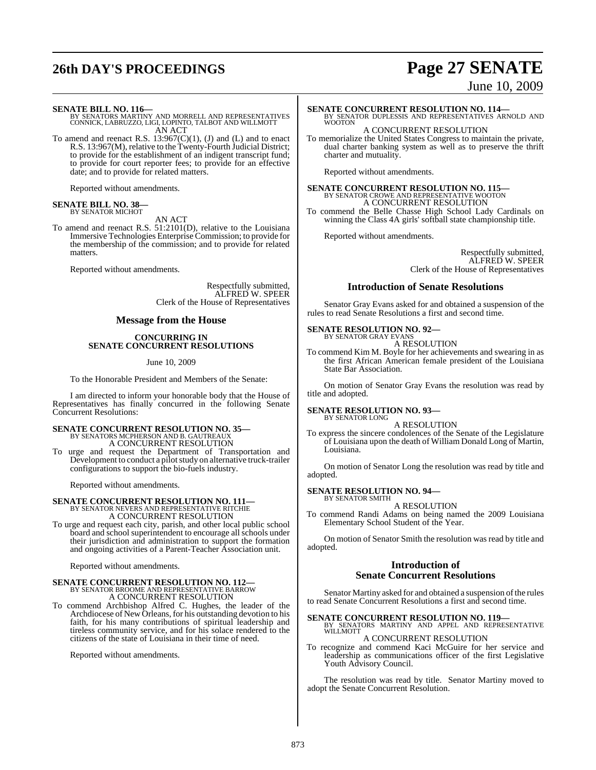**SENATE BILL NO. 116—**
BY SENATORS MARTINY AND MORRELL AND REPRESENTATIVES CONNICK, LABRUZZO, LIGI, LOPINTO, TALBOT AND WILLMOTT

AN ACT

To amend and reenact R.S. 13:967(C)(1), (J) and (L) and to enact R.S. 13:967(M), relative to the Twenty-Fourth Judicial District; to provide for the establishment of an indigent transcript fund; to provide for court reporter fees; to provide for an effective date; and to provide for related matters.

Reported without amendments.

**SENATE BILL NO. 38—**
BY SENATOR MICHOT

AN ACT

To amend and reenact R.S. 51:2101(D), relative to the Louisiana Immersive Technologies Enterprise Commission; to provide for the membership of the commission; and to provide for related matters.

Reported without amendments.

Respectfully submitted,
ALFRED W. SPEER
Clerk of the House of Representatives

## Message from the House

**CONCURRING IN SENATE CONCURRENT RESOLUTIONS**

June 10, 2009

To the Honorable President and Members of the Senate:

I am directed to inform your honorable body that the House of Representatives has finally concurred in the following Senate Concurrent Resolutions:

**SENATE CONCURRENT RESOLUTION NO. 35—**
BY SENATORS MCPHERSON AND B. GAUTREAUX

A CONCURRENT RESOLUTION

To urge and request the Department of Transportation and Development to conduct a pilot study on alternative truck-trailer configurations to support the bio-fuels industry.

Reported without amendments.

**SENATE CONCURRENT RESOLUTION NO. 111—**
BY SENATOR NEVERS AND REPRESENTATIVE RITCHIE

A CONCURRENT RESOLUTION

To urge and request each city, parish, and other local public school board and school superintendent to encourage all schools under their jurisdiction and administration to support the formation and ongoing activities of a Parent-Teacher Association unit.

Reported without amendments.

**SENATE CONCURRENT RESOLUTION NO. 112—**
BY SENATOR BROOME AND REPRESENTATIVE BARROW

A CONCURRENT RESOLUTION

To commend Archbishop Alfred C. Hughes, the leader of the Archdiocese of New Orleans, for his outstanding devotion to his faith, for his many contributions of spiritual leadership and tireless community service, and for his solace rendered to the citizens of the state of Louisiana in their time of need.

Reported without amendments.

**SENATE CONCURRENT RESOLUTION NO. 114—**
BY SENATOR DUPLESSIS AND REPRESENTATIVES ARNOLD AND WOOTON

A CONCURRENT RESOLUTION

To memorialize the United States Congress to maintain the private, dual charter banking system as well as to preserve the thrift charter and mutuality.

Reported without amendments.

**SENATE CONCURRENT RESOLUTION NO. 115—**
BY SENATOR CROWE AND REPRESENTATIVE WOOTON

A CONCURRENT RESOLUTION

To commend the Belle Chasse High School Lady Cardinals on winning the Class 4A girls' softball state championship title.

Reported without amendments.

Respectfully submitted,
ALFRED W. SPEER
Clerk of the House of Representatives

## Introduction of Senate Resolutions

Senator Gray Evans asked for and obtained a suspension of the rules to read Senate Resolutions a first and second time.

**SENATE RESOLUTION NO. 92—**
BY SENATOR GRAY EVANS

A RESOLUTION

To commend Kim M. Boyle for her achievements and swearing in as the first African American female president of the Louisiana State Bar Association.

On motion of Senator Gray Evans the resolution was read by title and adopted.

**SENATE RESOLUTION NO. 93—**
BY SENATOR LONG

A RESOLUTION

To express the sincere condolences of the Senate of the Legislature of Louisiana upon the death of William Donald Long of Martin, Louisiana.

On motion of Senator Long the resolution was read by title and adopted.

**SENATE RESOLUTION NO. 94—**
BY SENATOR SMITH

A RESOLUTION

To commend Randi Adams on being named the 2009 Louisiana Elementary School Student of the Year.

On motion of Senator Smith the resolution was read by title and adopted.

## Introduction of Senate Concurrent Resolutions

Senator Martiny asked for and obtained a suspension of the rules to read Senate Concurrent Resolutions a first and second time.

**SENATE CONCURRENT RESOLUTION NO. 119—**
BY SENATORS MARTINY AND APPEL AND REPRESENTATIVE WILLMOTT

A CONCURRENT RESOLUTION

To recognize and commend Kaci McGuire for her service and leadership as communications officer of the first Legislative Youth Advisory Council.

The resolution was read by title. Senator Martiny moved to adopt the Senate Concurrent Resolution.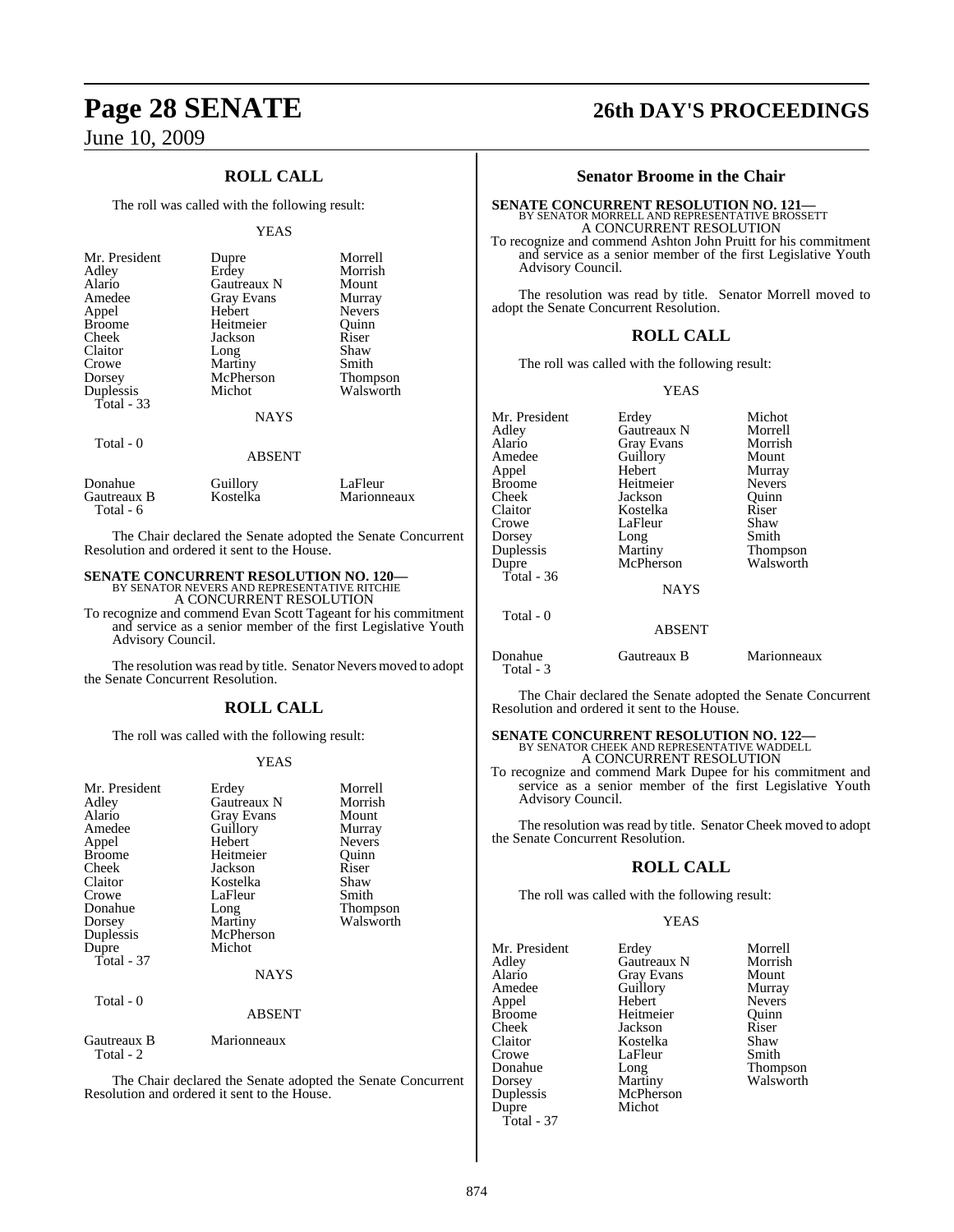## ROLL CALL

The roll was called with the following result:

YEAS

| | | |
|---|---|---|
| Mr. President | Dupre | Morrell |
| Adley | Erdey | Morrish |
| Alario | Gautreaux N | Mount |
| Amedee | Gray Evans | Murray |
| Appel | Hebert | Nevers |
| Broome | Heitmeier | Quinn |
| Cheek | Jackson | Riser |
| Claitor | Long | Shaw |
| Crowe | Martiny | Smith |
| Dorsey | McPherson | Thompson |
| Duplessis | Michot | Walsworth |
| Total - 33 | | |

NAYS

Total - 0

ABSENT

| | | |
|---|---|---|
| Donahue | Guillory | LaFleur |
| Gautreaux B | Kostelka | Marionneaux |
| Total - 6 | | |

The Chair declared the Senate adopted the Senate Concurrent Resolution and ordered it sent to the House.

**SENATE CONCURRENT RESOLUTION NO. 120—**
BY SENATOR NEVERS AND REPRESENTATIVE RITCHIE
A CONCURRENT RESOLUTION

To recognize and commend Evan Scott Tageant for his commitment and service as a senior member of the first Legislative Youth Advisory Council.

The resolution was read by title. Senator Nevers moved to adopt the Senate Concurrent Resolution.

## ROLL CALL

The roll was called with the following result:

YEAS

| | | |
|---|---|---|
| Mr. President | Erdey | Morrell |
| Adley | Gautreaux N | Morrish |
| Alario | Gray Evans | Mount |
| Amedee | Guillory | Murray |
| Appel | Hebert | Nevers |
| Broome | Heitmeier | Quinn |
| Cheek | Jackson | Riser |
| Claitor | Kostelka | Shaw |
| Crowe | LaFleur | Smith |
| Donahue | Long | Thompson |
| Dorsey | Martiny | Walsworth |
| Duplessis | McPherson | |
| Dupre | Michot | |
| Total - 37 | | |

NAYS

Total - 0

ABSENT

| | |
|---|---|
| Gautreaux B | Marionneaux |
| Total - 2 | |

The Chair declared the Senate adopted the Senate Concurrent Resolution and ordered it sent to the House.

## Senator Broome in the Chair

**SENATE CONCURRENT RESOLUTION NO. 121—**
BY SENATOR MORRELL AND REPRESENTATIVE BROSSETT
A CONCURRENT RESOLUTION

To recognize and commend Ashton John Pruitt for his commitment and service as a senior member of the first Legislative Youth Advisory Council.

The resolution was read by title. Senator Morrell moved to adopt the Senate Concurrent Resolution.

## ROLL CALL

The roll was called with the following result:

YEAS

| | | |
|---|---|---|
| Mr. President | Erdey | Michot |
| Adley | Gautreaux N | Morrell |
| Alario | Gray Evans | Morrish |
| Amedee | Guillory | Mount |
| Appel | Hebert | Murray |
| Broome | Heitmeier | Nevers |
| Cheek | Jackson | Quinn |
| Claitor | Kostelka | Riser |
| Crowe | LaFleur | Shaw |
| Dorsey | Long | Smith |
| Duplessis | Martiny | Thompson |
| Dupre | McPherson | Walsworth |
| Total - 36 | | |

NAYS

Total - 0

ABSENT

| | | |
|---|---|---|
| Donahue | Gautreaux B | Marionneaux |
| Total - 3 | | |

The Chair declared the Senate adopted the Senate Concurrent Resolution and ordered it sent to the House.

**SENATE CONCURRENT RESOLUTION NO. 122—**
BY SENATOR CHEEK AND REPRESENTATIVE WADDELL
A CONCURRENT RESOLUTION

To recognize and commend Mark Dupee for his commitment and service as a senior member of the first Legislative Youth Advisory Council.

The resolution was read by title. Senator Cheek moved to adopt the Senate Concurrent Resolution.

## ROLL CALL

The roll was called with the following result:

YEAS

| | | |
|---|---|---|
| Mr. President | Erdey | Morrell |
| Adley | Gautreaux N | Morrish |
| Alario | Gray Evans | Mount |
| Amedee | Guillory | Murray |
| Appel | Hebert | Nevers |
| Broome | Heitmeier | Quinn |
| Cheek | Jackson | Riser |
| Claitor | Kostelka | Shaw |
| Crowe | LaFleur | Smith |
| Donahue | Long | Thompson |
| Dorsey | Martiny | Walsworth |
| Duplessis | McPherson | |
| Dupre | Michot | |
| Total - 37 | | |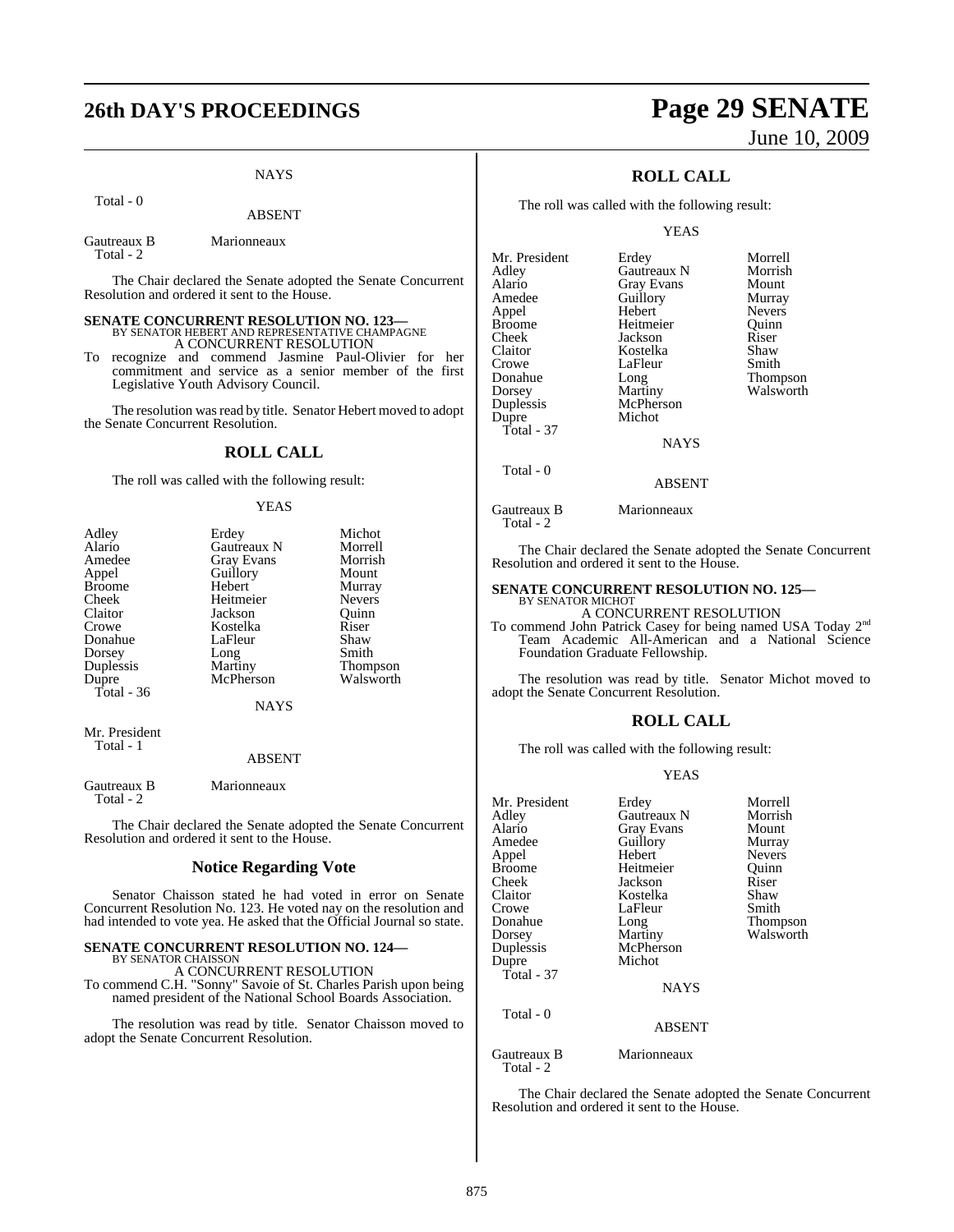NAYS

Total - 0

ABSENT

Gautreaux B    Marionneaux
Total - 2

The Chair declared the Senate adopted the Senate Concurrent Resolution and ordered it sent to the House.

**SENATE CONCURRENT RESOLUTION NO. 123—**
BY SENATOR HEBERT AND REPRESENTATIVE CHAMPAGNE
A CONCURRENT RESOLUTION

To recognize and commend Jasmine Paul-Olivier for her commitment and service as a senior member of the first Legislative Youth Advisory Council.

The resolution was read by title. Senator Hebert moved to adopt the Senate Concurrent Resolution.

## ROLL CALL

The roll was called with the following result:

YEAS

| | | |
|---|---|---|
| Adley | Erdey | Michot |
| Alario | Gautreaux N | Morrell |
| Amedee | Gray Evans | Morrish |
| Appel | Guillory | Mount |
| Broome | Hebert | Murray |
| Cheek | Heitmeier | Nevers |
| Claitor | Jackson | Quinn |
| Crowe | Kostelka | Riser |
| Donahue | LaFleur | Shaw |
| Dorsey | Long | Smith |
| Duplessis | Martiny | Thompson |
| Dupre | McPherson | Walsworth |

Total - 36

NAYS

Mr. President
Total - 1

ABSENT

Gautreaux B    Marionneaux
Total - 2

The Chair declared the Senate adopted the Senate Concurrent Resolution and ordered it sent to the House.

## Notice Regarding Vote

Senator Chaisson stated he had voted in error on Senate Concurrent Resolution No. 123. He voted nay on the resolution and had intended to vote yea. He asked that the Official Journal so state.

**SENATE CONCURRENT RESOLUTION NO. 124—**
BY SENATOR CHAISSON
A CONCURRENT RESOLUTION

To commend C.H. "Sonny" Savoie of St. Charles Parish upon being named president of the National School Boards Association.

The resolution was read by title. Senator Chaisson moved to adopt the Senate Concurrent Resolution.

## ROLL CALL

The roll was called with the following result:

YEAS

| | | |
|---|---|---|
| Mr. President | Erdey | Morrell |
| Adley | Gautreaux N | Morrish |
| Alario | Gray Evans | Mount |
| Amedee | Guillory | Murray |
| Appel | Hebert | Nevers |
| Broome | Heitmeier | Quinn |
| Cheek | Jackson | Riser |
| Claitor | Kostelka | Shaw |
| Crowe | LaFleur | Smith |
| Donahue | Long | Thompson |
| Dorsey | Martiny | Walsworth |
| Duplessis | McPherson | |
| Dupre | Michot | |

Total - 37

NAYS

Total - 0

ABSENT

Gautreaux B    Marionneaux
Total - 2

The Chair declared the Senate adopted the Senate Concurrent Resolution and ordered it sent to the House.

**SENATE CONCURRENT RESOLUTION NO. 125—**
BY SENATOR MICHOT
A CONCURRENT RESOLUTION

To commend John Patrick Casey for being named USA Today 2nd Team Academic All-American and a National Science Foundation Graduate Fellowship.

The resolution was read by title. Senator Michot moved to adopt the Senate Concurrent Resolution.

## ROLL CALL

The roll was called with the following result:

YEAS

| | | |
|---|---|---|
| Mr. President | Erdey | Morrell |
| Adley | Gautreaux N | Morrish |
| Alario | Gray Evans | Mount |
| Amedee | Guillory | Murray |
| Appel | Hebert | Nevers |
| Broome | Heitmeier | Quinn |
| Cheek | Jackson | Riser |
| Claitor | Kostelka | Shaw |
| Crowe | LaFleur | Smith |
| Donahue | Long | Thompson |
| Dorsey | Martiny | Walsworth |
| Duplessis | McPherson | |
| Dupre | Michot | |

Total - 37

NAYS

Total - 0

ABSENT

Gautreaux B    Marionneaux
Total - 2

The Chair declared the Senate adopted the Senate Concurrent Resolution and ordered it sent to the House.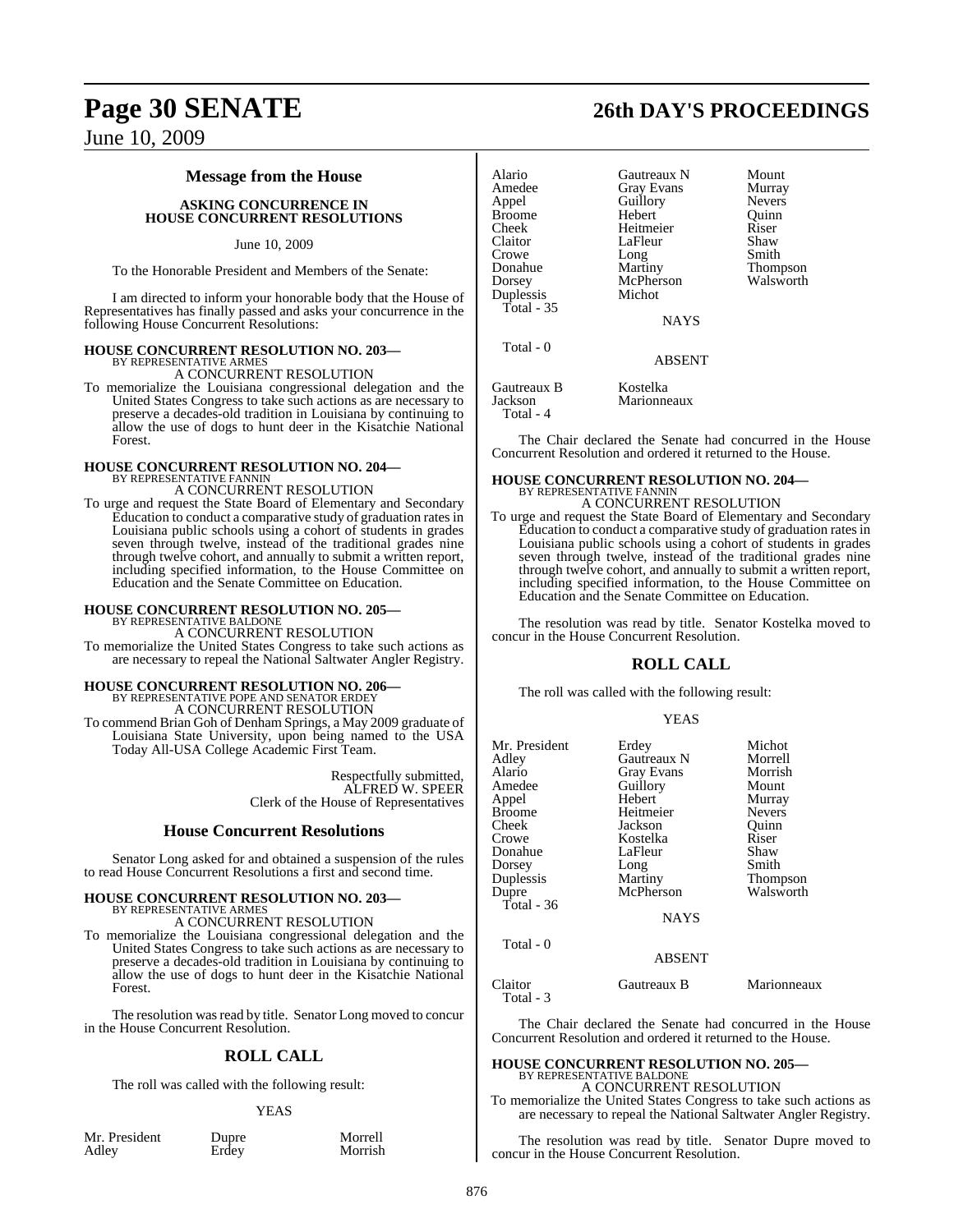## Message from the House

### ASKING CONCURRENCE IN HOUSE CONCURRENT RESOLUTIONS

June 10, 2009

To the Honorable President and Members of the Senate:

I am directed to inform your honorable body that the House of Representatives has finally passed and asks your concurrence in the following House Concurrent Resolutions:

**HOUSE CONCURRENT RESOLUTION NO. 203—**
BY REPRESENTATIVE ARMES
A CONCURRENT RESOLUTION

To memorialize the Louisiana congressional delegation and the United States Congress to take such actions as are necessary to preserve a decades-old tradition in Louisiana by continuing to allow the use of dogs to hunt deer in the Kisatchie National Forest.

**HOUSE CONCURRENT RESOLUTION NO. 204—**
BY REPRESENTATIVE FANNIN
A CONCURRENT RESOLUTION

To urge and request the State Board of Elementary and Secondary Education to conduct a comparative study of graduation rates in Louisiana public schools using a cohort of students in grades seven through twelve, instead of the traditional grades nine through twelve cohort, and annually to submit a written report, including specified information, to the House Committee on Education and the Senate Committee on Education.

**HOUSE CONCURRENT RESOLUTION NO. 205—**
BY REPRESENTATIVE BALDONE
A CONCURRENT RESOLUTION

To memorialize the United States Congress to take such actions as are necessary to repeal the National Saltwater Angler Registry.

**HOUSE CONCURRENT RESOLUTION NO. 206—**
BY REPRESENTATIVE POPE AND SENATOR ERDEY
A CONCURRENT RESOLUTION

To commend Brian Goh of Denham Springs, a May 2009 graduate of Louisiana State University, upon being named to the USA Today All-USA College Academic First Team.

Respectfully submitted,
ALFRED W. SPEER
Clerk of the House of Representatives

## House Concurrent Resolutions

Senator Long asked for and obtained a suspension of the rules to read House Concurrent Resolutions a first and second time.

**HOUSE CONCURRENT RESOLUTION NO. 203—**
BY REPRESENTATIVE ARMES
A CONCURRENT RESOLUTION

To memorialize the Louisiana congressional delegation and the United States Congress to take such actions as are necessary to preserve a decades-old tradition in Louisiana by continuing to allow the use of dogs to hunt deer in the Kisatchie National Forest.

The resolution was read by title. Senator Long moved to concur in the House Concurrent Resolution.

## ROLL CALL

The roll was called with the following result:

YEAS

| | | |
|---|---|---|
| Mr. President | Dupre | Morrell |
| Adley | Erdey | Morrish |
| Alario | Gautreaux N | Mount |
| Amedee | Gray Evans | Murray |
| Appel | Guillory | Nevers |
| Broome | Hebert | Quinn |
| Cheek | Heitmeier | Riser |
| Claitor | LaFleur | Shaw |
| Crowe | Long | Smith |
| Donahue | Martiny | Thompson |
| Dorsey | McPherson | Walsworth |
| Duplessis | Michot | |
| Total - 35 | | |

NAYS

Total - 0

ABSENT

| | |
|---|---|
| Gautreaux B | Kostelka |
| Jackson | Marionneaux |
| Total - 4 | |

The Chair declared the Senate had concurred in the House Concurrent Resolution and ordered it returned to the House.

**HOUSE CONCURRENT RESOLUTION NO. 204—**
BY REPRESENTATIVE FANNIN
A CONCURRENT RESOLUTION

To urge and request the State Board of Elementary and Secondary Education to conduct a comparative study of graduation rates in Louisiana public schools using a cohort of students in grades seven through twelve, instead of the traditional grades nine through twelve cohort, and annually to submit a written report, including specified information, to the House Committee on Education and the Senate Committee on Education.

The resolution was read by title. Senator Kostelka moved to concur in the House Concurrent Resolution.

## ROLL CALL

The roll was called with the following result:

YEAS

| | | |
|---|---|---|
| Mr. President | Erdey | Michot |
| Adley | Gautreaux N | Morrell |
| Alario | Gray Evans | Morrish |
| Amedee | Guillory | Mount |
| Appel | Hebert | Murray |
| Broome | Heitmeier | Nevers |
| Cheek | Jackson | Quinn |
| Crowe | Kostelka | Riser |
| Donahue | LaFleur | Shaw |
| Dorsey | Long | Smith |
| Duplessis | Martiny | Thompson |
| Dupre | McPherson | Walsworth |
| Total - 36 | | |

NAYS

Total - 0

ABSENT

| | | |
|---|---|---|
| Claitor | Gautreaux B | Marionneaux |
| Total - 3 | | |

The Chair declared the Senate had concurred in the House Concurrent Resolution and ordered it returned to the House.

**HOUSE CONCURRENT RESOLUTION NO. 205—**
BY REPRESENTATIVE BALDONE
A CONCURRENT RESOLUTION

To memorialize the United States Congress to take such actions as are necessary to repeal the National Saltwater Angler Registry.

The resolution was read by title. Senator Dupre moved to concur in the House Concurrent Resolution.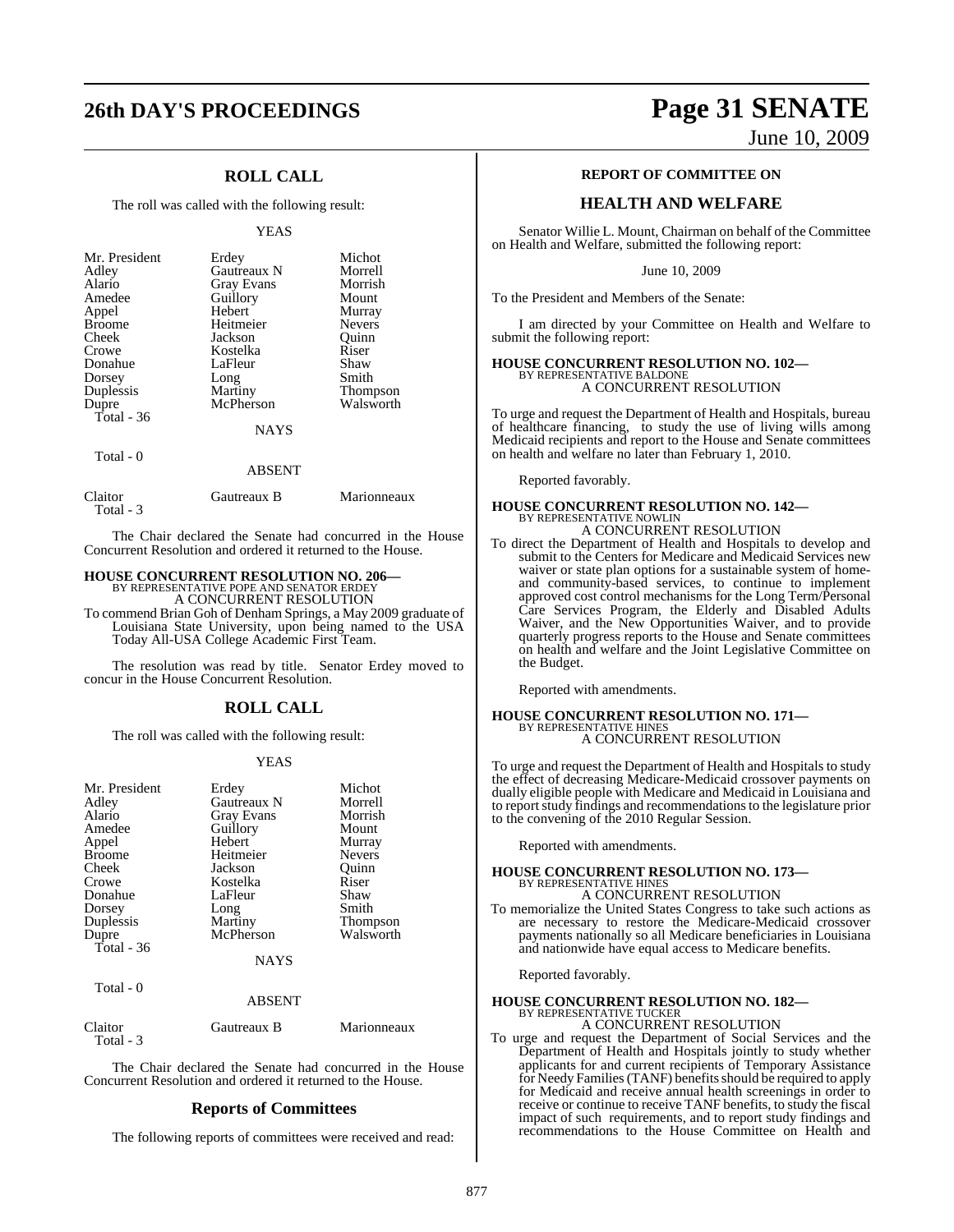## ROLL CALL

The roll was called with the following result:

YEAS

| | | |
|---|---|---|
| Mr. President | Erdey | Michot |
| Adley | Gautreaux N | Morrell |
| Alario | Gray Evans | Morrish |
| Amedee | Guillory | Mount |
| Appel | Hebert | Murray |
| Broome | Heitmeier | Nevers |
| Cheek | Jackson | Quinn |
| Crowe | Kostelka | Riser |
| Donahue | LaFleur | Shaw |
| Dorsey | Long | Smith |
| Duplessis | Martiny | Thompson |
| Dupre | McPherson | Walsworth |
| Total - 36 | | |

NAYS

Total - 0

ABSENT

| | | |
|---|---|---|
| Claitor | Gautreaux B | Marionneaux |
| Total - 3 | | |

The Chair declared the Senate had concurred in the House Concurrent Resolution and ordered it returned to the House.

**HOUSE CONCURRENT RESOLUTION NO. 206—**
BY REPRESENTATIVE POPE AND SENATOR ERDEY
A CONCURRENT RESOLUTION

To commend Brian Goh of Denham Springs, a May 2009 graduate of Louisiana State University, upon being named to the USA Today All-USA College Academic First Team.

The resolution was read by title. Senator Erdey moved to concur in the House Concurrent Resolution.

## ROLL CALL

The roll was called with the following result:

YEAS

| | | |
|---|---|---|
| Mr. President | Erdey | Michot |
| Adley | Gautreaux N | Morrell |
| Alario | Gray Evans | Morrish |
| Amedee | Guillory | Mount |
| Appel | Hebert | Murray |
| Broome | Heitmeier | Nevers |
| Cheek | Jackson | Quinn |
| Crowe | Kostelka | Riser |
| Donahue | LaFleur | Shaw |
| Dorsey | Long | Smith |
| Duplessis | Martiny | Thompson |
| Dupre | McPherson | Walsworth |
| Total - 36 | | |

NAYS

Total - 0

ABSENT

| | | |
|---|---|---|
| Claitor | Gautreaux B | Marionneaux |
| Total - 3 | | |

The Chair declared the Senate had concurred in the House Concurrent Resolution and ordered it returned to the House.

## Reports of Committees

The following reports of committees were received and read:

### REPORT OF COMMITTEE ON

## HEALTH AND WELFARE

Senator Willie L. Mount, Chairman on behalf of the Committee on Health and Welfare, submitted the following report:

June 10, 2009

To the President and Members of the Senate:

I am directed by your Committee on Health and Welfare to submit the following report:

**HOUSE CONCURRENT RESOLUTION NO. 102—**
BY REPRESENTATIVE BALDONE
A CONCURRENT RESOLUTION

To urge and request the Department of Health and Hospitals, bureau of healthcare financing, to study the use of living wills among Medicaid recipients and report to the House and Senate committees on health and welfare no later than February 1, 2010.

Reported favorably.

**HOUSE CONCURRENT RESOLUTION NO. 142—**
BY REPRESENTATIVE NOWLIN
A CONCURRENT RESOLUTION

To direct the Department of Health and Hospitals to develop and submit to the Centers for Medicare and Medicaid Services new waiver or state plan options for a sustainable system of home- and community-based services, to continue to implement approved cost control mechanisms for the Long Term/Personal Care Services Program, the Elderly and Disabled Adults Waiver, and the New Opportunities Waiver, and to provide quarterly progress reports to the House and Senate committees on health and welfare and the Joint Legislative Committee on the Budget.

Reported with amendments.

**HOUSE CONCURRENT RESOLUTION NO. 171—**
BY REPRESENTATIVE HINES
A CONCURRENT RESOLUTION

To urge and request the Department of Health and Hospitals to study the effect of decreasing Medicare-Medicaid crossover payments on dually eligible people with Medicare and Medicaid in Louisiana and to report study findings and recommendations to the legislature prior to the convening of the 2010 Regular Session.

Reported with amendments.

**HOUSE CONCURRENT RESOLUTION NO. 173—**
BY REPRESENTATIVE HINES
A CONCURRENT RESOLUTION

To memorialize the United States Congress to take such actions as are necessary to restore the Medicare-Medicaid crossover payments nationally so all Medicare beneficiaries in Louisiana and nationwide have equal access to Medicare benefits.

Reported favorably.

**HOUSE CONCURRENT RESOLUTION NO. 182—**
BY REPRESENTATIVE TUCKER
A CONCURRENT RESOLUTION

To urge and request the Department of Social Services and the Department of Health and Hospitals jointly to study whether applicants for and current recipients of Temporary Assistance for Needy Families (TANF) benefits should be required to apply for Medicaid and receive annual health screenings in order to receive or continue to receive TANF benefits, to study the fiscal impact of such requirements, and to report study findings and recommendations to the House Committee on Health and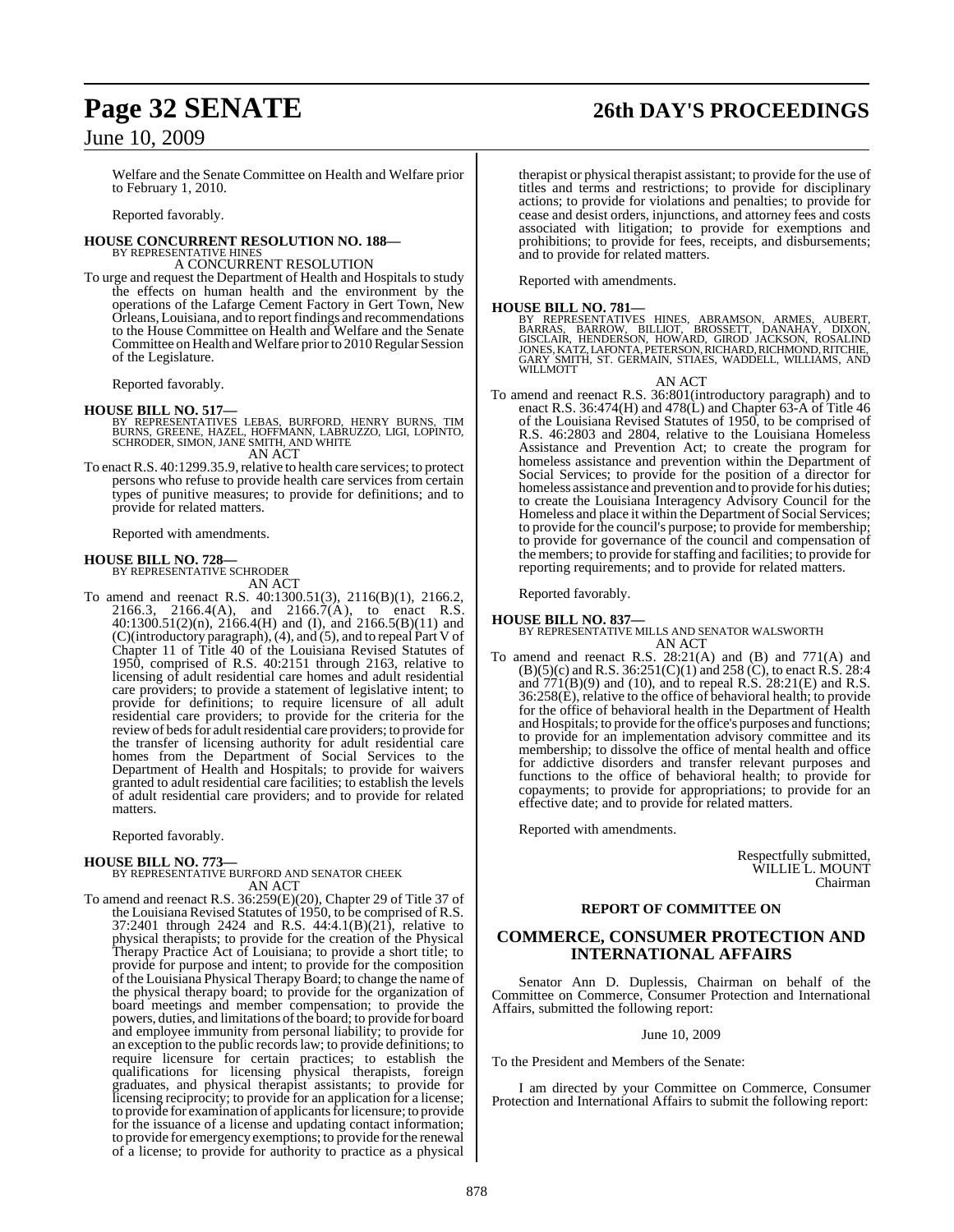Welfare and the Senate Committee on Health and Welfare prior to February 1, 2010.

Reported favorably.

**HOUSE CONCURRENT RESOLUTION NO. 188—**
BY REPRESENTATIVE HINES
A CONCURRENT RESOLUTION

To urge and request the Department of Health and Hospitals to study the effects on human health and the environment by the operations of the Lafarge Cement Factory in Gert Town, New Orleans, Louisiana, and to report findings and recommendations to the House Committee on Health and Welfare and the Senate Committee on Health and Welfare prior to 2010 Regular Session of the Legislature.

Reported favorably.

**HOUSE BILL NO. 517—**
BY REPRESENTATIVES LEBAS, BURFORD, HENRY BURNS, TIM BURNS, GREENE, HAZEL, HOFFMANN, LABRUZZO, LIGI, LOPINTO, SCHRODER, SIMON, JANE SMITH, AND WHITE
AN ACT

To enact R.S. 40:1299.35.9, relative to health care services; to protect persons who refuse to provide health care services from certain types of punitive measures; to provide for definitions; and to provide for related matters.

Reported with amendments.

**HOUSE BILL NO. 728—**
BY REPRESENTATIVE SCHRODER
AN ACT

To amend and reenact R.S. 40:1300.51(3), 2116(B)(1), 2166.2, 2166.3, 2166.4(A), and 2166.7(A), to enact R.S. 40:1300.51(2)(n), 2166.4(H) and (I), and 2166.5(B)(11) and (C)(introductory paragraph), (4), and (5), and to repeal Part V of Chapter 11 of Title 40 of the Louisiana Revised Statutes of 1950, comprised of R.S. 40:2151 through 2163, relative to licensing of adult residential care homes and adult residential care providers; to provide a statement of legislative intent; to provide for definitions; to require licensure of all adult residential care providers; to provide for the criteria for the review of beds for adult residential care providers; to provide for the transfer of licensing authority for adult residential care homes from the Department of Social Services to the Department of Health and Hospitals; to provide for waivers granted to adult residential care facilities; to establish the levels of adult residential care providers; and to provide for related matters.

Reported favorably.

**HOUSE BILL NO. 773—**
BY REPRESENTATIVE BURFORD AND SENATOR CHEEK
AN ACT

To amend and reenact R.S. 36:259(E)(20), Chapter 29 of Title 37 of the Louisiana Revised Statutes of 1950, to be comprised of R.S. 37:2401 through 2424 and R.S. 44:4.1(B)(21), relative to physical therapists; to provide for the creation of the Physical Therapy Practice Act of Louisiana; to provide a short title; to provide for purpose and intent; to provide for the composition of the Louisiana Physical Therapy Board; to change the name of the physical therapy board; to provide for the organization of board meetings and member compensation; to provide the powers, duties, and limitations of the board; to provide for board and employee immunity from personal liability; to provide for an exception to the public records law; to provide definitions; to require licensure for certain practices; to establish the qualifications for licensing physical therapists, foreign graduates, and physical therapist assistants; to provide for licensing reciprocity; to provide for an application for a license; to provide for examination of applicants for licensure; to provide for the issuance of a license and updating contact information; to provide for emergency exemptions; to provide for the renewal of a license; to provide for authority to practice as a physical therapist or physical therapist assistant; to provide for the use of titles and terms and restrictions; to provide for disciplinary actions; to provide for violations and penalties; to provide for cease and desist orders, injunctions, and attorney fees and costs associated with litigation; to provide for exemptions and prohibitions; to provide for fees, receipts, and disbursements; and to provide for related matters.

Reported with amendments.

**HOUSE BILL NO. 781—**
BY REPRESENTATIVES HINES, ABRAMSON, ARMES, AUBERT, BARRAS, BARROW, BILLIOT, BROSSETT, DANAHAY, DIXON, GISCLAIR, HENDERSON, HOWARD, GIROD JACKSON, ROSALIND JONES, KATZ, LAFONTA, PETERSON, RICHARD, RICHMOND, RITCHIE, GARY SMITH, ST. GERMAIN, STIAES, WADDELL, WILLIAMS, AND WILLMOTT
AN ACT

To amend and reenact R.S. 36:801(introductory paragraph) and to enact R.S. 36:474(H) and 478(L) and Chapter 63-A of Title 46 of the Louisiana Revised Statutes of 1950, to be comprised of R.S. 46:2803 and 2804, relative to the Louisiana Homeless Assistance and Prevention Act; to create the program for homeless assistance and prevention within the Department of Social Services; to provide for the position of a director for homeless assistance and prevention and to provide for his duties; to create the Louisiana Interagency Advisory Council for the Homeless and place it within the Department of Social Services; to provide for the council's purpose; to provide for membership; to provide for governance of the council and compensation of the members; to provide for staffing and facilities; to provide for reporting requirements; and to provide for related matters.

Reported favorably.

**HOUSE BILL NO. 837—**
BY REPRESENTATIVE MILLS AND SENATOR WALSWORTH
AN ACT

To amend and reenact R.S. 28:21(A) and (B) and 771(A) and (B)(5)(c) and R.S. 36:251(C)(1) and 258 (C), to enact R.S. 28:4 and 771(B)(9) and (10), and to repeal R.S. 28:21(E) and R.S. 36:258(E), relative to the office of behavioral health; to provide for the office of behavioral health in the Department of Health and Hospitals; to provide for the office's purposes and functions; to provide for an implementation advisory committee and its membership; to dissolve the office of mental health and office for addictive disorders and transfer relevant purposes and functions to the office of behavioral health; to provide for copayments; to provide for appropriations; to provide for an effective date; and to provide for related matters.

Reported with amendments.

Respectfully submitted,
WILLIE L. MOUNT
Chairman

**REPORT OF COMMITTEE ON**

## COMMERCE, CONSUMER PROTECTION AND INTERNATIONAL AFFAIRS

Senator Ann D. Duplessis, Chairman on behalf of the Committee on Commerce, Consumer Protection and International Affairs, submitted the following report:

June 10, 2009

To the President and Members of the Senate:

I am directed by your Committee on Commerce, Consumer Protection and International Affairs to submit the following report: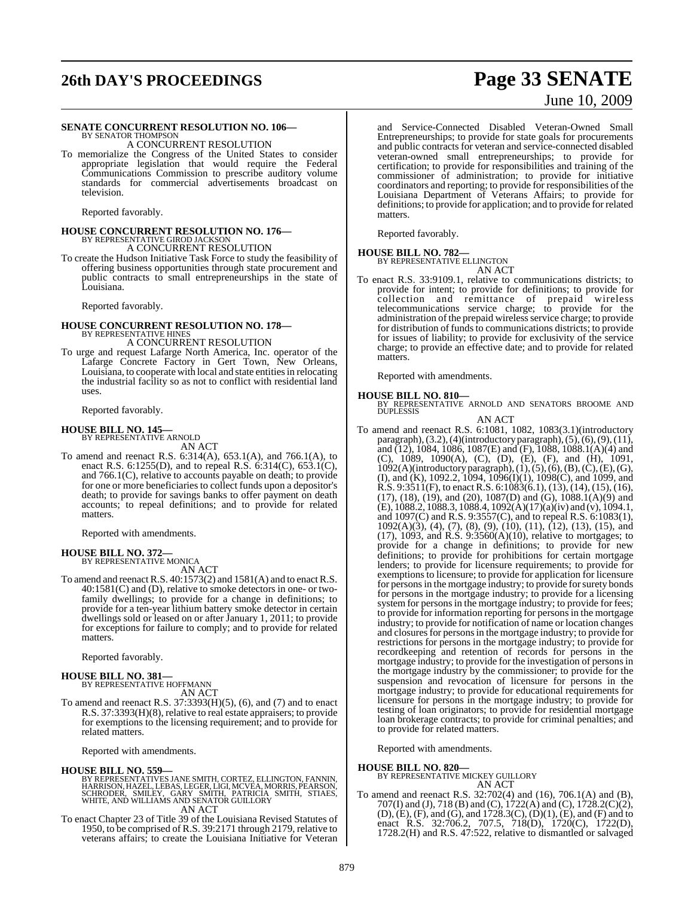**SENATE CONCURRENT RESOLUTION NO. 106—**
BY SENATOR THOMPSON
A CONCURRENT RESOLUTION

To memorialize the Congress of the United States to consider appropriate legislation that would require the Federal Communications Commission to prescribe auditory volume standards for commercial advertisements broadcast on television.

Reported favorably.

**HOUSE CONCURRENT RESOLUTION NO. 176—**
BY REPRESENTATIVE GIROD JACKSON
A CONCURRENT RESOLUTION

To create the Hudson Initiative Task Force to study the feasibility of offering business opportunities through state procurement and public contracts to small entrepreneurships in the state of Louisiana.

Reported favorably.

**HOUSE CONCURRENT RESOLUTION NO. 178—**
BY REPRESENTATIVE HINES
A CONCURRENT RESOLUTION

To urge and request Lafarge North America, Inc. operator of the Lafarge Concrete Factory in Gert Town, New Orleans, Louisiana, to cooperate with local and state entities in relocating the industrial facility so as not to conflict with residential land uses.

Reported favorably.

**HOUSE BILL NO. 145—**
BY REPRESENTATIVE ARNOLD
AN ACT

To amend and reenact R.S. 6:314(A), 653.1(A), and 766.1(A), to enact R.S. 6:1255(D), and to repeal R.S. 6:314(C), 653.1(C), and 766.1(C), relative to accounts payable on death; to provide for one or more beneficiaries to collect funds upon a depositor's death; to provide for savings banks to offer payment on death accounts; to repeal definitions; and to provide for related matters.

Reported with amendments.

**HOUSE BILL NO. 372—**
BY REPRESENTATIVE MONICA
AN ACT

To amend and reenact R.S. 40:1573(2) and 1581(A) and to enact R.S. 40:1581(C) and (D), relative to smoke detectors in one- or two-family dwellings; to provide for a change in definitions; to provide for a ten-year lithium battery smoke detector in certain dwellings sold or leased on or after January 1, 2011; to provide for exceptions for failure to comply; and to provide for related matters.

Reported favorably.

**HOUSE BILL NO. 381—**
BY REPRESENTATIVE HOFFMANN
AN ACT

To amend and reenact R.S. 37:3393(H)(5), (6), and (7) and to enact R.S. 37:3393(H)(8), relative to real estate appraisers; to provide for exemptions to the licensing requirement; and to provide for related matters.

Reported with amendments.

**HOUSE BILL NO. 559—**
BY REPRESENTATIVES JANE SMITH, CORTEZ, ELLINGTON, FANNIN, HARRISON, HAZEL, LEBAS, LEGER, LIGI, MCVEA, MORRIS, PEARSON, SCHRODER, SMILEY, GARY SMITH, PATRICIA SMITH, STIAES, WHITE, AND WILLIAMS AND SENATOR GUILLORY
AN ACT

To enact Chapter 23 of Title 39 of the Louisiana Revised Statutes of 1950, to be comprised of R.S. 39:2171 through 2179, relative to veterans affairs; to create the Louisiana Initiative for Veteran and Service-Connected Disabled Veteran-Owned Small Entrepreneurships; to provide for state goals for procurements and public contracts for veteran and service-connected disabled veteran-owned small entrepreneurships; to provide for certification; to provide for responsibilities and training of the commissioner of administration; to provide for initiative coordinators and reporting; to provide for responsibilities of the Louisiana Department of Veterans Affairs; to provide for definitions; to provide for application; and to provide for related matters.

Reported favorably.

**HOUSE BILL NO. 782—**
BY REPRESENTATIVE ELLINGTON
AN ACT

To enact R.S. 33:9109.1, relative to communications districts; to provide for intent; to provide for definitions; to provide for collection and remittance of prepaid wireless telecommunications service charge; to provide for the administration of the prepaid wireless service charge; to provide for distribution of funds to communications districts; to provide for issues of liability; to provide for exclusivity of the service charge; to provide an effective date; and to provide for related matters.

Reported with amendments.

**HOUSE BILL NO. 810—**
BY REPRESENTATIVE ARNOLD AND SENATORS BROOME AND DUPLESSIS
AN ACT

To amend and reenact R.S. 6:1081, 1082, 1083(3.1)(introductory paragraph), (3.2), (4)(introductory paragraph), (5), (6), (9), (11), and (12), 1084, 1086, 1087(E) and (F), 1088, 1088.1(A)(4) and (C), 1089, 1090(A), (C), (D), (E), (F), and (H), 1091, 1092(A)(introductory paragraph), (1), (5), (6), (B), (C), (E), (G), (I), and (K), 1092.2, 1094, 1096(I)(1), 1098(C), and 1099, and R.S. 9:3511(F), to enact R.S. 6:1083(6.1), (13), (14), (15), (16), (17), (18), (19), and (20), 1087(D) and (G), 1088.1(A)(9) and (E), 1088.2, 1088.3, 1088.4, 1092(A)(17)(a)(iv) and (v), 1094.1, and 1097(C) and R.S. 9:3557(C), and to repeal R.S. 6:1083(1), 1092(A)(3), (4), (7), (8), (9), (10), (11), (12), (13), (15), and (17), 1093, and R.S. 9:3560(A)(10), relative to mortgages; to provide for a change in definitions; to provide for new definitions; to provide for prohibitions for certain mortgage lenders; to provide for licensure requirements; to provide for exemptions to licensure; to provide for application for licensure for persons in the mortgage industry; to provide for surety bonds for persons in the mortgage industry; to provide for a licensing system for persons in the mortgage industry; to provide for fees; to provide for information reporting for persons in the mortgage industry; to provide for notification of name or location changes and closures for persons in the mortgage industry; to provide for restrictions for persons in the mortgage industry; to provide for recordkeeping and retention of records for persons in the mortgage industry; to provide for the investigation of persons in the mortgage industry by the commissioner; to provide for the suspension and revocation of licensure for persons in the mortgage industry; to provide for educational requirements for licensure for persons in the mortgage industry; to provide for testing of loan originators; to provide for residential mortgage loan brokerage contracts; to provide for criminal penalties; and to provide for related matters.

Reported with amendments.

**HOUSE BILL NO. 820—**
BY REPRESENTATIVE MICKEY GUILLORY
AN ACT

To amend and reenact R.S. 32:702(4) and (16), 706.1(A) and (B), 707(I) and (J), 718 (B) and (C), 1722(A) and (C), 1728.2(C)(2), (D), (E), (F), and (G), and 1728.3(C), (D)(1), (E), and (F) and to enact R.S. 32:706.2, 707.5, 718(D), 1720(C), 1722(D), 1728.2(H) and R.S. 47:522, relative to dismantled or salvaged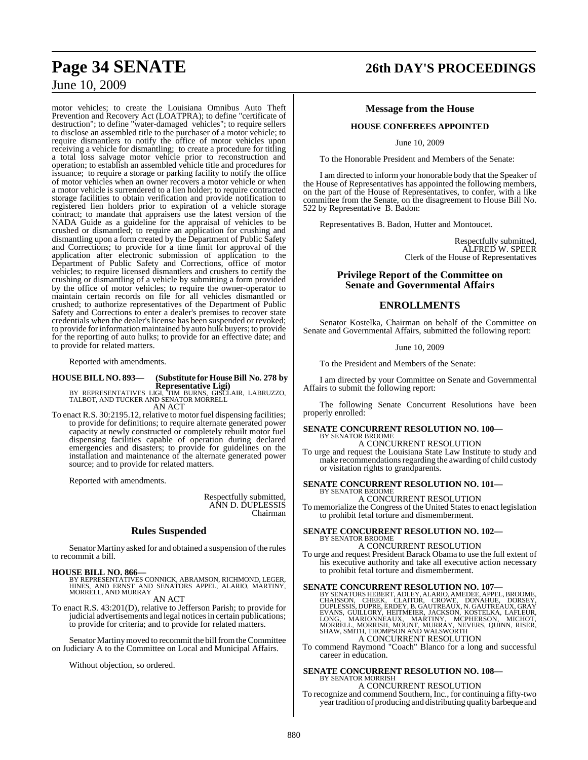motor vehicles; to create the Louisiana Omnibus Auto Theft Prevention and Recovery Act (LOATPRA); to define "certificate of destruction"; to define "water-damaged vehicles"; to require sellers to disclose an assembled title to the purchaser of a motor vehicle; to require dismantlers to notify the office of motor vehicles upon receiving a vehicle for dismantling; to create a procedure for titling a total loss salvage motor vehicle prior to reconstruction and operation; to establish an assembled vehicle title and procedures for issuance; to require a storage or parking facility to notify the office of motor vehicles when an owner recovers a motor vehicle or when a motor vehicle is surrendered to a lien holder; to require contracted storage facilities to obtain verification and provide notification to registered lien holders prior to expiration of a vehicle storage contract; to mandate that appraisers use the latest version of the NADA Guide as a guideline for the appraisal of vehicles to be crushed or dismantled; to require an application for crushing and dismantling upon a form created by the Department of Public Safety and Corrections; to provide for a time limit for approval of the application after electronic submission of application to the Department of Public Safety and Corrections, office of motor vehicles; to require licensed dismantlers and crushers to certify the crushing or dismantling of a vehicle by submitting a form provided by the office of motor vehicles; to require the owner-operator to maintain certain records on file for all vehicles dismantled or crushed; to authorize representatives of the Department of Public Safety and Corrections to enter a dealer's premises to recover state credentials when the dealer's license has been suspended or revoked; to provide for information maintained by auto hulk buyers; to provide for the reporting of auto hulks; to provide for an effective date; and to provide for related matters.

Reported with amendments.

**HOUSE BILL NO. 893— (Substitute for House Bill No. 278 by Representative Ligi)**
BY REPRESENTATIVES LIGI, TIM BURNS, GISCLAIR, LABRUZZO, TALBOT, AND TUCKER AND SENATOR MORRELL
AN ACT

To enact R.S. 30:2195.12, relative to motor fuel dispensing facilities; to provide for definitions; to require alternate generated power capacity at newly constructed or completely rebuilt motor fuel dispensing facilities capable of operation during declared emergencies and disasters; to provide for guidelines on the installation and maintenance of the alternate generated power source; and to provide for related matters.

Reported with amendments.

Respectfully submitted,
ANN D. DUPLESSIS
Chairman

## Rules Suspended

Senator Martiny asked for and obtained a suspension of the rules to recommit a bill.

**HOUSE BILL NO. 866—**
BY REPRESENTATIVES CONNICK, ABRAMSON, RICHMOND, LEGER, HINES, AND ERNST AND SENATORS APPEL, ALARIO, MARTINY, MORRELL, AND MURRAY
AN ACT

To enact R.S. 43:201(D), relative to Jefferson Parish; to provide for judicial advertisements and legal notices in certain publications; to provide for criteria; and to provide for related matters.

Senator Martiny moved to recommit the bill from the Committee on Judiciary A to the Committee on Local and Municipal Affairs.

Without objection, so ordered.

## Message from the House

### HOUSE CONFEREES APPOINTED

June 10, 2009

To the Honorable President and Members of the Senate:

I am directed to inform your honorable body that the Speaker of the House of Representatives has appointed the following members, on the part of the House of Representatives, to confer, with a like committee from the Senate, on the disagreement to House Bill No. 522 by Representative B. Badon:

Representatives B. Badon, Hutter and Montoucet.

Respectfully submitted,
ALFRED W. SPEER
Clerk of the House of Representatives

## Privilege Report of the Committee on Senate and Governmental Affairs

## ENROLLMENTS

Senator Kostelka, Chairman on behalf of the Committee on Senate and Governmental Affairs, submitted the following report:

June 10, 2009

To the President and Members of the Senate:

I am directed by your Committee on Senate and Governmental Affairs to submit the following report:

The following Senate Concurrent Resolutions have been properly enrolled:

**SENATE CONCURRENT RESOLUTION NO. 100—**
BY SENATOR BROOME
A CONCURRENT RESOLUTION

To urge and request the Louisiana State Law Institute to study and make recommendations regarding the awarding of child custody or visitation rights to grandparents.

**SENATE CONCURRENT RESOLUTION NO. 101—**
BY SENATOR BROOME
A CONCURRENT RESOLUTION

To memorialize the Congress of the United States to enact legislation to prohibit fetal torture and dismemberment.

**SENATE CONCURRENT RESOLUTION NO. 102—**
BY SENATOR BROOME
A CONCURRENT RESOLUTION

To urge and request President Barack Obama to use the full extent of his executive authority and take all executive action necessary to prohibit fetal torture and dismemberment.

**SENATE CONCURRENT RESOLUTION NO. 107—**
BY SENATORS HEBERT, ADLEY, ALARIO, AMEDEE, APPEL, BROOME, CHAISSON, CHEEK, CLAITOR, CROWE, DONAHUE, DORSEY, DUPLESSIS, DUPRE, ERDEY, B. GAUTREAUX, N. GAUTREAUX, GRAY EVANS, GUILLORY, HEITMEIER, JACKSON, KOSTELKA, LAFLEUR, LONG, MARIONNEAUX, MARTINY, MCPHERSON, MICHOT, MORRELL, MORRISH, MOUNT, MURRAY, NEVERS, QUINN, RISER, SHAW, SMITH, THOMPSON AND WALSWORTH
A CONCURRENT RESOLUTION

To commend Raymond "Coach" Blanco for a long and successful career in education.

**SENATE CONCURRENT RESOLUTION NO. 108—**
BY SENATOR MORRISH
A CONCURRENT RESOLUTION

To recognize and commend Southern, Inc., for continuing a fifty-two year tradition of producing and distributing quality barbeque and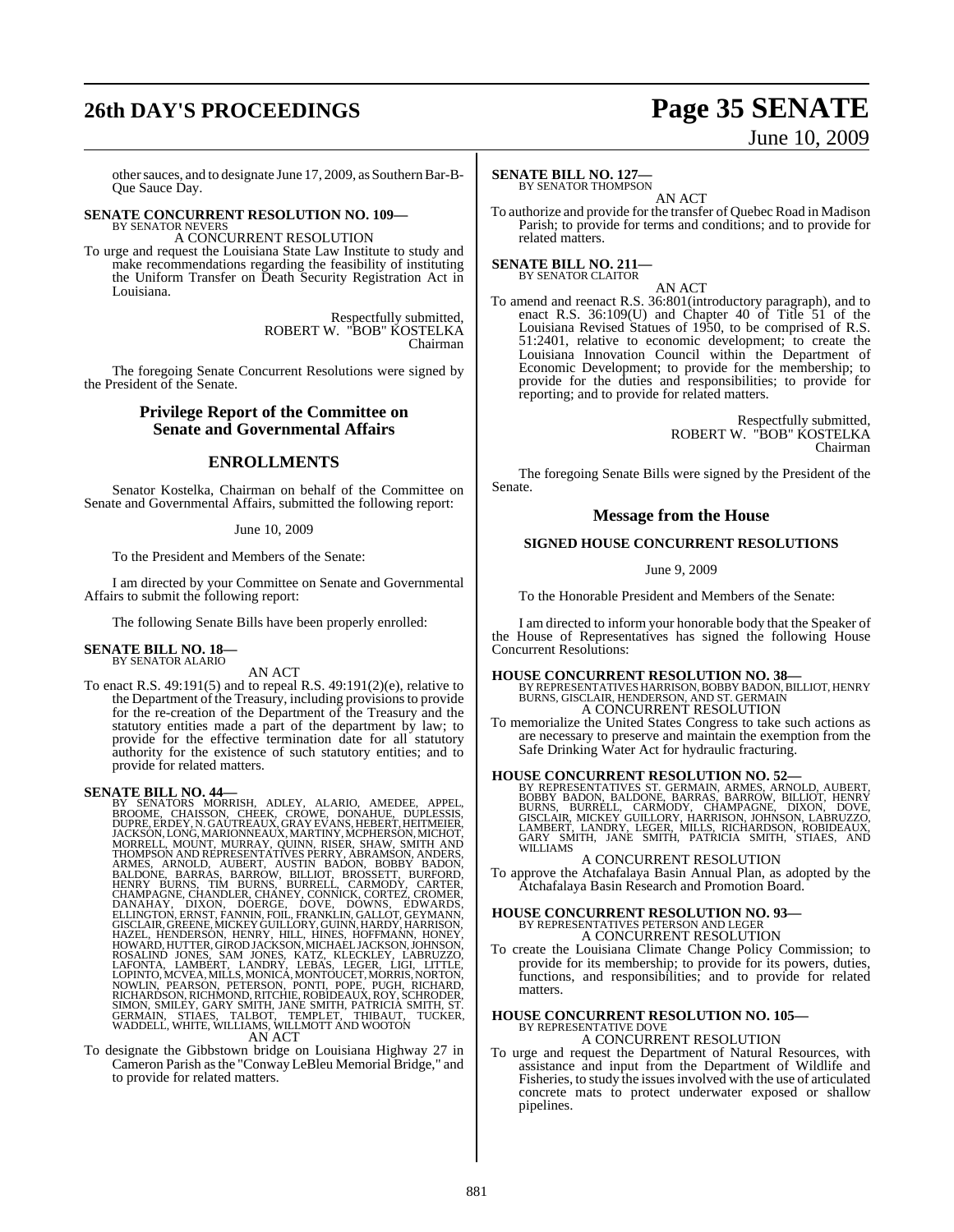other sauces, and to designate June 17, 2009, as Southern Bar-B-Que Sauce Day.

**SENATE CONCURRENT RESOLUTION NO. 109—**
BY SENATOR NEVERS
A CONCURRENT RESOLUTION

To urge and request the Louisiana State Law Institute to study and make recommendations regarding the feasibility of instituting the Uniform Transfer on Death Security Registration Act in Louisiana.

Respectfully submitted,
ROBERT W. "BOB" KOSTELKA
Chairman

The foregoing Senate Concurrent Resolutions were signed by the President of the Senate.

## Privilege Report of the Committee on Senate and Governmental Affairs

## ENROLLMENTS

Senator Kostelka, Chairman on behalf of the Committee on Senate and Governmental Affairs, submitted the following report:

June 10, 2009

To the President and Members of the Senate:

I am directed by your Committee on Senate and Governmental Affairs to submit the following report:

The following Senate Bills have been properly enrolled:

**SENATE BILL NO. 18—**
BY SENATOR ALARIO
AN ACT

To enact R.S. 49:191(5) and to repeal R.S. 49:191(2)(e), relative to the Department of the Treasury, including provisions to provide for the re-creation of the Department of the Treasury and the statutory entities made a part of the department by law; to provide for the effective termination date for all statutory authority for the existence of such statutory entities; and to provide for related matters.

**SENATE BILL NO. 44—**
BY SENATORS MORRISH, ADLEY, ALARIO, AMEDEE, APPEL, BROOME, CHAISSON, CHEEK, CROWE, DONAHUE, DUPLESSIS, DUPRE, ERDEY, N. GAUTREAUX, GRAY EVANS, HEBERT, HEITMEIER, JACKSON, LONG, MARIONNEAUX, MARTINY, MCPHERSON, MICHOT, MORRELL, MOUNT, MURRAY, QUINN, RISER, SHAW, SMITH AND THOMPSON AND REPRESENTATIVES PERRY, ABRAMSON, ANDERS, ARMES, ARNOLD, AUBERT, AUSTIN BADON, BOBBY BADON, BALDONE, BARRAS, BARROW, BILLIOT, BROSSETT, BURFORD, HENRY BURNS, TIM BURNS, BURRELL, CARMODY, CARTER, CHAMPAGNE, CHANDLER, CHANEY, CONNICK, CORTEZ, CROMER, DANAHAY, DIXON, DOERGE, DOVE, DOWNS, EDWARDS, ELLINGTON, ERNST, FANNIN, FOIL, FRANKLIN, GALLOT, GEYMANN, GISCLAIR, GREENE, MICKEY GUILLORY, GUINN, HARDY, HARRISON, HAZEL, HENDERSON, HENRY, HILL, HINES, HOFFMANN, HONEY, HOWARD, HUTTER, GIROD JACKSON, MICHAEL JACKSON, JOHNSON, ROSALIND JONES, SAM JONES, KATZ, KLECKLEY, LABRUZZO, LAFONTA, LAMBERT, LANDRY, LEBAS, LEGER, LIGI, LITTLE, LOPINTO, MCVEA, MILLS, MONICA, MONTOUCET, MORRIS, NORTON, NOWLIN, PEARSON, PETERSON, PONTI, POPE, PUGH, RICHARD, RICHARDSON, RICHMOND, RITCHIE, ROBIDEAUX, ROY, SCHRODER, SIMON, SMILEY, GARY SMITH, JANE SMITH, PATRICIA SMITH, ST. GERMAIN, STIAES, TALBOT, TEMPLET, THIBAUT, TUCKER, WADDELL, WHITE, WILLIAMS, WILLMOTT AND WOOTON
AN ACT

To designate the Gibbstown bridge on Louisiana Highway 27 in Cameron Parish as the "Conway LeBleu Memorial Bridge," and to provide for related matters.

**SENATE BILL NO. 127—**
BY SENATOR THOMPSON
AN ACT

To authorize and provide for the transfer of Quebec Road in Madison Parish; to provide for terms and conditions; and to provide for related matters.

**SENATE BILL NO. 211—**
BY SENATOR CLAITOR
AN ACT

To amend and reenact R.S. 36:801(introductory paragraph), and to enact R.S. 36:109(U) and Chapter 40 of Title 51 of the Louisiana Revised Statues of 1950, to be comprised of R.S. 51:2401, relative to economic development; to create the Louisiana Innovation Council within the Department of Economic Development; to provide for the membership; to provide for the duties and responsibilities; to provide for reporting; and to provide for related matters.

Respectfully submitted,
ROBERT W. "BOB" KOSTELKA
Chairman

The foregoing Senate Bills were signed by the President of the Senate.

## Message from the House

### SIGNED HOUSE CONCURRENT RESOLUTIONS

June 9, 2009

To the Honorable President and Members of the Senate:

I am directed to inform your honorable body that the Speaker of the House of Representatives has signed the following House Concurrent Resolutions:

**HOUSE CONCURRENT RESOLUTION NO. 38—**
BY REPRESENTATIVES HARRISON, BOBBY BADON, BILLIOT, HENRY BURNS, GISCLAIR, HENDERSON, AND ST. GERMAIN
A CONCURRENT RESOLUTION

To memorialize the United States Congress to take such actions as are necessary to preserve and maintain the exemption from the Safe Drinking Water Act for hydraulic fracturing.

**HOUSE CONCURRENT RESOLUTION NO. 52—**
BY REPRESENTATIVES ST. GERMAIN, ARMES, ARNOLD, AUBERT, BOBBY BADON, BALDONE, BARRAS, BARROW, BILLIOT, HENRY BURNS, BURRELL, CARMODY, CHAMPAGNE, DIXON, DOVE, GISCLAIR, MICKEY GUILLORY, HARRISON, JOHNSON, LABRUZZO, LAMBERT, LANDRY, LEGER, MILLS, RICHARDSON, ROBIDEAUX, GARY SMITH, JANE SMITH, PATRICIA SMITH, STIAES, AND WILLIAMS
A CONCURRENT RESOLUTION

To approve the Atchafalaya Basin Annual Plan, as adopted by the Atchafalaya Basin Research and Promotion Board.

**HOUSE CONCURRENT RESOLUTION NO. 93—**
BY REPRESENTATIVES PETERSON AND LEGER
A CONCURRENT RESOLUTION

To create the Louisiana Climate Change Policy Commission; to provide for its membership; to provide for its powers, duties, functions, and responsibilities; and to provide for related matters.

**HOUSE CONCURRENT RESOLUTION NO. 105—**
BY REPRESENTATIVE DOVE
A CONCURRENT RESOLUTION

To urge and request the Department of Natural Resources, with assistance and input from the Department of Wildlife and Fisheries, to study the issues involved with the use of articulated concrete mats to protect underwater exposed or shallow pipelines.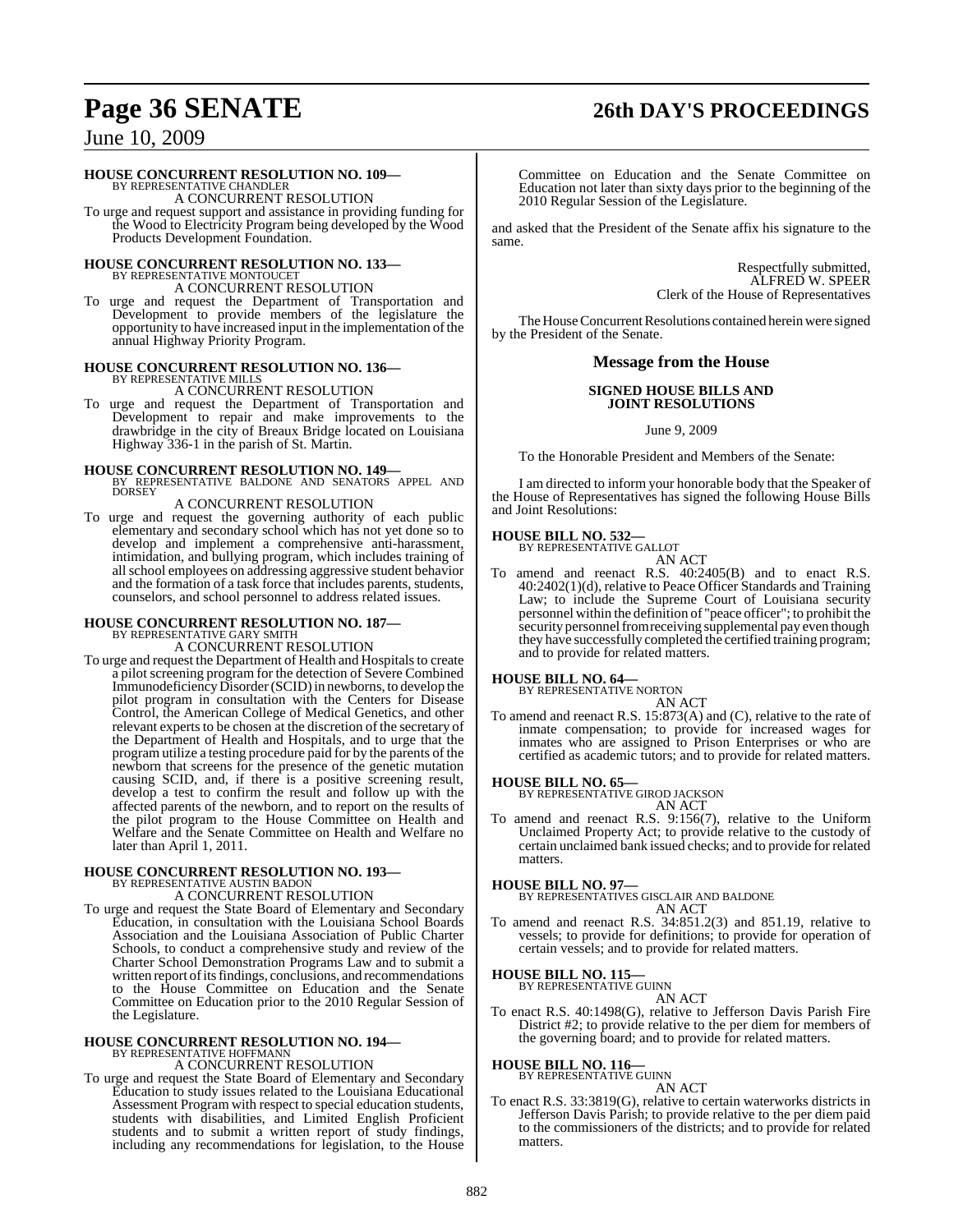**HOUSE CONCURRENT RESOLUTION NO. 109—**
BY REPRESENTATIVE CHANDLER
A CONCURRENT RESOLUTION

To urge and request support and assistance in providing funding for the Wood to Electricity Program being developed by the Wood Products Development Foundation.

**HOUSE CONCURRENT RESOLUTION NO. 133—**
BY REPRESENTATIVE MONTOUCET
A CONCURRENT RESOLUTION

To urge and request the Department of Transportation and Development to provide members of the legislature the opportunity to have increased input in the implementation of the annual Highway Priority Program.

**HOUSE CONCURRENT RESOLUTION NO. 136—**
BY REPRESENTATIVE MILLS
A CONCURRENT RESOLUTION

To urge and request the Department of Transportation and Development to repair and make improvements to the drawbridge in the city of Breaux Bridge located on Louisiana Highway 336-1 in the parish of St. Martin.

**HOUSE CONCURRENT RESOLUTION NO. 149—**
BY REPRESENTATIVE BALDONE AND SENATORS APPEL AND DORSEY
A CONCURRENT RESOLUTION

To urge and request the governing authority of each public elementary and secondary school which has not yet done so to develop and implement a comprehensive anti-harassment, intimidation, and bullying program, which includes training of all school employees on addressing aggressive student behavior and the formation of a task force that includes parents, students, counselors, and school personnel to address related issues.

**HOUSE CONCURRENT RESOLUTION NO. 187—**
BY REPRESENTATIVE GARY SMITH
A CONCURRENT RESOLUTION

To urge and request the Department of Health and Hospitals to create a pilot screening program for the detection of Severe Combined Immunodeficiency Disorder (SCID) in newborns, to develop the pilot program in consultation with the Centers for Disease Control, the American College of Medical Genetics, and other relevant experts to be chosen at the discretion of the secretary of the Department of Health and Hospitals, and to urge that the program utilize a testing procedure paid for by the parents of the newborn that screens for the presence of the genetic mutation causing SCID, and, if there is a positive screening result, develop a test to confirm the result and follow up with the affected parents of the newborn, and to report on the results of the pilot program to the House Committee on Health and Welfare and the Senate Committee on Health and Welfare no later than April 1, 2011.

**HOUSE CONCURRENT RESOLUTION NO. 193—**
BY REPRESENTATIVE AUSTIN BADON
A CONCURRENT RESOLUTION

To urge and request the State Board of Elementary and Secondary Education, in consultation with the Louisiana School Boards Association and the Louisiana Association of Public Charter Schools, to conduct a comprehensive study and review of the Charter School Demonstration Programs Law and to submit a written report of its findings, conclusions, and recommendations to the House Committee on Education and the Senate Committee on Education prior to the 2010 Regular Session of the Legislature.

**HOUSE CONCURRENT RESOLUTION NO. 194—**
BY REPRESENTATIVE HOFFMANN
A CONCURRENT RESOLUTION

To urge and request the State Board of Elementary and Secondary Education to study issues related to the Louisiana Educational Assessment Program with respect to special education students, students with disabilities, and Limited English Proficient students and to submit a written report of study findings, including any recommendations for legislation, to the House Committee on Education and the Senate Committee on Education not later than sixty days prior to the beginning of the 2010 Regular Session of the Legislature.

and asked that the President of the Senate affix his signature to the same.

Respectfully submitted,
ALFRED W. SPEER
Clerk of the House of Representatives

The House Concurrent Resolutions contained herein were signed by the President of the Senate.

## Message from the House

### SIGNED HOUSE BILLS AND JOINT RESOLUTIONS

June 9, 2009

To the Honorable President and Members of the Senate:

I am directed to inform your honorable body that the Speaker of the House of Representatives has signed the following House Bills and Joint Resolutions:

**HOUSE BILL NO. 532—**
BY REPRESENTATIVE GALLOT
AN ACT

To amend and reenact R.S. 40:2405(B) and to enact R.S. 40:2402(1)(d), relative to Peace Officer Standards and Training Law; to include the Supreme Court of Louisiana security personnel within the definition of "peace officer"; to prohibit the security personnel from receiving supplemental pay even though they have successfully completed the certified training program; and to provide for related matters.

**HOUSE BILL NO. 64—**
BY REPRESENTATIVE NORTON
AN ACT

To amend and reenact R.S. 15:873(A) and (C), relative to the rate of inmate compensation; to provide for increased wages for inmates who are assigned to Prison Enterprises or who are certified as academic tutors; and to provide for related matters.

**HOUSE BILL NO. 65—**
BY REPRESENTATIVE GIROD JACKSON
AN ACT

To amend and reenact R.S. 9:156(7), relative to the Uniform Unclaimed Property Act; to provide relative to the custody of certain unclaimed bank issued checks; and to provide for related matters.

**HOUSE BILL NO. 97—**
BY REPRESENTATIVES GISCLAIR AND BALDONE
AN ACT

To amend and reenact R.S. 34:851.2(3) and 851.19, relative to vessels; to provide for definitions; to provide for operation of certain vessels; and to provide for related matters.

**HOUSE BILL NO. 115—**
BY REPRESENTATIVE GUINN
AN ACT

To enact R.S. 40:1498(G), relative to Jefferson Davis Parish Fire District #2; to provide relative to the per diem for members of the governing board; and to provide for related matters.

**HOUSE BILL NO. 116—**
BY REPRESENTATIVE GUINN
AN ACT

To enact R.S. 33:3819(G), relative to certain waterworks districts in Jefferson Davis Parish; to provide relative to the per diem paid to the commissioners of the districts; and to provide for related matters.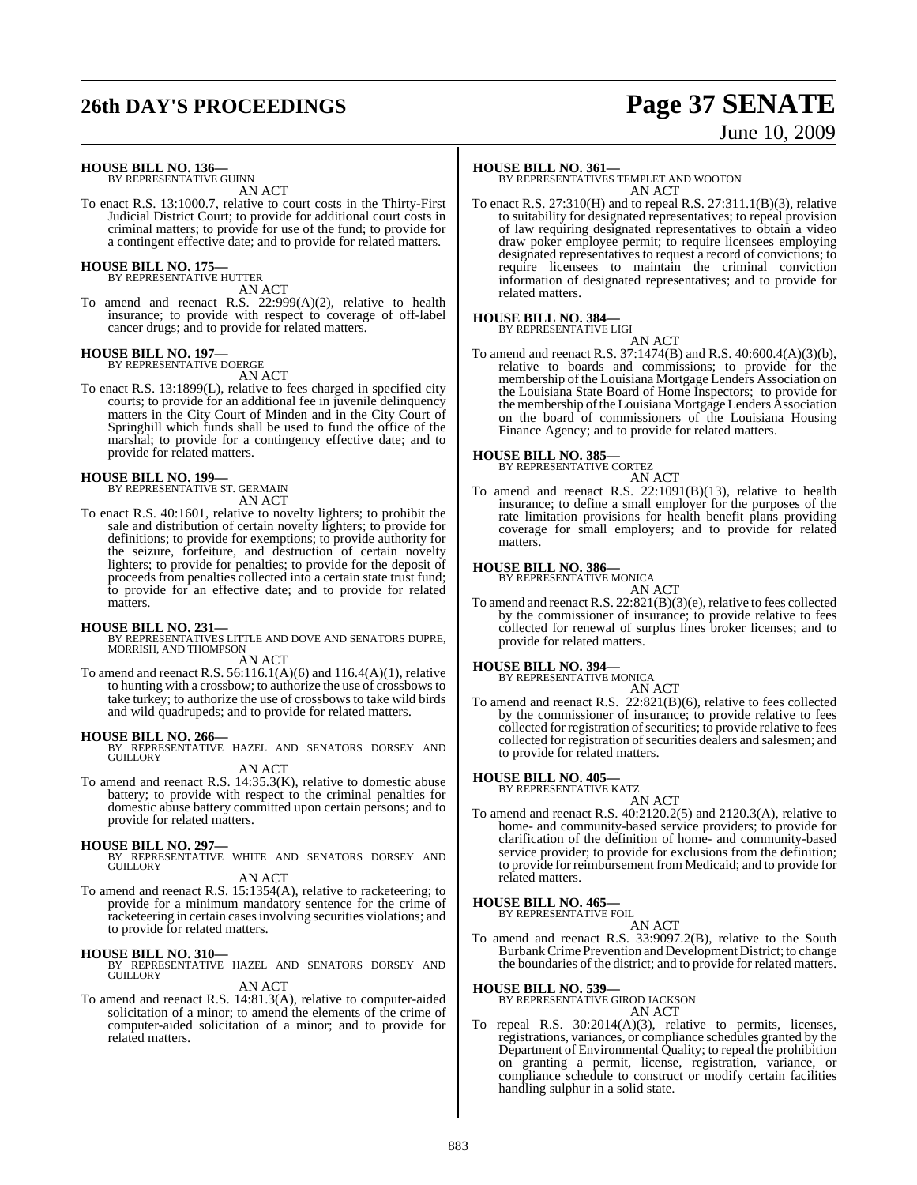**HOUSE BILL NO. 136—**
BY REPRESENTATIVE GUINN
AN ACT

To enact R.S. 13:1000.7, relative to court costs in the Thirty-First Judicial District Court; to provide for additional court costs in criminal matters; to provide for use of the fund; to provide for a contingent effective date; and to provide for related matters.

**HOUSE BILL NO. 175—**
BY REPRESENTATIVE HUTTER
AN ACT

To amend and reenact R.S. 22:999(A)(2), relative to health insurance; to provide with respect to coverage of off-label cancer drugs; and to provide for related matters.

**HOUSE BILL NO. 197—**
BY REPRESENTATIVE DOERGE
AN ACT

To enact R.S. 13:1899(L), relative to fees charged in specified city courts; to provide for an additional fee in juvenile delinquency matters in the City Court of Minden and in the City Court of Springhill which funds shall be used to fund the office of the marshal; to provide for a contingency effective date; and to provide for related matters.

**HOUSE BILL NO. 199—**
BY REPRESENTATIVE ST. GERMAIN
AN ACT

To enact R.S. 40:1601, relative to novelty lighters; to prohibit the sale and distribution of certain novelty lighters; to provide for definitions; to provide for exemptions; to provide authority for the seizure, forfeiture, and destruction of certain novelty lighters; to provide for penalties; to provide for the deposit of proceeds from penalties collected into a certain state trust fund; to provide for an effective date; and to provide for related matters.

**HOUSE BILL NO. 231—**
BY REPRESENTATIVES LITTLE AND DOVE AND SENATORS DUPRE, MORRISH, AND THOMPSON
AN ACT

To amend and reenact R.S. 56:116.1(A)(6) and 116.4(A)(1), relative to hunting with a crossbow; to authorize the use of crossbows to take turkey; to authorize the use of crossbows to take wild birds and wild quadrupeds; and to provide for related matters.

**HOUSE BILL NO. 266—**
BY REPRESENTATIVE HAZEL AND SENATORS DORSEY AND GUILLORY
AN ACT

To amend and reenact R.S. 14:35.3(K), relative to domestic abuse battery; to provide with respect to the criminal penalties for domestic abuse battery committed upon certain persons; and to provide for related matters.

**HOUSE BILL NO. 297—**
BY REPRESENTATIVE WHITE AND SENATORS DORSEY AND GUILLORY
AN ACT

To amend and reenact R.S. 15:1354(A), relative to racketeering; to provide for a minimum mandatory sentence for the crime of racketeering in certain cases involving securities violations; and to provide for related matters.

**HOUSE BILL NO. 310—**
BY REPRESENTATIVE HAZEL AND SENATORS DORSEY AND GUILLORY
AN ACT

To amend and reenact R.S. 14:81.3(A), relative to computer-aided solicitation of a minor; to amend the elements of the crime of computer-aided solicitation of a minor; and to provide for related matters.

**HOUSE BILL NO. 361—**
BY REPRESENTATIVES TEMPLET AND WOOTON
AN ACT

To enact R.S. 27:310(H) and to repeal R.S. 27:311.1(B)(3), relative to suitability for designated representatives; to repeal provision of law requiring designated representatives to obtain a video draw poker employee permit; to require licensees employing designated representatives to request a record of convictions; to require licensees to maintain the criminal conviction information of designated representatives; and to provide for related matters.

**HOUSE BILL NO. 384—**
BY REPRESENTATIVE LIGI
AN ACT

To amend and reenact R.S. 37:1474(B) and R.S. 40:600.4(A)(3)(b), relative to boards and commissions; to provide for the membership of the Louisiana Mortgage Lenders Association on the Louisiana State Board of Home Inspectors; to provide for the membership of the Louisiana Mortgage Lenders Association on the board of commissioners of the Louisiana Housing Finance Agency; and to provide for related matters.

**HOUSE BILL NO. 385—**
BY REPRESENTATIVE CORTEZ
AN ACT

To amend and reenact R.S. 22:1091(B)(13), relative to health insurance; to define a small employer for the purposes of the rate limitation provisions for health benefit plans providing coverage for small employers; and to provide for related matters.

**HOUSE BILL NO. 386—**
BY REPRESENTATIVE MONICA
AN ACT

To amend and reenact R.S. 22:821(B)(3)(e), relative to fees collected by the commissioner of insurance; to provide relative to fees collected for renewal of surplus lines broker licenses; and to provide for related matters.

**HOUSE BILL NO. 394—**
BY REPRESENTATIVE MONICA
AN ACT

To amend and reenact R.S. 22:821(B)(6), relative to fees collected by the commissioner of insurance; to provide relative to fees collected for registration of securities; to provide relative to fees collected for registration of securities dealers and salesmen; and to provide for related matters.

**HOUSE BILL NO. 405—**
BY REPRESENTATIVE KATZ
AN ACT

To amend and reenact R.S. 40:2120.2(5) and 2120.3(A), relative to home- and community-based service providers; to provide for clarification of the definition of home- and community-based service provider; to provide for exclusions from the definition; to provide for reimbursement from Medicaid; and to provide for related matters.

**HOUSE BILL NO. 465—**
BY REPRESENTATIVE FOIL
AN ACT

To amend and reenact R.S. 33:9097.2(B), relative to the South Burbank Crime Prevention and Development District; to change the boundaries of the district; and to provide for related matters.

**HOUSE BILL NO. 539—**
BY REPRESENTATIVE GIROD JACKSON
AN ACT

To repeal R.S. 30:2014(A)(3), relative to permits, licenses, registrations, variances, or compliance schedules granted by the Department of Environmental Quality; to repeal the prohibition on granting a permit, license, registration, variance, or compliance schedule to construct or modify certain facilities handling sulphur in a solid state.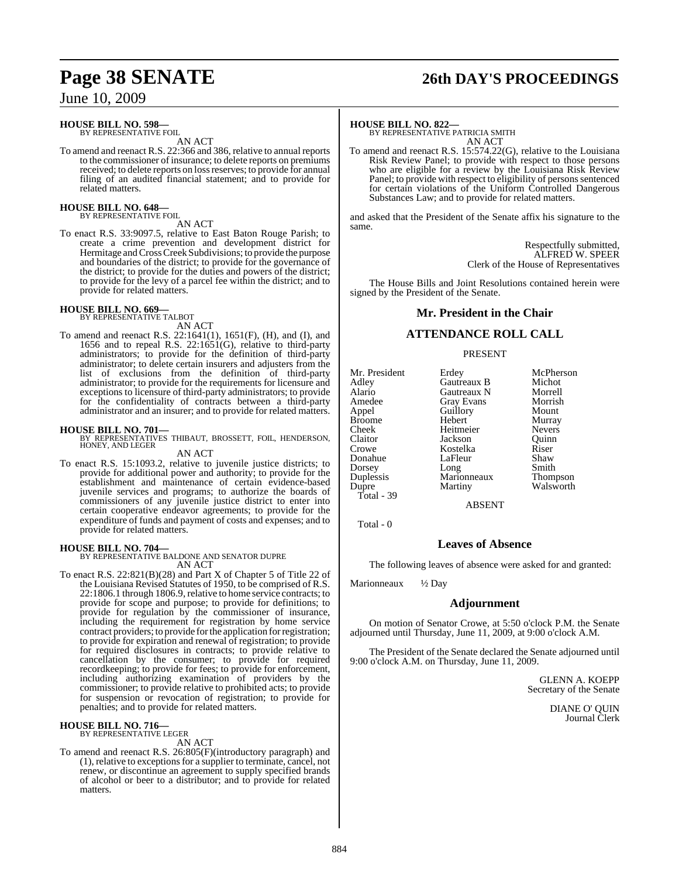**HOUSE BILL NO. 598—**
BY REPRESENTATIVE FOIL

AN ACT

To amend and reenact R.S. 22:366 and 386, relative to annual reports to the commissioner of insurance; to delete reports on premiums received; to delete reports on loss reserves; to provide for annual filing of an audited financial statement; and to provide for related matters.

**HOUSE BILL NO. 648—**
BY REPRESENTATIVE FOIL

AN ACT

To enact R.S. 33:9097.5, relative to East Baton Rouge Parish; to create a crime prevention and development district for Hermitage and Cross Creek Subdivisions; to provide the purpose and boundaries of the district; to provide for the governance of the district; to provide for the duties and powers of the district; to provide for the levy of a parcel fee within the district; and to provide for related matters.

**HOUSE BILL NO. 669—**
BY REPRESENTATIVE TALBOT

AN ACT

To amend and reenact R.S. 22:1641(1), 1651(F), (H), and (I), and 1656 and to repeal R.S. 22:1651(G), relative to third-party administrators; to provide for the definition of third-party administrator; to delete certain insurers and adjusters from the list of exclusions from the definition of third-party administrator; to provide for the requirements for licensure and exceptions to licensure of third-party administrators; to provide for the confidentiality of contracts between a third-party administrator and an insurer; and to provide for related matters.

**HOUSE BILL NO. 701—**
BY REPRESENTATIVES THIBAUT, BROSSETT, FOIL, HENDERSON, HONEY, AND LEGER

AN ACT

To enact R.S. 15:1093.2, relative to juvenile justice districts; to provide for additional power and authority; to provide for the establishment and maintenance of certain evidence-based juvenile services and programs; to authorize the boards of commissioners of any juvenile justice district to enter into certain cooperative endeavor agreements; to provide for the expenditure of funds and payment of costs and expenses; and to provide for related matters.

**HOUSE BILL NO. 704—**
BY REPRESENTATIVE BALDONE AND SENATOR DUPRE

AN ACT

To enact R.S. 22:821(B)(28) and Part X of Chapter 5 of Title 22 of the Louisiana Revised Statutes of 1950, to be comprised of R.S. 22:1806.1 through 1806.9, relative to home service contracts; to provide for scope and purpose; to provide for definitions; to provide for regulation by the commissioner of insurance, including the requirement for registration by home service contract providers; to provide for the application for registration; to provide for expiration and renewal of registration; to provide for required disclosures in contracts; to provide relative to cancellation by the consumer; to provide for required recordkeeping; to provide for fees; to provide for enforcement, including authorizing examination of providers by the commissioner; to provide relative to prohibited acts; to provide for suspension or revocation of registration; to provide for penalties; and to provide for related matters.

**HOUSE BILL NO. 716—**
BY REPRESENTATIVE LEGER

AN ACT

To amend and reenact R.S. 26:805(F)(introductory paragraph) and (1), relative to exceptions for a supplier to terminate, cancel, not renew, or discontinue an agreement to supply specified brands of alcohol or beer to a distributor; and to provide for related matters.

**HOUSE BILL NO. 822—**
BY REPRESENTATIVE PATRICIA SMITH

AN ACT

To amend and reenact R.S. 15:574.22(G), relative to the Louisiana Risk Review Panel; to provide with respect to those persons who are eligible for a review by the Louisiana Risk Review Panel; to provide with respect to eligibility of persons sentenced for certain violations of the Uniform Controlled Dangerous Substances Law; and to provide for related matters.

and asked that the President of the Senate affix his signature to the same.

Respectfully submitted,
ALFRED W. SPEER
Clerk of the House of Representatives

The House Bills and Joint Resolutions contained herein were signed by the President of the Senate.

## Mr. President in the Chair

## ATTENDANCE ROLL CALL

PRESENT

| | | |
|---|---|---|
| Mr. President | Erdey | McPherson |
| Adley | Gautreaux B | Michot |
| Alario | Gautreaux N | Morrell |
| Amedee | Gray Evans | Morrish |
| Appel | Guillory | Mount |
| Broome | Hebert | Murray |
| Cheek | Heitmeier | Nevers |
| Claitor | Jackson | Quinn |
| Crowe | Kostelka | Riser |
| Donahue | LaFleur | Shaw |
| Dorsey | Long | Smith |
| Duplessis | Marionneaux | Thompson |
| Dupre | Martiny | Walsworth |

Total - 39

ABSENT

Total - 0

## Leaves of Absence

The following leaves of absence were asked for and granted:

Marionneaux ½ Day

## Adjournment

On motion of Senator Crowe, at 5:50 o'clock P.M. the Senate adjourned until Thursday, June 11, 2009, at 9:00 o'clock A.M.

The President of the Senate declared the Senate adjourned until 9:00 o'clock A.M. on Thursday, June 11, 2009.

GLENN A. KOEPP
Secretary of the Senate

DIANE O' QUIN
Journal Clerk